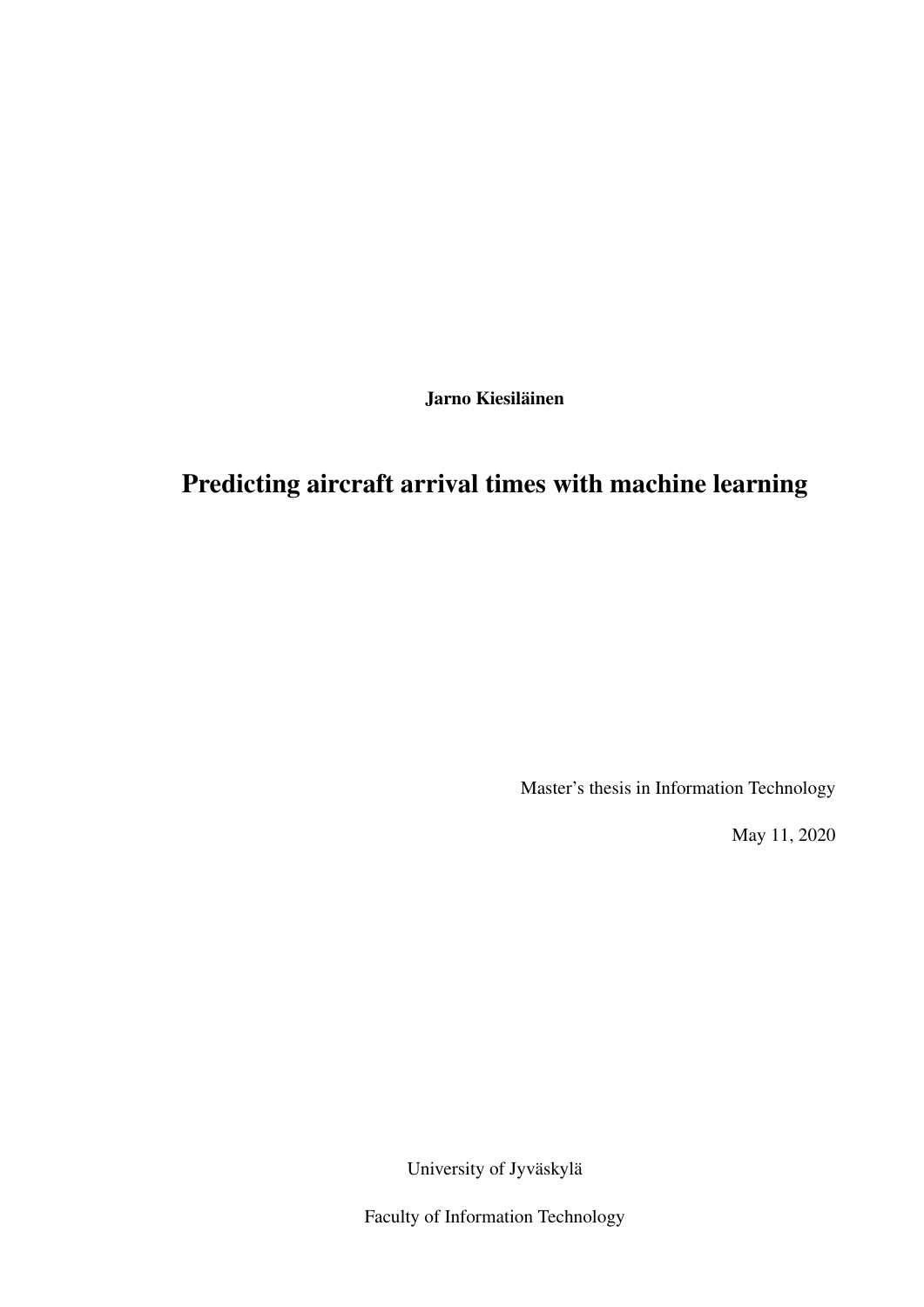**Jarno Kiesiläinen**

# Predicting aircraft arrival times with machine learning

Master's thesis in Information Technology

May 11, 2020

University of Jyväskylä

Faculty of Information Technology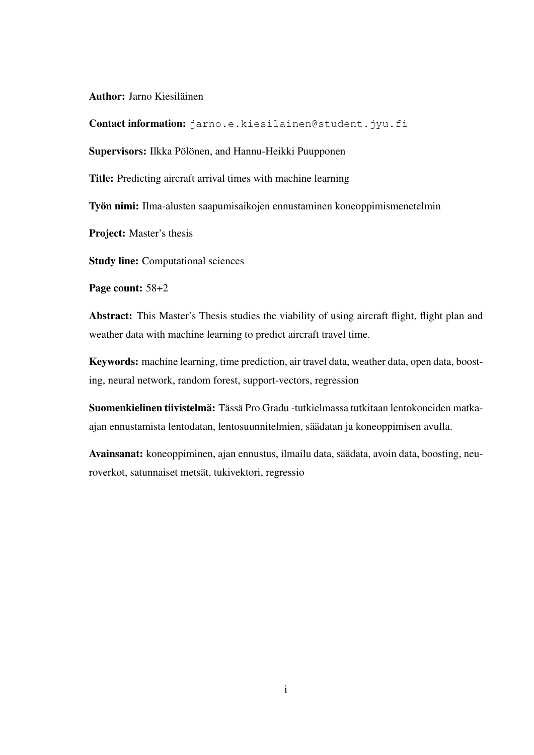**Author:** Jarno Kiesiläinen

**Contact information:** jarno.e.kiesilainen@student.jyu.fi

**Supervisors:** Ilkka Pölönen, and Hannu-Heikki Puupponen

**Title:** Predicting aircraft arrival times with machine learning

**Työn nimi:** Ilma-alusten saapumisaikojen ennustaminen koneoppimismenetelmin

**Project:** Master's thesis

**Study line:** Computational sciences

**Page count:** 58+2

**Abstract:** This Master's Thesis studies the viability of using aircraft flight, flight plan and weather data with machine learning to predict aircraft travel time.

**Keywords:** machine learning, time prediction, air travel data, weather data, open data, boosting, neural network, random forest, support-vectors, regression

**Suomenkielinen tiivistelmä:** Tässä Pro Gradu -tutkielmassa tutkitaan lentokoneiden matka-ajan ennustamista lentodatan, lentosuunnitelmien, säädatan ja koneoppimisen avulla.

**Avainsanat:** koneoppiminen, ajan ennustus, ilmailu data, säädata, avoin data, boosting, neuroverkot, satunnaiset metsät, tukivektori, regressio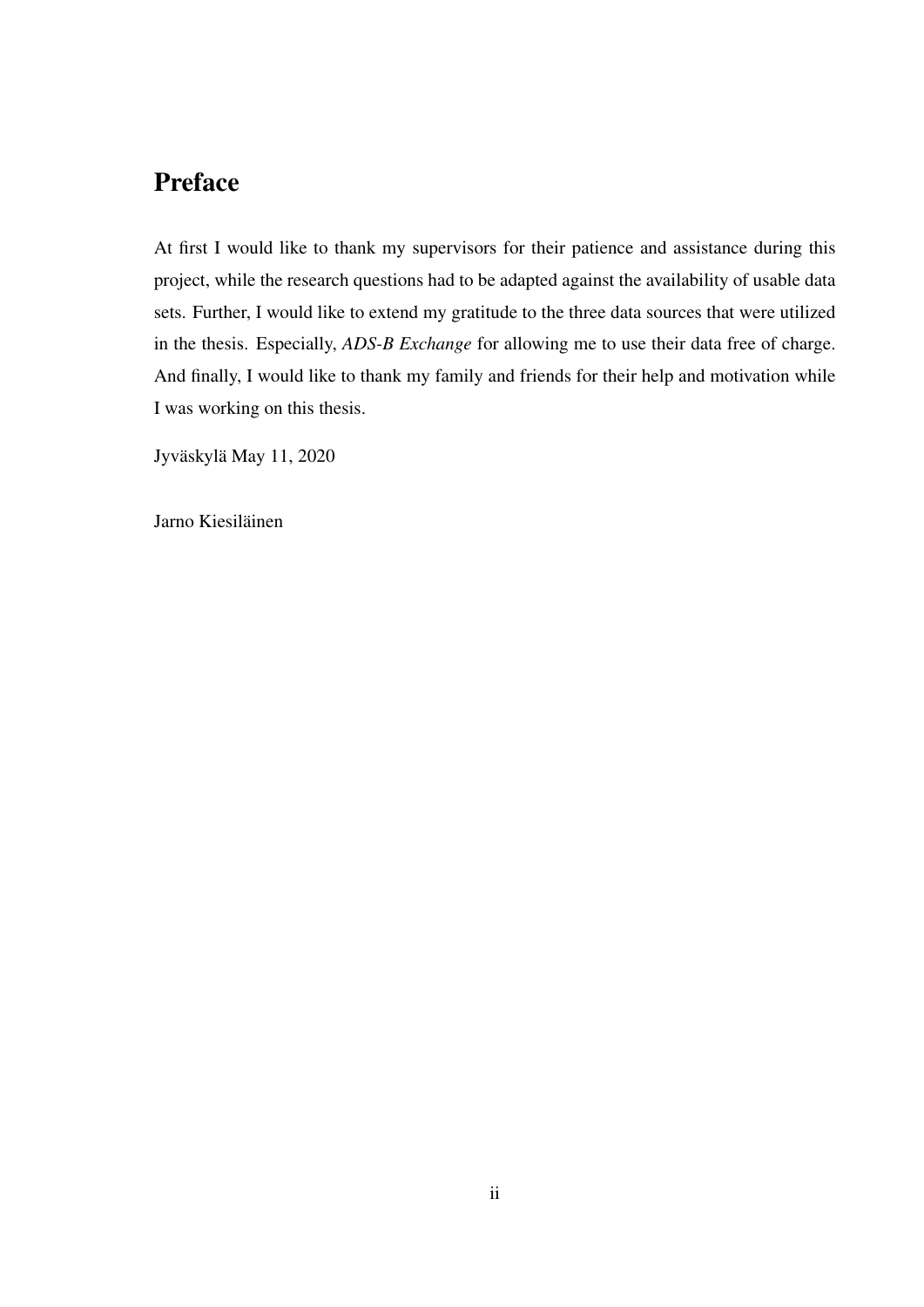# Preface

At first I would like to thank my supervisors for their patience and assistance during this project, while the research questions had to be adapted against the availability of usable data sets. Further, I would like to extend my gratitude to the three data sources that were utilized in the thesis. Especially, *ADS-B Exchange* for allowing me to use their data free of charge. And finally, I would like to thank my family and friends for their help and motivation while I was working on this thesis.

Jyväskylä May 11, 2020

Jarno Kiesiläinen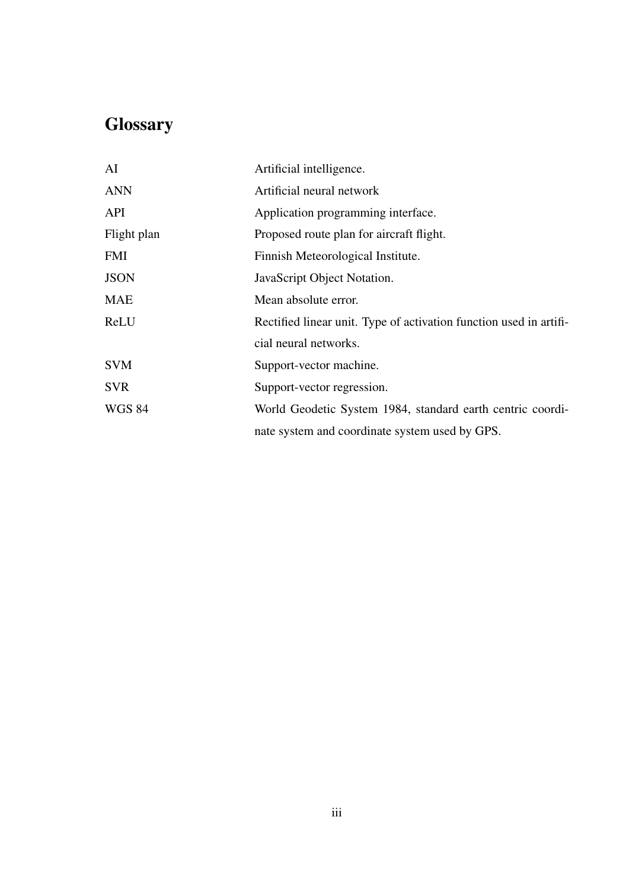# Glossary

| | |
|---|---|
| AI | Artificial intelligence. |
| ANN | Artificial neural network |
| API | Application programming interface. |
| Flight plan | Proposed route plan for aircraft flight. |
| FMI | Finnish Meteorological Institute. |
| JSON | JavaScript Object Notation. |
| MAE | Mean absolute error. |
| ReLU | Rectified linear unit. Type of activation function used in artificial neural networks. |
| SVM | Support-vector machine. |
| SVR | Support-vector regression. |
| WGS 84 | World Geodetic System 1984, standard earth centric coordinate system and coordinate system used by GPS. |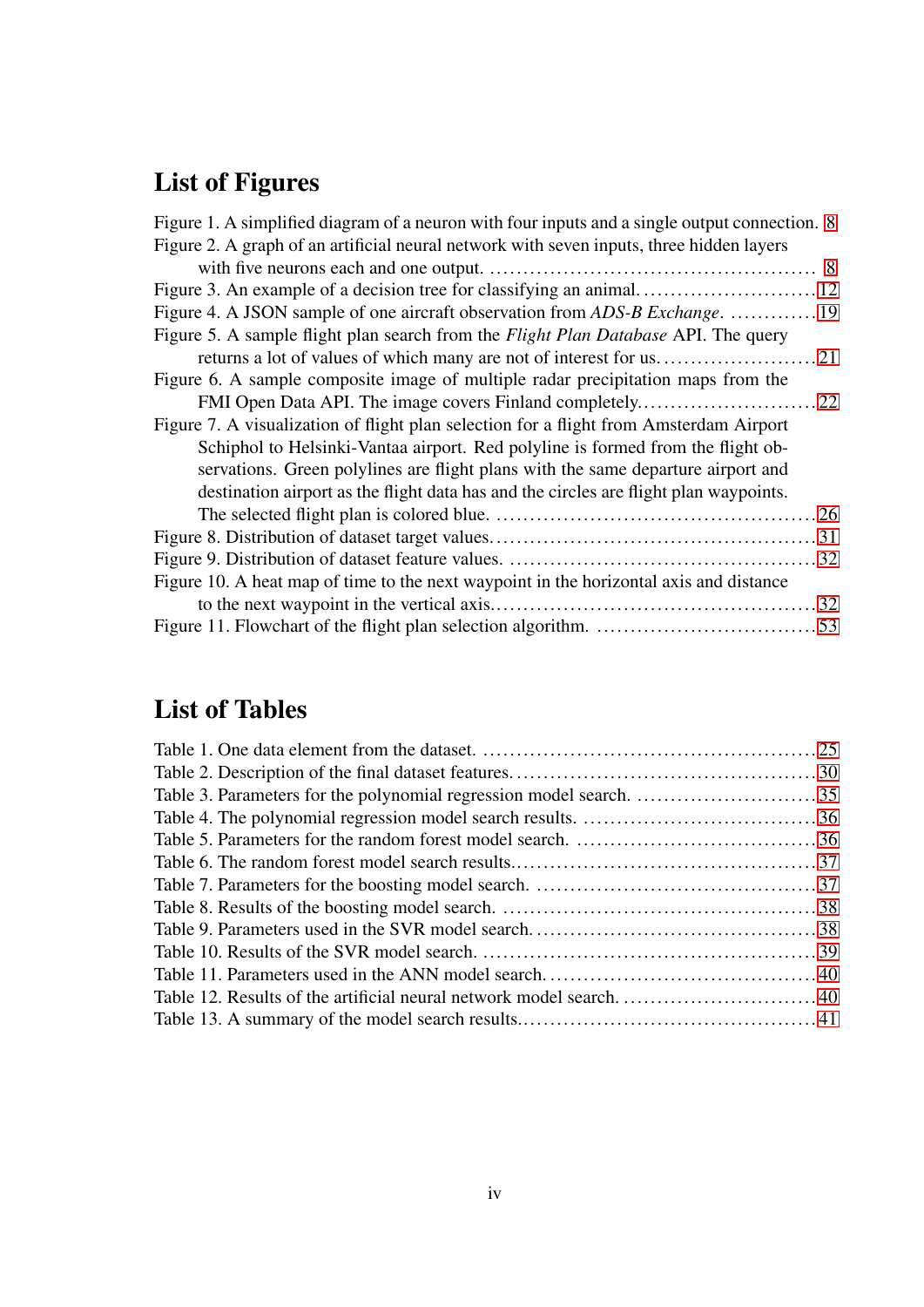## List of Figures

Figure 1. A simplified diagram of a neuron with four inputs and a single output connection. 8
Figure 2. A graph of an artificial neural network with seven inputs, three hidden layers with five neurons each and one output. ........ 8
Figure 3. An example of a decision tree for classifying an animal. ........ 12
Figure 4. A JSON sample of one aircraft observation from *ADS-B Exchange*. ........ 19
Figure 5. A sample flight plan search from the *Flight Plan Database* API. The query returns a lot of values of which many are not of interest for us. ........ 21
Figure 6. A sample composite image of multiple radar precipitation maps from the FMI Open Data API. The image covers Finland completely. ........ 22
Figure 7. A visualization of flight plan selection for a flight from Amsterdam Airport Schiphol to Helsinki-Vantaa airport. Red polyline is formed from the flight observations. Green polylines are flight plans with the same departure airport and destination airport as the flight data has and the circles are flight plan waypoints. The selected flight plan is colored blue. ........ 26
Figure 8. Distribution of dataset target values. ........ 31
Figure 9. Distribution of dataset feature values. ........ 32
Figure 10. A heat map of time to the next waypoint in the horizontal axis and distance to the next waypoint in the vertical axis. ........ 32
Figure 11. Flowchart of the flight plan selection algorithm. ........ 53

## List of Tables

Table 1. One data element from the dataset. ........ 25
Table 2. Description of the final dataset features. ........ 30
Table 3. Parameters for the polynomial regression model search. ........ 35
Table 4. The polynomial regression model search results. ........ 36
Table 5. Parameters for the random forest model search. ........ 36
Table 6. The random forest model search results. ........ 37
Table 7. Parameters for the boosting model search. ........ 37
Table 8. Results of the boosting model search. ........ 38
Table 9. Parameters used in the SVR model search. ........ 38
Table 10. Results of the SVR model search. ........ 39
Table 11. Parameters used in the ANN model search. ........ 40
Table 12. Results of the artificial neural network model search. ........ 40
Table 13. A summary of the model search results. ........ 41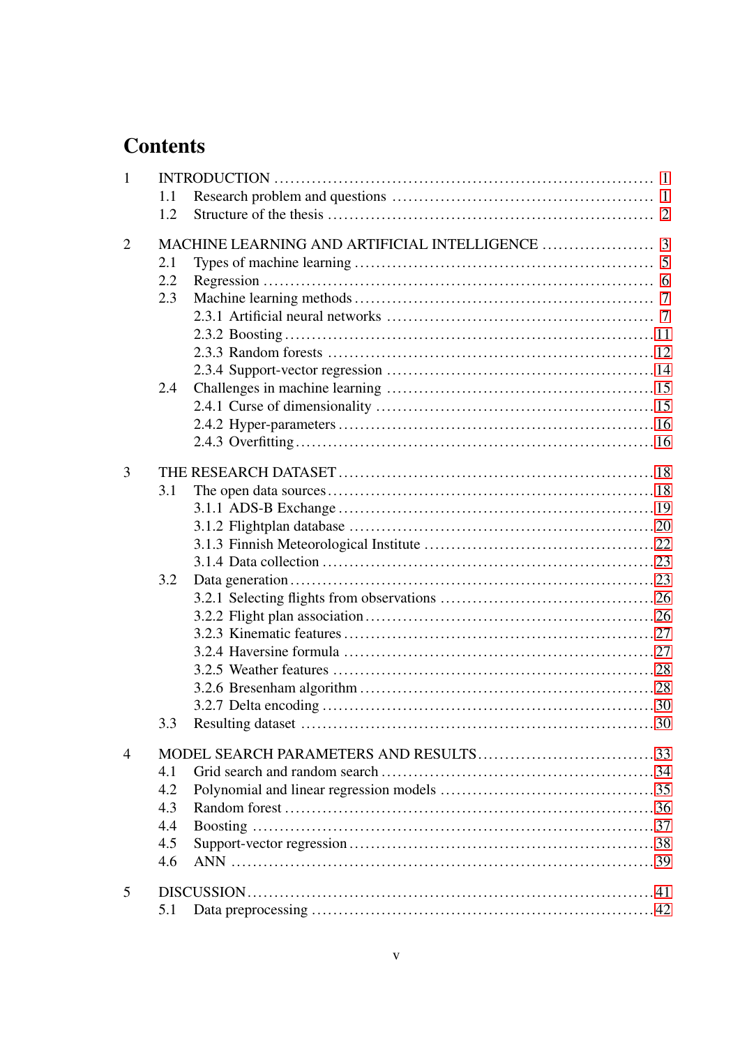# Contents

- 1 INTRODUCTION ... 1
  - 1.1 Research problem and questions ... 1
  - 1.2 Structure of the thesis ... 2
- 2 MACHINE LEARNING AND ARTIFICIAL INTELLIGENCE ... 3
  - 2.1 Types of machine learning ... 5
  - 2.2 Regression ... 6
  - 2.3 Machine learning methods ... 7
    - 2.3.1 Artificial neural networks ... 7
    - 2.3.2 Boosting ... 11
    - 2.3.3 Random forests ... 12
    - 2.3.4 Support-vector regression ... 14
  - 2.4 Challenges in machine learning ... 15
    - 2.4.1 Curse of dimensionality ... 15
    - 2.4.2 Hyper-parameters ... 16
    - 2.4.3 Overfitting ... 16
- 3 THE RESEARCH DATASET ... 18
  - 3.1 The open data sources ... 18
    - 3.1.1 ADS-B Exchange ... 19
    - 3.1.2 Flightplan database ... 20
    - 3.1.3 Finnish Meteorological Institute ... 22
    - 3.1.4 Data collection ... 23
  - 3.2 Data generation ... 23
    - 3.2.1 Selecting flights from observations ... 26
    - 3.2.2 Flight plan association ... 26
    - 3.2.3 Kinematic features ... 27
    - 3.2.4 Haversine formula ... 27
    - 3.2.5 Weather features ... 28
    - 3.2.6 Bresenham algorithm ... 28
    - 3.2.7 Delta encoding ... 30
  - 3.3 Resulting dataset ... 30
- 4 MODEL SEARCH PARAMETERS AND RESULTS ... 33
  - 4.1 Grid search and random search ... 34
  - 4.2 Polynomial and linear regression models ... 35
  - 4.3 Random forest ... 36
  - 4.4 Boosting ... 37
  - 4.5 Support-vector regression ... 38
  - 4.6 ANN ... 39
- 5 DISCUSSION ... 41
  - 5.1 Data preprocessing ... 42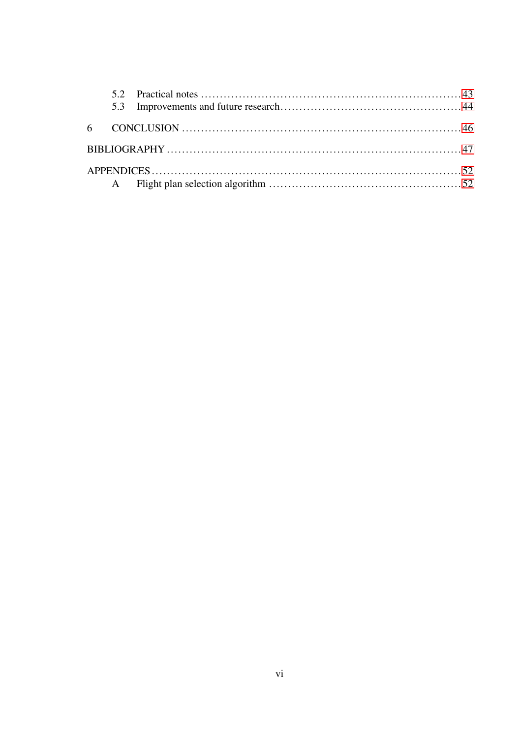5.2 Practical notes ........................................................................ 43
5.3 Improvements and future research.................................................. 44

6 CONCLUSION ............................................................................ 46

BIBLIOGRAPHY ............................................................................ 47

APPENDICES ............................................................................... 52
A Flight plan selection algorithm ..................................................... 52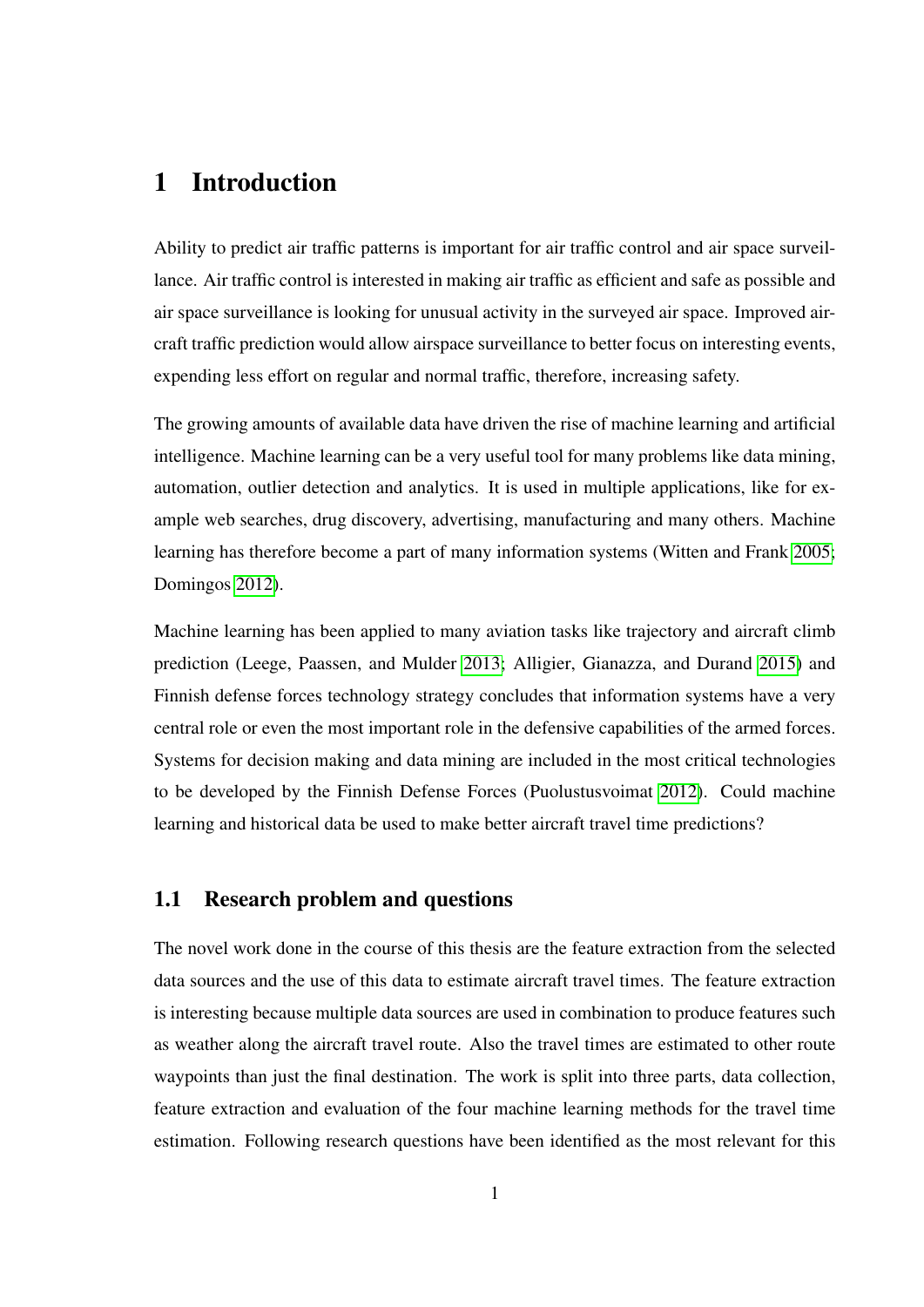# 1 Introduction

Ability to predict air traffic patterns is important for air traffic control and air space surveillance. Air traffic control is interested in making air traffic as efficient and safe as possible and air space surveillance is looking for unusual activity in the surveyed air space. Improved aircraft traffic prediction would allow airspace surveillance to better focus on interesting events, expending less effort on regular and normal traffic, therefore, increasing safety.

The growing amounts of available data have driven the rise of machine learning and artificial intelligence. Machine learning can be a very useful tool for many problems like data mining, automation, outlier detection and analytics. It is used in multiple applications, like for example web searches, drug discovery, advertising, manufacturing and many others. Machine learning has therefore become a part of many information systems (Witten and Frank 2005; Domingos 2012).

Machine learning has been applied to many aviation tasks like trajectory and aircraft climb prediction (Leege, Paassen, and Mulder 2013; Alligier, Gianazza, and Durand 2015) and Finnish defense forces technology strategy concludes that information systems have a very central role or even the most important role in the defensive capabilities of the armed forces. Systems for decision making and data mining are included in the most critical technologies to be developed by the Finnish Defense Forces (Puolustusvoimat 2012). Could machine learning and historical data be used to make better aircraft travel time predictions?

## 1.1 Research problem and questions

The novel work done in the course of this thesis are the feature extraction from the selected data sources and the use of this data to estimate aircraft travel times. The feature extraction is interesting because multiple data sources are used in combination to produce features such as weather along the aircraft travel route. Also the travel times are estimated to other route waypoints than just the final destination. The work is split into three parts, data collection, feature extraction and evaluation of the four machine learning methods for the travel time estimation. Following research questions have been identified as the most relevant for this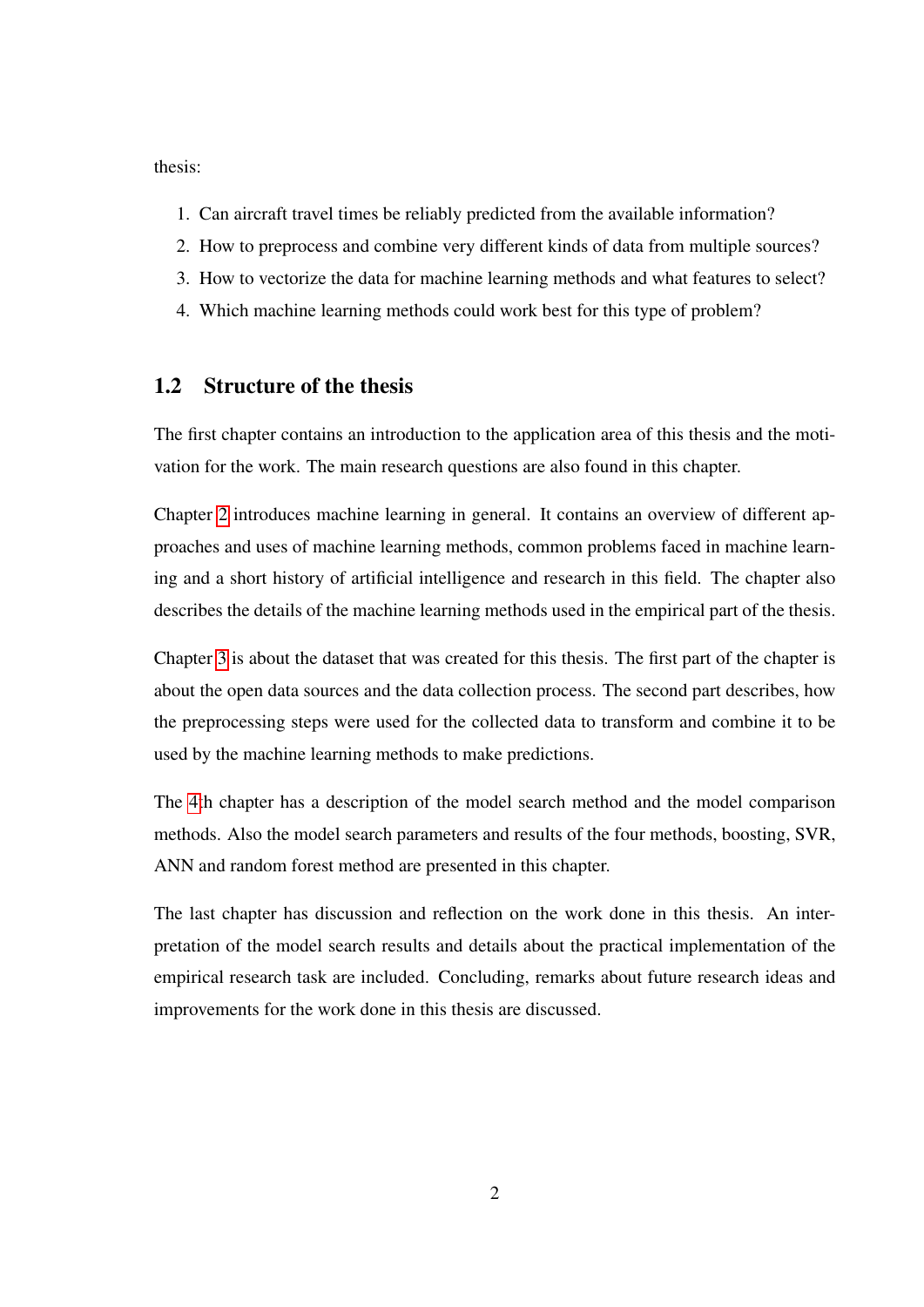thesis:

1. Can aircraft travel times be reliably predicted from the available information?
2. How to preprocess and combine very different kinds of data from multiple sources?
3. How to vectorize the data for machine learning methods and what features to select?
4. Which machine learning methods could work best for this type of problem?

## 1.2 Structure of the thesis

The first chapter contains an introduction to the application area of this thesis and the motivation for the work. The main research questions are also found in this chapter.

Chapter 2 introduces machine learning in general. It contains an overview of different approaches and uses of machine learning methods, common problems faced in machine learning and a short history of artificial intelligence and research in this field. The chapter also describes the details of the machine learning methods used in the empirical part of the thesis.

Chapter 3 is about the dataset that was created for this thesis. The first part of the chapter is about the open data sources and the data collection process. The second part describes, how the preprocessing steps were used for the collected data to transform and combine it to be used by the machine learning methods to make predictions.

The 4:th chapter has a description of the model search method and the model comparison methods. Also the model search parameters and results of the four methods, boosting, SVR, ANN and random forest method are presented in this chapter.

The last chapter has discussion and reflection on the work done in this thesis. An interpretation of the model search results and details about the practical implementation of the empirical research task are included. Concluding, remarks about future research ideas and improvements for the work done in this thesis are discussed.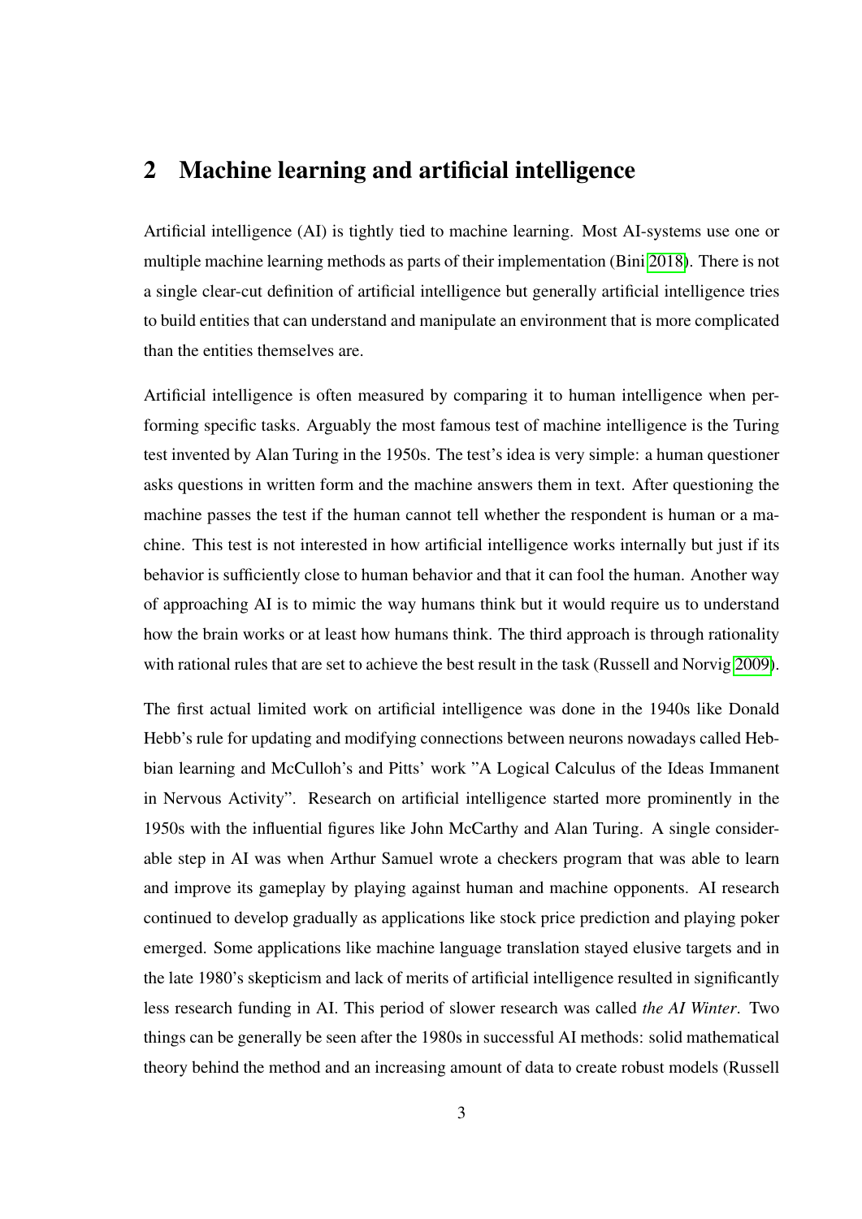## 2 Machine learning and artificial intelligence

Artificial intelligence (AI) is tightly tied to machine learning. Most AI-systems use one or multiple machine learning methods as parts of their implementation (Bini 2018). There is not a single clear-cut definition of artificial intelligence but generally artificial intelligence tries to build entities that can understand and manipulate an environment that is more complicated than the entities themselves are.

Artificial intelligence is often measured by comparing it to human intelligence when performing specific tasks. Arguably the most famous test of machine intelligence is the Turing test invented by Alan Turing in the 1950s. The test's idea is very simple: a human questioner asks questions in written form and the machine answers them in text. After questioning the machine passes the test if the human cannot tell whether the respondent is human or a machine. This test is not interested in how artificial intelligence works internally but just if its behavior is sufficiently close to human behavior and that it can fool the human. Another way of approaching AI is to mimic the way humans think but it would require us to understand how the brain works or at least how humans think. The third approach is through rationality with rational rules that are set to achieve the best result in the task (Russell and Norvig 2009).

The first actual limited work on artificial intelligence was done in the 1940s like Donald Hebb's rule for updating and modifying connections between neurons nowadays called Hebbian learning and McCulloh's and Pitts' work "A Logical Calculus of the Ideas Immanent in Nervous Activity". Research on artificial intelligence started more prominently in the 1950s with the influential figures like John McCarthy and Alan Turing. A single considerable step in AI was when Arthur Samuel wrote a checkers program that was able to learn and improve its gameplay by playing against human and machine opponents. AI research continued to develop gradually as applications like stock price prediction and playing poker emerged. Some applications like machine language translation stayed elusive targets and in the late 1980's skepticism and lack of merits of artificial intelligence resulted in significantly less research funding in AI. This period of slower research was called *the AI Winter*. Two things can be generally be seen after the 1980s in successful AI methods: solid mathematical theory behind the method and an increasing amount of data to create robust models (Russell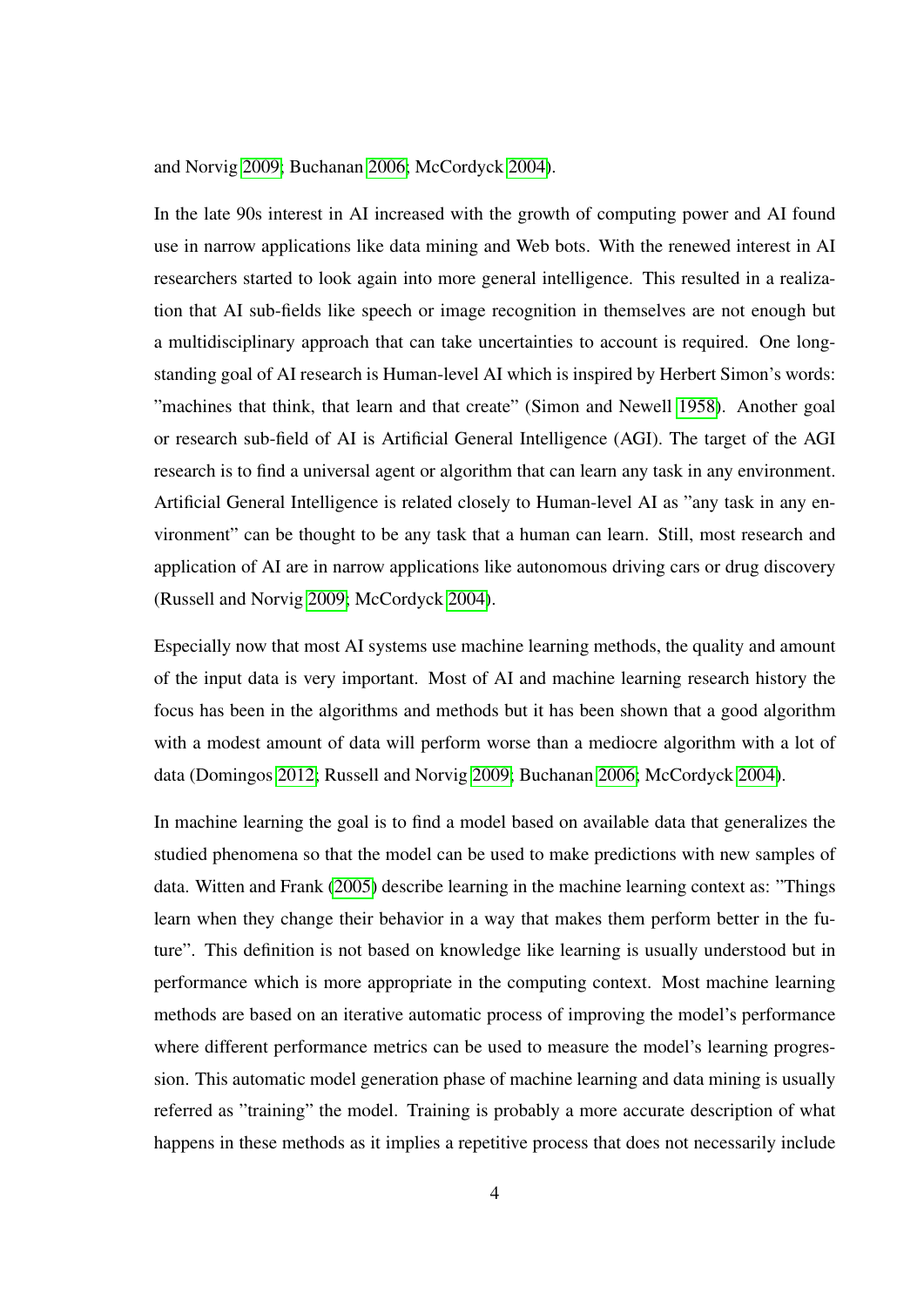and Norvig 2009; Buchanan 2006; McCordyck 2004).

In the late 90s interest in AI increased with the growth of computing power and AI found use in narrow applications like data mining and Web bots. With the renewed interest in AI researchers started to look again into more general intelligence. This resulted in a realization that AI sub-fields like speech or image recognition in themselves are not enough but a multidisciplinary approach that can take uncertainties to account is required. One long-standing goal of AI research is Human-level AI which is inspired by Herbert Simon's words: "machines that think, that learn and that create" (Simon and Newell 1958). Another goal or research sub-field of AI is Artificial General Intelligence (AGI). The target of the AGI research is to find a universal agent or algorithm that can learn any task in any environment. Artificial General Intelligence is related closely to Human-level AI as "any task in any environment" can be thought to be any task that a human can learn. Still, most research and application of AI are in narrow applications like autonomous driving cars or drug discovery (Russell and Norvig 2009; McCordyck 2004).

Especially now that most AI systems use machine learning methods, the quality and amount of the input data is very important. Most of AI and machine learning research history the focus has been in the algorithms and methods but it has been shown that a good algorithm with a modest amount of data will perform worse than a mediocre algorithm with a lot of data (Domingos 2012; Russell and Norvig 2009; Buchanan 2006; McCordyck 2004).

In machine learning the goal is to find a model based on available data that generalizes the studied phenomena so that the model can be used to make predictions with new samples of data. Witten and Frank (2005) describe learning in the machine learning context as: "Things learn when they change their behavior in a way that makes them perform better in the future". This definition is not based on knowledge like learning is usually understood but in performance which is more appropriate in the computing context. Most machine learning methods are based on an iterative automatic process of improving the model's performance where different performance metrics can be used to measure the model's learning progression. This automatic model generation phase of machine learning and data mining is usually referred as "training" the model. Training is probably a more accurate description of what happens in these methods as it implies a repetitive process that does not necessarily include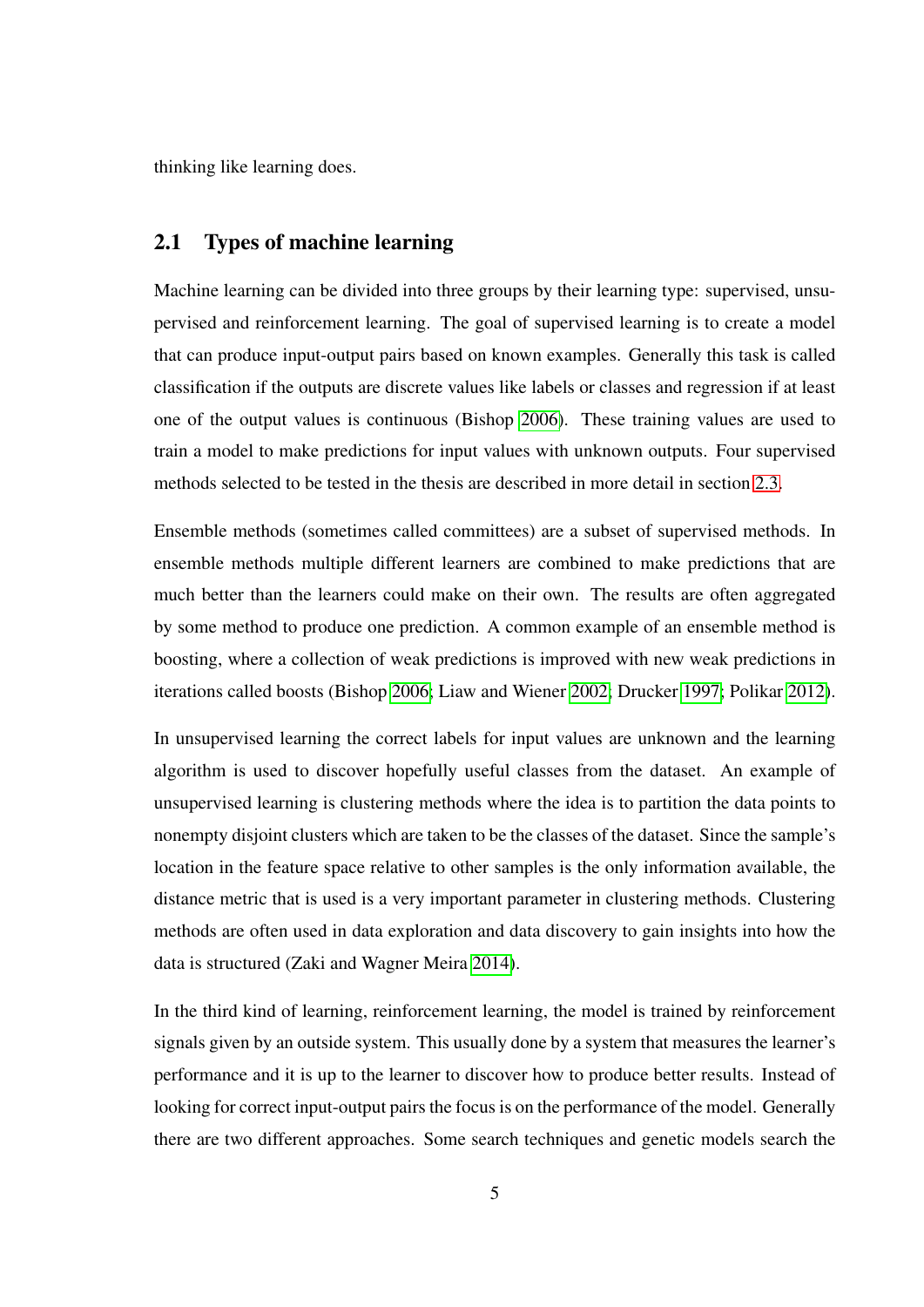thinking like learning does.

## 2.1 Types of machine learning

Machine learning can be divided into three groups by their learning type: supervised, unsupervised and reinforcement learning. The goal of supervised learning is to create a model that can produce input-output pairs based on known examples. Generally this task is called classification if the outputs are discrete values like labels or classes and regression if at least one of the output values is continuous (Bishop 2006). These training values are used to train a model to make predictions for input values with unknown outputs. Four supervised methods selected to be tested in the thesis are described in more detail in section 2.3.

Ensemble methods (sometimes called committees) are a subset of supervised methods. In ensemble methods multiple different learners are combined to make predictions that are much better than the learners could make on their own. The results are often aggregated by some method to produce one prediction. A common example of an ensemble method is boosting, where a collection of weak predictions is improved with new weak predictions in iterations called boosts (Bishop 2006; Liaw and Wiener 2002; Drucker 1997; Polikar 2012).

In unsupervised learning the correct labels for input values are unknown and the learning algorithm is used to discover hopefully useful classes from the dataset. An example of unsupervised learning is clustering methods where the idea is to partition the data points to nonempty disjoint clusters which are taken to be the classes of the dataset. Since the sample's location in the feature space relative to other samples is the only information available, the distance metric that is used is a very important parameter in clustering methods. Clustering methods are often used in data exploration and data discovery to gain insights into how the data is structured (Zaki and Wagner Meira 2014).

In the third kind of learning, reinforcement learning, the model is trained by reinforcement signals given by an outside system. This usually done by a system that measures the learner's performance and it is up to the learner to discover how to produce better results. Instead of looking for correct input-output pairs the focus is on the performance of the model. Generally there are two different approaches. Some search techniques and genetic models search the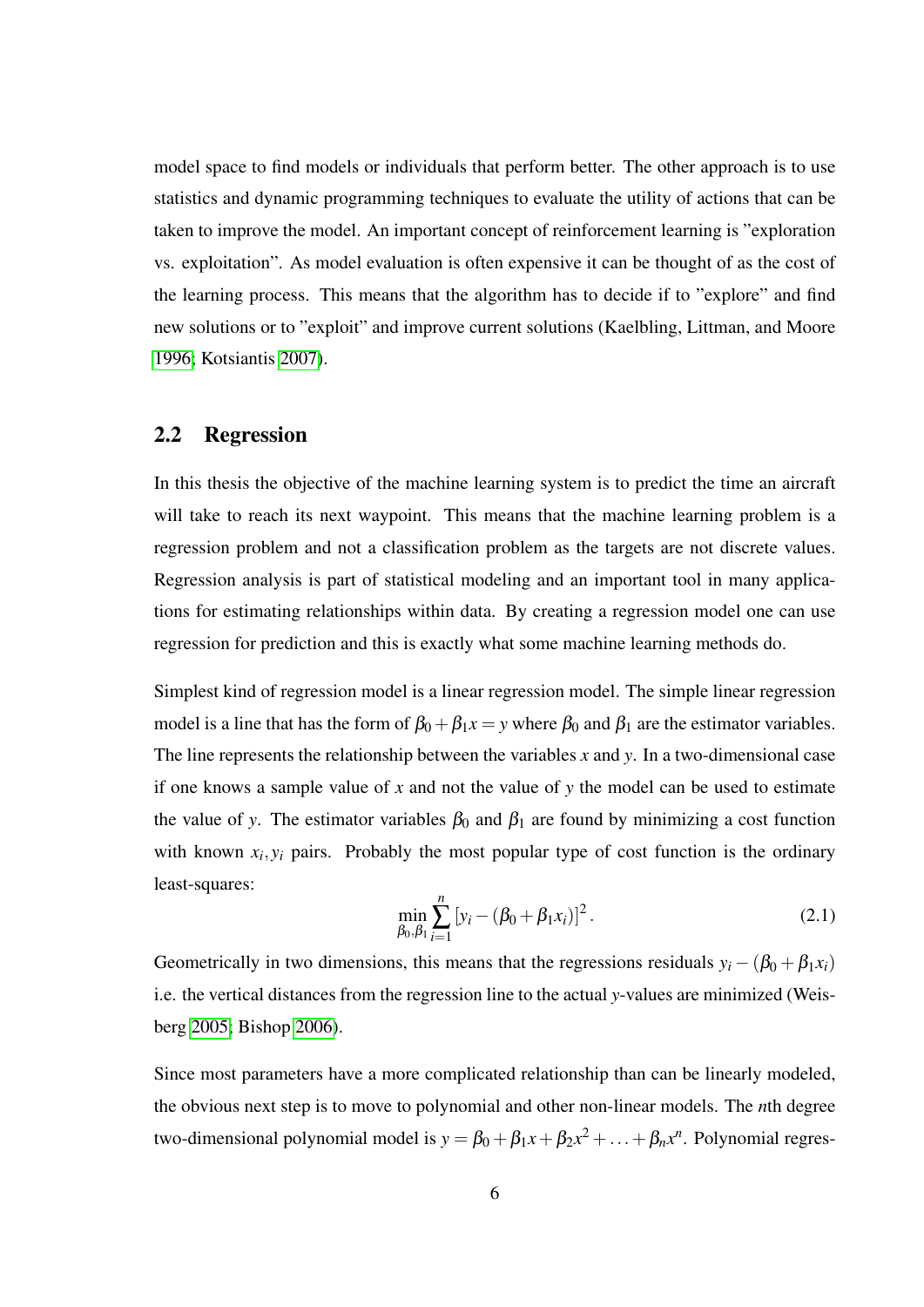model space to find models or individuals that perform better. The other approach is to use statistics and dynamic programming techniques to evaluate the utility of actions that can be taken to improve the model. An important concept of reinforcement learning is "exploration vs. exploitation". As model evaluation is often expensive it can be thought of as the cost of the learning process. This means that the algorithm has to decide if to "explore" and find new solutions or to "exploit" and improve current solutions (Kaelbling, Littman, and Moore 1996; Kotsiantis 2007).

## 2.2 Regression

In this thesis the objective of the machine learning system is to predict the time an aircraft will take to reach its next waypoint. This means that the machine learning problem is a regression problem and not a classification problem as the targets are not discrete values. Regression analysis is part of statistical modeling and an important tool in many applications for estimating relationships within data. By creating a regression model one can use regression for prediction and this is exactly what some machine learning methods do.

Simplest kind of regression model is a linear regression model. The simple linear regression model is a line that has the form of $\beta_0 + \beta_1 x = y$ where $\beta_0$ and $\beta_1$ are the estimator variables. The line represents the relationship between the variables $x$ and $y$. In a two-dimensional case if one knows a sample value of $x$ and not the value of $y$ the model can be used to estimate the value of $y$. The estimator variables $\beta_0$ and $\beta_1$ are found by minimizing a cost function with known $x_i, y_i$ pairs. Probably the most popular type of cost function is the ordinary least-squares:

$$\min_{\beta_0, \beta_1} \sum_{i=1}^{n} \left[ y_i - (\beta_0 + \beta_1 x_i) \right]^2 . \tag{2.1}$$

Geometrically in two dimensions, this means that the regressions residuals $y_i - (\beta_0 + \beta_1 x_i)$ i.e. the vertical distances from the regression line to the actual $y$-values are minimized (Weisberg 2005; Bishop 2006).

Since most parameters have a more complicated relationship than can be linearly modeled, the obvious next step is to move to polynomial and other non-linear models. The $n$th degree two-dimensional polynomial model is $y = \beta_0 + \beta_1 x + \beta_2 x^2 + \ldots + \beta_n x^n$. Polynomial regres-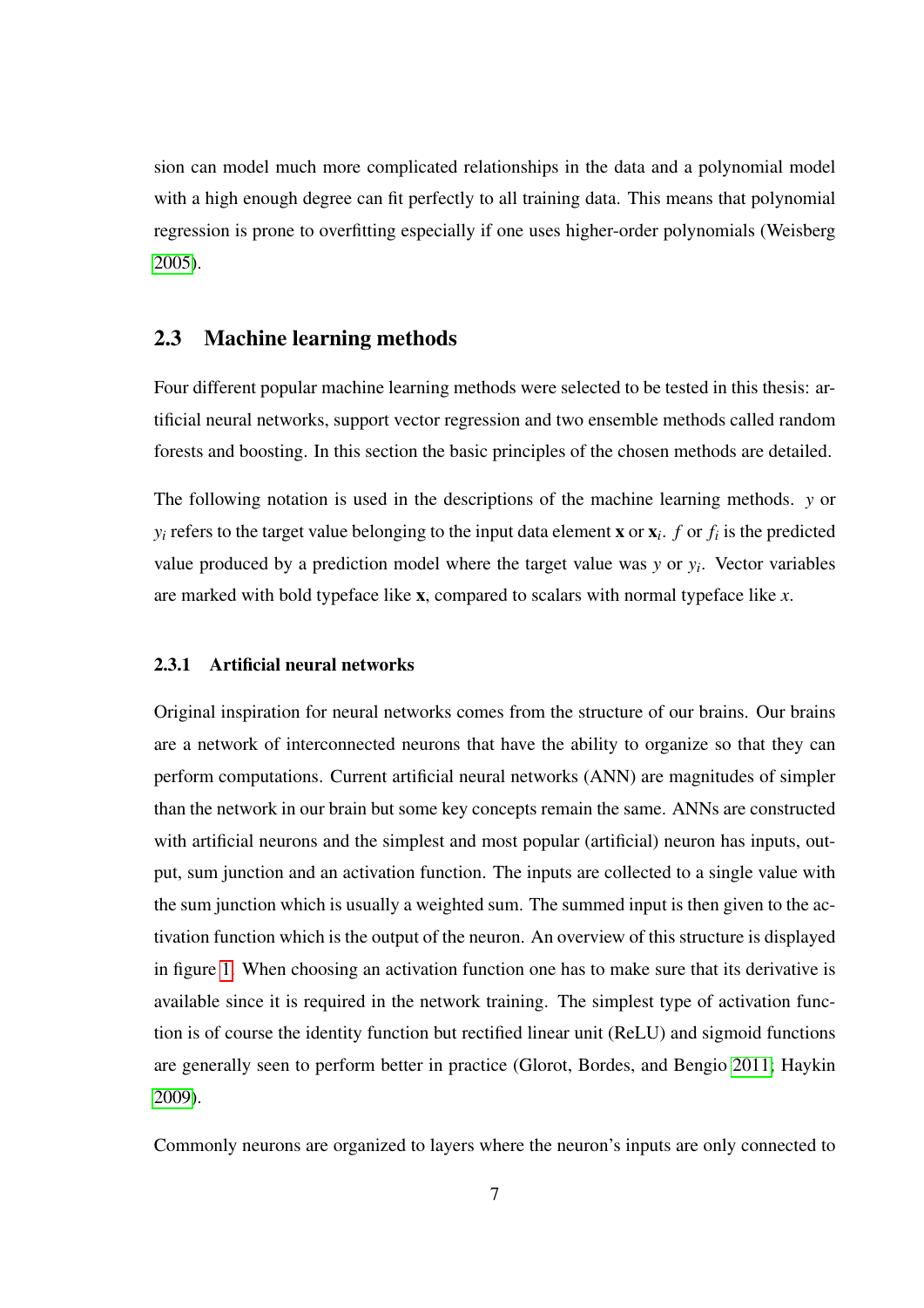sion can model much more complicated relationships in the data and a polynomial model with a high enough degree can fit perfectly to all training data. This means that polynomial regression is prone to overfitting especially if one uses higher-order polynomials (Weisberg 2005).

## 2.3 Machine learning methods

Four different popular machine learning methods were selected to be tested in this thesis: artificial neural networks, support vector regression and two ensemble methods called random forests and boosting. In this section the basic principles of the chosen methods are detailed.

The following notation is used in the descriptions of the machine learning methods. $y$ or $y_i$ refers to the target value belonging to the input data element $\mathbf{x}$ or $\mathbf{x}_i$. $f$ or $f_i$ is the predicted value produced by a prediction model where the target value was $y$ or $y_i$. Vector variables are marked with bold typeface like $\mathbf{x}$, compared to scalars with normal typeface like $x$.

### 2.3.1 Artificial neural networks

Original inspiration for neural networks comes from the structure of our brains. Our brains are a network of interconnected neurons that have the ability to organize so that they can perform computations. Current artificial neural networks (ANN) are magnitudes of simpler than the network in our brain but some key concepts remain the same. ANNs are constructed with artificial neurons and the simplest and most popular (artificial) neuron has inputs, output, sum junction and an activation function. The inputs are collected to a single value with the sum junction which is usually a weighted sum. The summed input is then given to the activation function which is the output of the neuron. An overview of this structure is displayed in figure 1. When choosing an activation function one has to make sure that its derivative is available since it is required in the network training. The simplest type of activation function is of course the identity function but rectified linear unit (ReLU) and sigmoid functions are generally seen to perform better in practice (Glorot, Bordes, and Bengio 2011; Haykin 2009).

Commonly neurons are organized to layers where the neuron's inputs are only connected to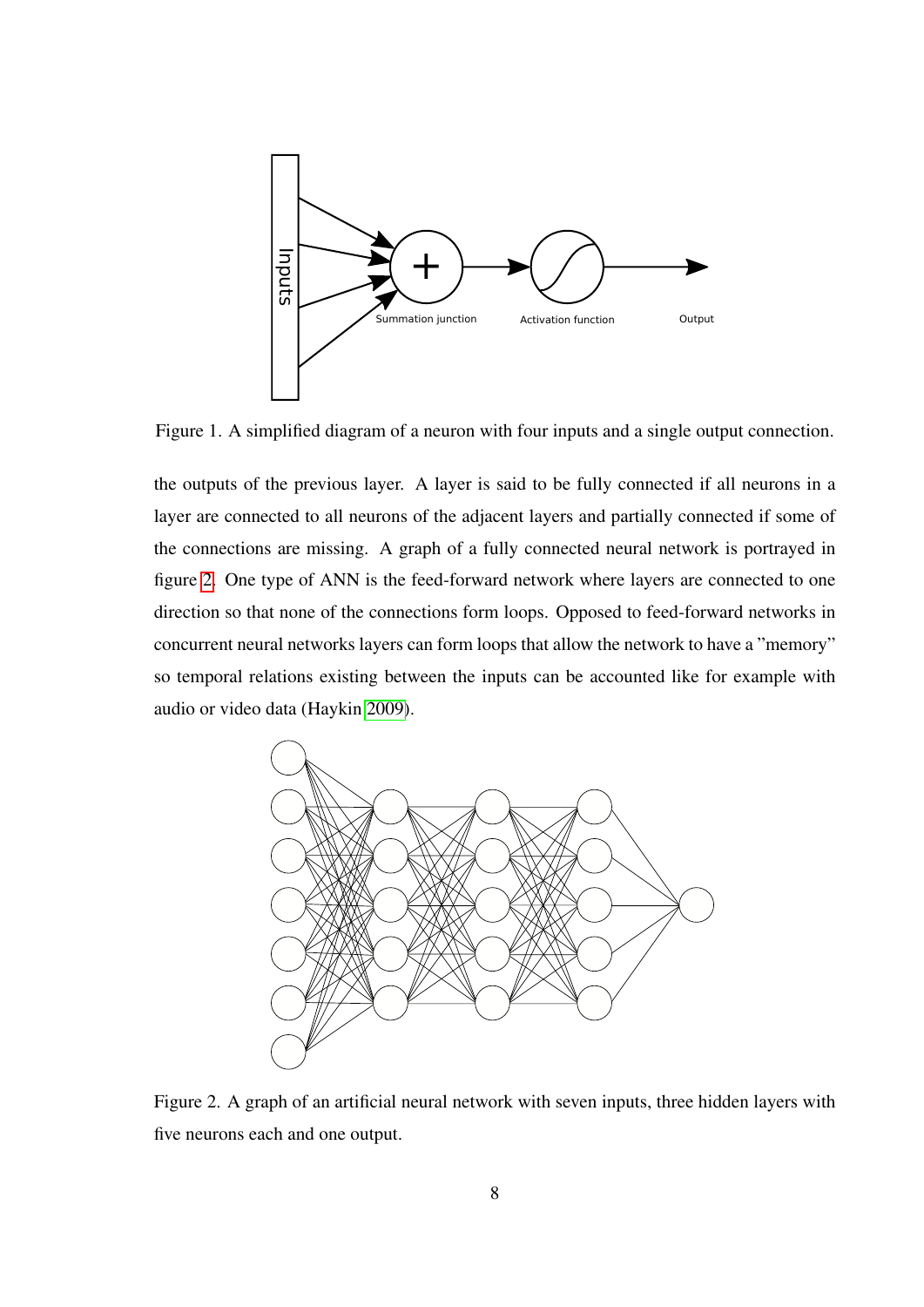Figure 1. A simplified diagram of a neuron with four inputs and a single output connection.

the outputs of the previous layer. A layer is said to be fully connected if all neurons in a layer are connected to all neurons of the adjacent layers and partially connected if some of the connections are missing. A graph of a fully connected neural network is portrayed in figure 2. One type of ANN is the feed-forward network where layers are connected to one direction so that none of the connections form loops. Opposed to feed-forward networks in concurrent neural networks layers can form loops that allow the network to have a "memory" so temporal relations existing between the inputs can be accounted like for example with audio or video data (Haykin 2009).

Figure 2. A graph of an artificial neural network with seven inputs, three hidden layers with five neurons each and one output.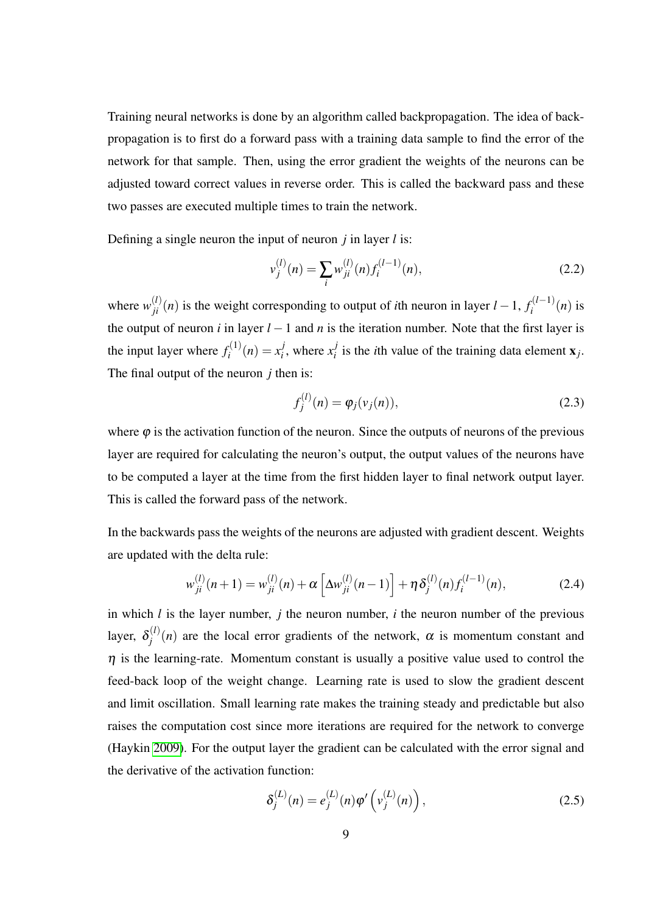Training neural networks is done by an algorithm called backpropagation. The idea of backpropagation is to first do a forward pass with a training data sample to find the error of the network for that sample. Then, using the error gradient the weights of the neurons can be adjusted toward correct values in reverse order. This is called the backward pass and these two passes are executed multiple times to train the network.

Defining a single neuron the input of neuron $j$ in layer $l$ is:

$$v_j^{(l)}(n) = \sum_i w_{ji}^{(l)}(n) f_i^{(l-1)}(n), \tag{2.2}$$

where $w_{ji}^{(l)}(n)$ is the weight corresponding to output of $i$th neuron in layer $l-1$, $f_i^{(l-1)}(n)$ is the output of neuron $i$ in layer $l-1$ and $n$ is the iteration number. Note that the first layer is the input layer where $f_i^{(1)}(n) = x_i^j$, where $x_i^j$ is the $i$th value of the training data element $\mathbf{x}_j$. The final output of the neuron $j$ then is:

$$f_j^{(l)}(n) = \varphi_j(v_j(n)), \tag{2.3}$$

where $\varphi$ is the activation function of the neuron. Since the outputs of neurons of the previous layer are required for calculating the neuron's output, the output values of the neurons have to be computed a layer at the time from the first hidden layer to final network output layer. This is called the forward pass of the network.

In the backwards pass the weights of the neurons are adjusted with gradient descent. Weights are updated with the delta rule:

$$w_{ji}^{(l)}(n+1) = w_{ji}^{(l)}(n) + \alpha \left[\Delta w_{ji}^{(l)}(n-1)\right] + \eta \delta_j^{(l)}(n) f_i^{(l-1)}(n), \tag{2.4}$$

in which $l$ is the layer number, $j$ the neuron number, $i$ the neuron number of the previous layer, $\delta_j^{(l)}(n)$ are the local error gradients of the network, $\alpha$ is momentum constant and $\eta$ is the learning-rate. Momentum constant is usually a positive value used to control the feed-back loop of the weight change. Learning rate is used to slow the gradient descent and limit oscillation. Small learning rate makes the training steady and predictable but also raises the computation cost since more iterations are required for the network to converge (Haykin 2009). For the output layer the gradient can be calculated with the error signal and the derivative of the activation function:

$$\delta_j^{(L)}(n) = e_j^{(L)}(n) \varphi'\left(v_j^{(L)}(n)\right), \tag{2.5}$$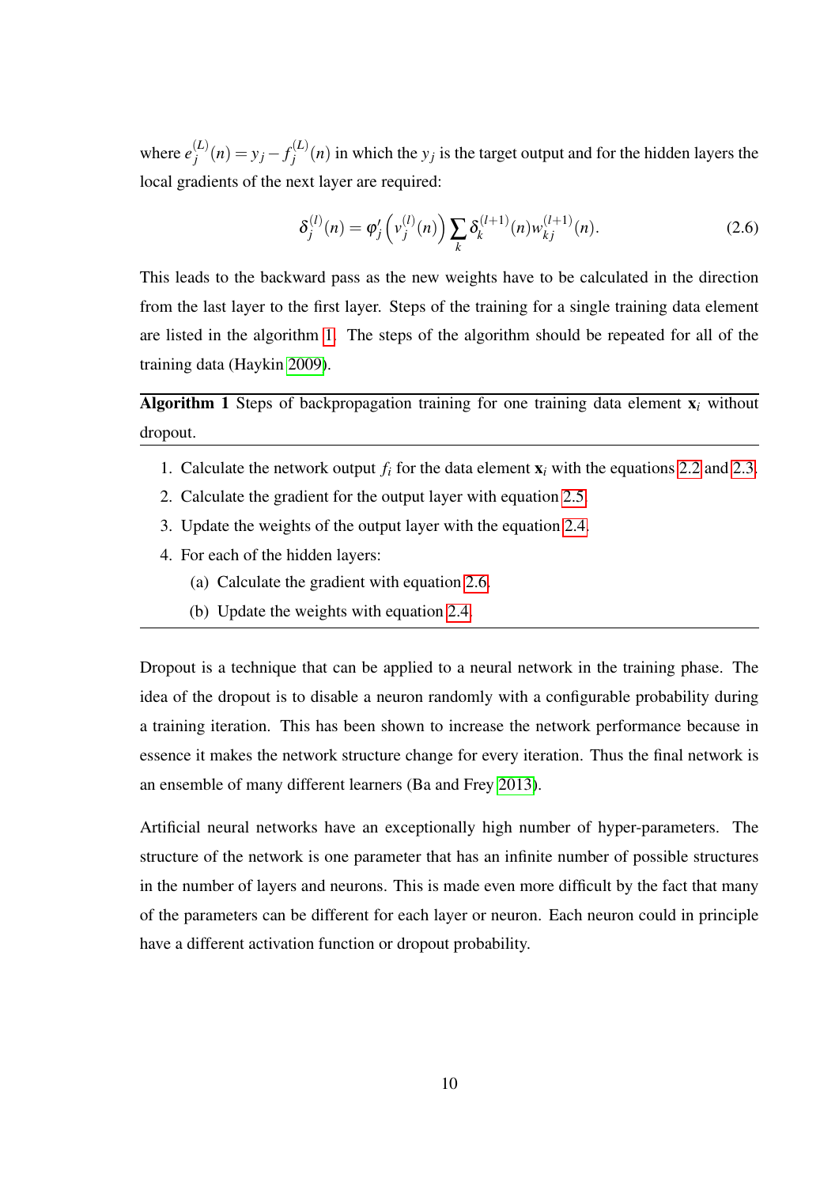where $e_j^{(L)}(n) = y_j - f_j^{(L)}(n)$ in which the $y_j$ is the target output and for the hidden layers the local gradients of the next layer are required:

$$\delta_j^{(l)}(n) = \varphi_j'\left(v_j^{(l)}(n)\right) \sum_k \delta_k^{(l+1)}(n) w_{kj}^{(l+1)}(n). \tag{2.6}$$

This leads to the backward pass as the new weights have to be calculated in the direction from the last layer to the first layer. Steps of the training for a single training data element are listed in the algorithm 1. The steps of the algorithm should be repeated for all of the training data (Haykin 2009).

---

**Algorithm 1** Steps of backpropagation training for one training data element $\mathbf{x}_i$ without dropout.

---

1. Calculate the network output $f_i$ for the data element $\mathbf{x}_i$ with the equations 2.2 and 2.3.
2. Calculate the gradient for the output layer with equation 2.5.
3. Update the weights of the output layer with the equation 2.4.
4. For each of the hidden layers:
   (a) Calculate the gradient with equation 2.6.
   (b) Update the weights with equation 2.4.

---

Dropout is a technique that can be applied to a neural network in the training phase. The idea of the dropout is to disable a neuron randomly with a configurable probability during a training iteration. This has been shown to increase the network performance because in essence it makes the network structure change for every iteration. Thus the final network is an ensemble of many different learners (Ba and Frey 2013).

Artificial neural networks have an exceptionally high number of hyper-parameters. The structure of the network is one parameter that has an infinite number of possible structures in the number of layers and neurons. This is made even more difficult by the fact that many of the parameters can be different for each layer or neuron. Each neuron could in principle have a different activation function or dropout probability.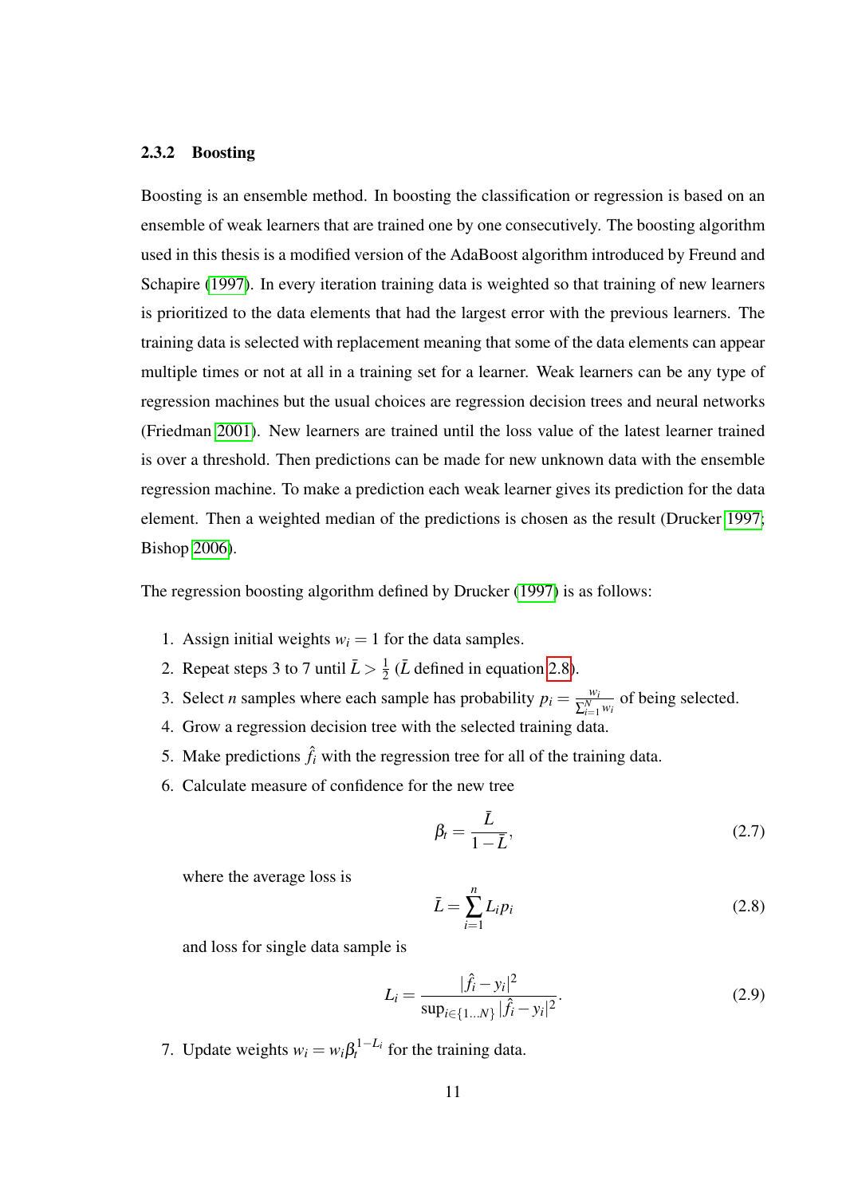### 2.3.2 Boosting

Boosting is an ensemble method. In boosting the classification or regression is based on an ensemble of weak learners that are trained one by one consecutively. The boosting algorithm used in this thesis is a modified version of the AdaBoost algorithm introduced by Freund and Schapire (1997). In every iteration training data is weighted so that training of new learners is prioritized to the data elements that had the largest error with the previous learners. The training data is selected with replacement meaning that some of the data elements can appear multiple times or not at all in a training set for a learner. Weak learners can be any type of regression machines but the usual choices are regression decision trees and neural networks (Friedman 2001). New learners are trained until the loss value of the latest learner trained is over a threshold. Then predictions can be made for new unknown data with the ensemble regression machine. To make a prediction each weak learner gives its prediction for the data element. Then a weighted median of the predictions is chosen as the result (Drucker 1997; Bishop 2006).

The regression boosting algorithm defined by Drucker (1997) is as follows:

1. Assign initial weights $w_i = 1$ for the data samples.
2. Repeat steps 3 to 7 until $\bar{L} > \frac{1}{2}$ ($\bar{L}$ defined in equation 2.8).
3. Select $n$ samples where each sample has probability $p_i = \frac{w_i}{\sum_{i=1}^{N} w_i}$ of being selected.
4. Grow a regression decision tree with the selected training data.
5. Make predictions $\hat{f}_i$ with the regression tree for all of the training data.
6. Calculate measure of confidence for the new tree

$$\beta_t = \frac{\bar{L}}{1 - \bar{L}}, \tag{2.7}$$

where the average loss is

$$\bar{L} = \sum_{i=1}^{n} L_i p_i \tag{2.8}$$

and loss for single data sample is

$$L_i = \frac{|\hat{f}_i - y_i|^2}{\sup_{i \in \{1 \dots N\}} |\hat{f}_i - y_i|^2}. \tag{2.9}$$

7. Update weights $w_i = w_i \beta_t^{1-L_i}$ for the training data.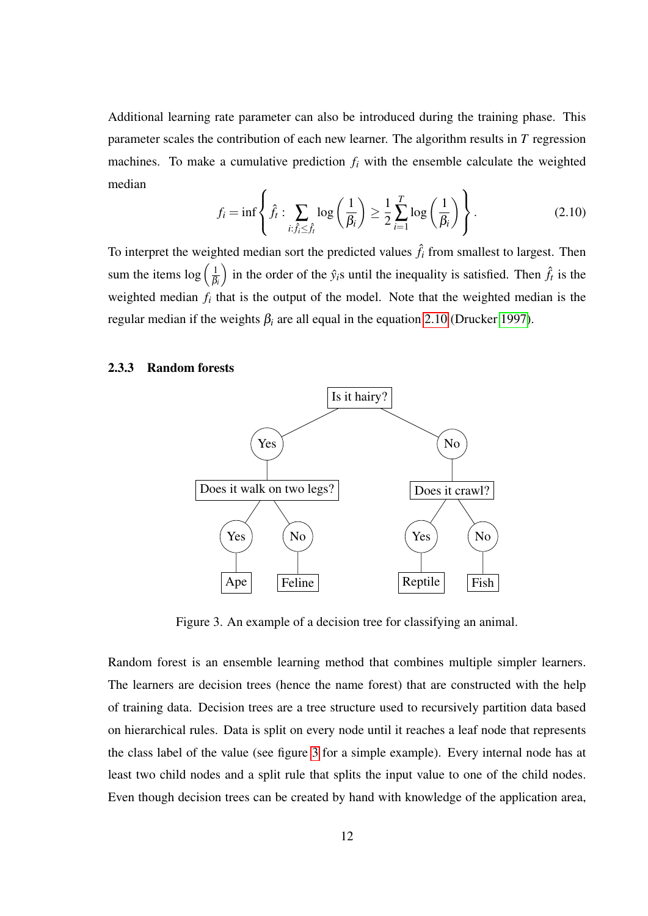Additional learning rate parameter can also be introduced during the training phase. This parameter scales the contribution of each new learner. The algorithm results in $T$ regression machines. To make a cumulative prediction $f_i$ with the ensemble calculate the weighted median

$$f_i = \inf\left\{ \hat{f}_t : \sum_{i:\hat{f}_i \leq \hat{f}_t} \log\left(\frac{1}{\beta_i}\right) \geq \frac{1}{2}\sum_{i=1}^{T} \log\left(\frac{1}{\beta_i}\right) \right\}. \tag{2.10}$$

To interpret the weighted median sort the predicted values $\hat{f}_i$ from smallest to largest. Then sum the items $\log\left(\frac{1}{\beta_i}\right)$ in the order of the $\hat{y}_i$s until the inequality is satisfied. Then $\hat{f}_t$ is the weighted median $f_i$ that is the output of the model. Note that the weighted median is the regular median if the weights $\beta_i$ are all equal in the equation 2.10 (Drucker 1997).

### 2.3.3 Random forests

Figure 3. An example of a decision tree for classifying an animal.

Random forest is an ensemble learning method that combines multiple simpler learners. The learners are decision trees (hence the name forest) that are constructed with the help of training data. Decision trees are a tree structure used to recursively partition data based on hierarchical rules. Data is split on every node until it reaches a leaf node that represents the class label of the value (see figure 3 for a simple example). Every internal node has at least two child nodes and a split rule that splits the input value to one of the child nodes. Even though decision trees can be created by hand with knowledge of the application area,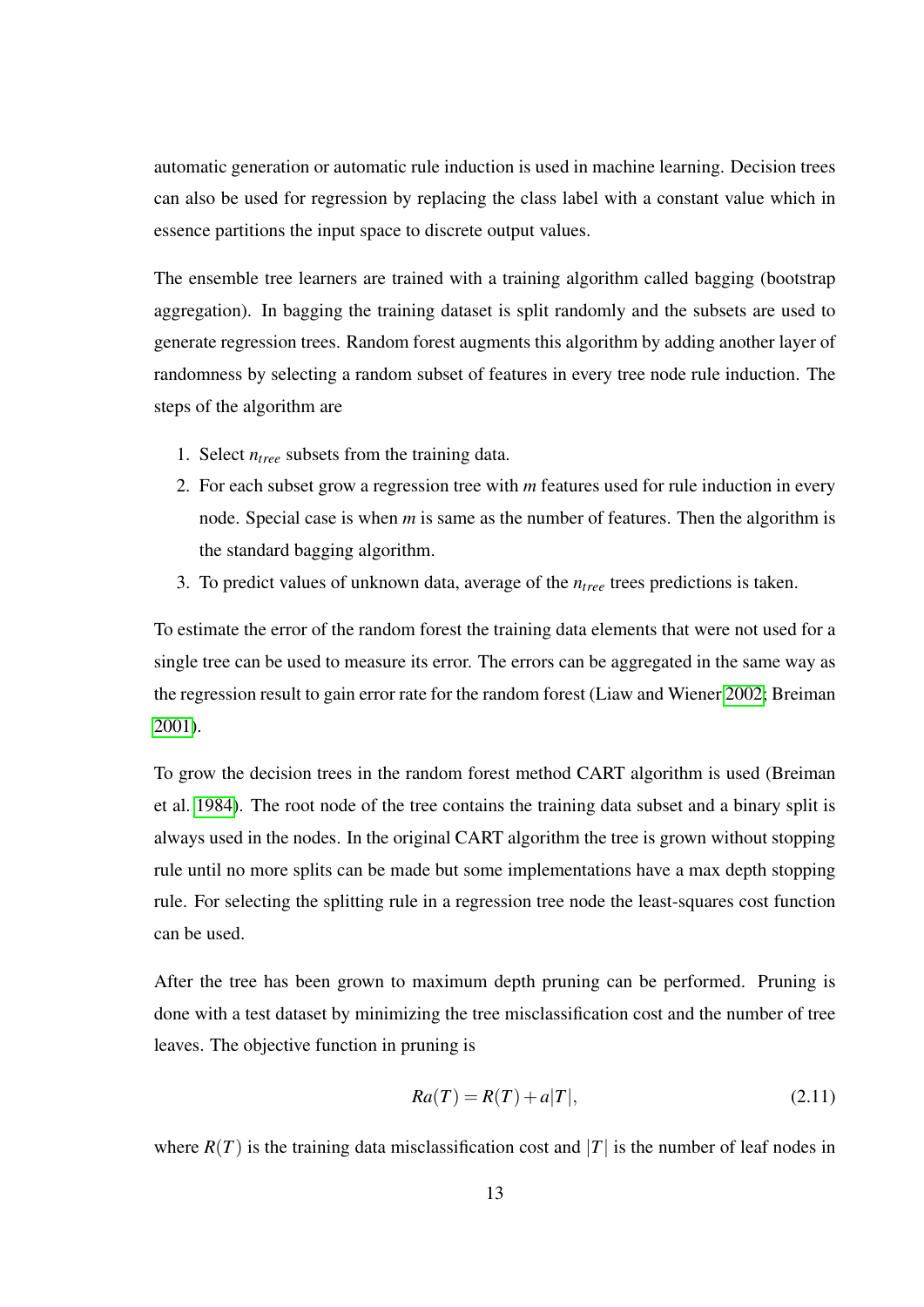automatic generation or automatic rule induction is used in machine learning. Decision trees can also be used for regression by replacing the class label with a constant value which in essence partitions the input space to discrete output values.

The ensemble tree learners are trained with a training algorithm called bagging (bootstrap aggregation). In bagging the training dataset is split randomly and the subsets are used to generate regression trees. Random forest augments this algorithm by adding another layer of randomness by selecting a random subset of features in every tree node rule induction. The steps of the algorithm are

1. Select $n_{tree}$ subsets from the training data.
2. For each subset grow a regression tree with $m$ features used for rule induction in every node. Special case is when $m$ is same as the number of features. Then the algorithm is the standard bagging algorithm.
3. To predict values of unknown data, average of the $n_{tree}$ trees predictions is taken.

To estimate the error of the random forest the training data elements that were not used for a single tree can be used to measure its error. The errors can be aggregated in the same way as the regression result to gain error rate for the random forest (Liaw and Wiener 2002; Breiman 2001).

To grow the decision trees in the random forest method CART algorithm is used (Breiman et al. 1984). The root node of the tree contains the training data subset and a binary split is always used in the nodes. In the original CART algorithm the tree is grown without stopping rule until no more splits can be made but some implementations have a max depth stopping rule. For selecting the splitting rule in a regression tree node the least-squares cost function can be used.

After the tree has been grown to maximum depth pruning can be performed. Pruning is done with a test dataset by minimizing the tree misclassification cost and the number of tree leaves. The objective function in pruning is

$$Ra(T) = R(T) + a|T|, \tag{2.11}$$

where $R(T)$ is the training data misclassification cost and $|T|$ is the number of leaf nodes in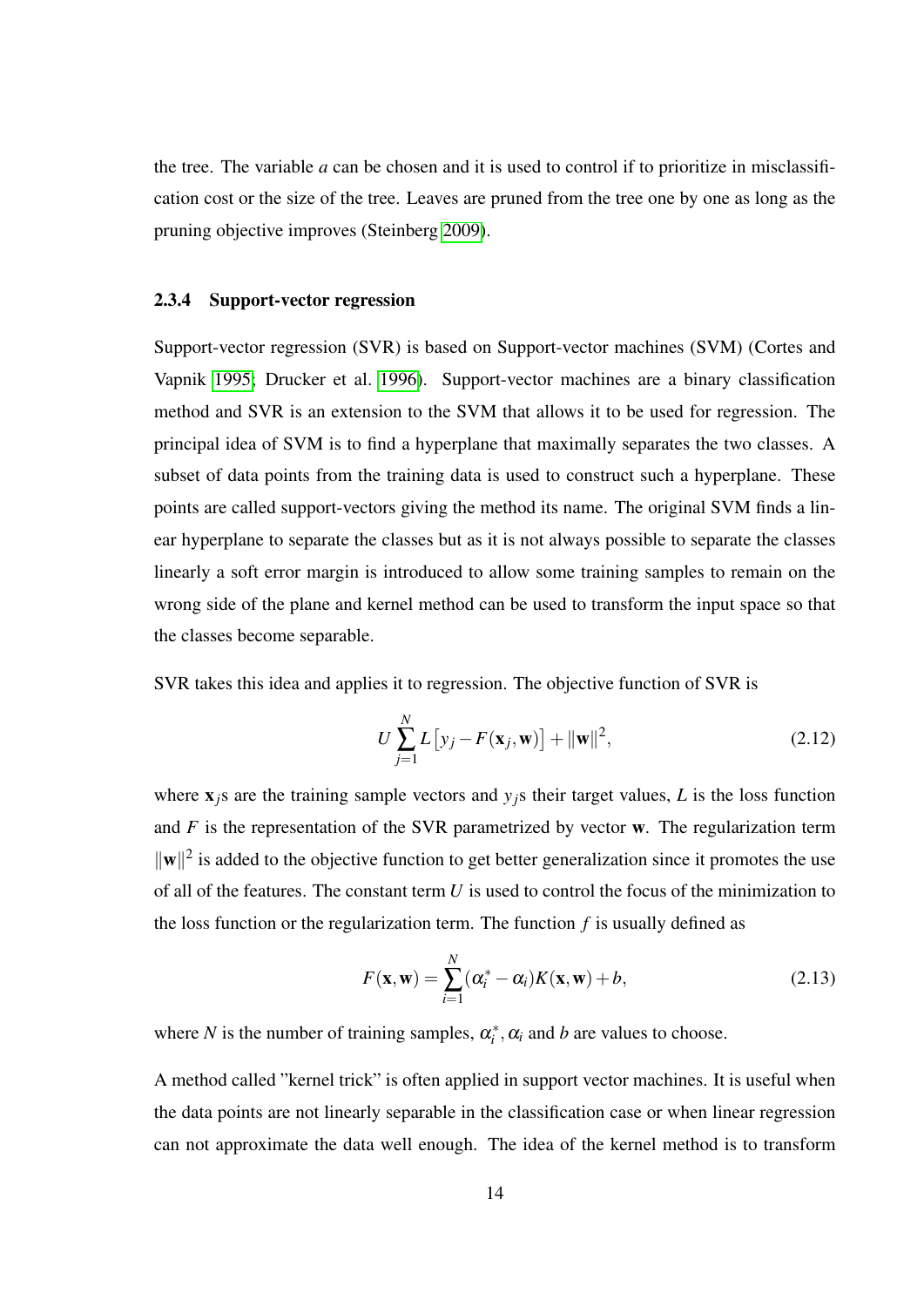the tree. The variable $a$ can be chosen and it is used to control if to prioritize in misclassification cost or the size of the tree. Leaves are pruned from the tree one by one as long as the pruning objective improves (Steinberg 2009).

### 2.3.4 Support-vector regression

Support-vector regression (SVR) is based on Support-vector machines (SVM) (Cortes and Vapnik 1995; Drucker et al. 1996). Support-vector machines are a binary classification method and SVR is an extension to the SVM that allows it to be used for regression. The principal idea of SVM is to find a hyperplane that maximally separates the two classes. A subset of data points from the training data is used to construct such a hyperplane. These points are called support-vectors giving the method its name. The original SVM finds a linear hyperplane to separate the classes but as it is not always possible to separate the classes linearly a soft error margin is introduced to allow some training samples to remain on the wrong side of the plane and kernel method can be used to transform the input space so that the classes become separable.

SVR takes this idea and applies it to regression. The objective function of SVR is

$$U \sum_{j=1}^{N} L\left[y_j - F(\mathbf{x}_j, \mathbf{w})\right] + \|\mathbf{w}\|^2, \tag{2.12}$$

where $\mathbf{x}_j$s are the training sample vectors and $y_j$s their target values, $L$ is the loss function and $F$ is the representation of the SVR parametrized by vector $\mathbf{w}$. The regularization term $\|\mathbf{w}\|^2$ is added to the objective function to get better generalization since it promotes the use of all of the features. The constant term $U$ is used to control the focus of the minimization to the loss function or the regularization term. The function $f$ is usually defined as

$$F(\mathbf{x}, \mathbf{w}) = \sum_{i=1}^{N} (\alpha_i^* - \alpha_i) K(\mathbf{x}, \mathbf{w}) + b, \tag{2.13}$$

where $N$ is the number of training samples, $\alpha_i^*, \alpha_i$ and $b$ are values to choose.

A method called "kernel trick" is often applied in support vector machines. It is useful when the data points are not linearly separable in the classification case or when linear regression can not approximate the data well enough. The idea of the kernel method is to transform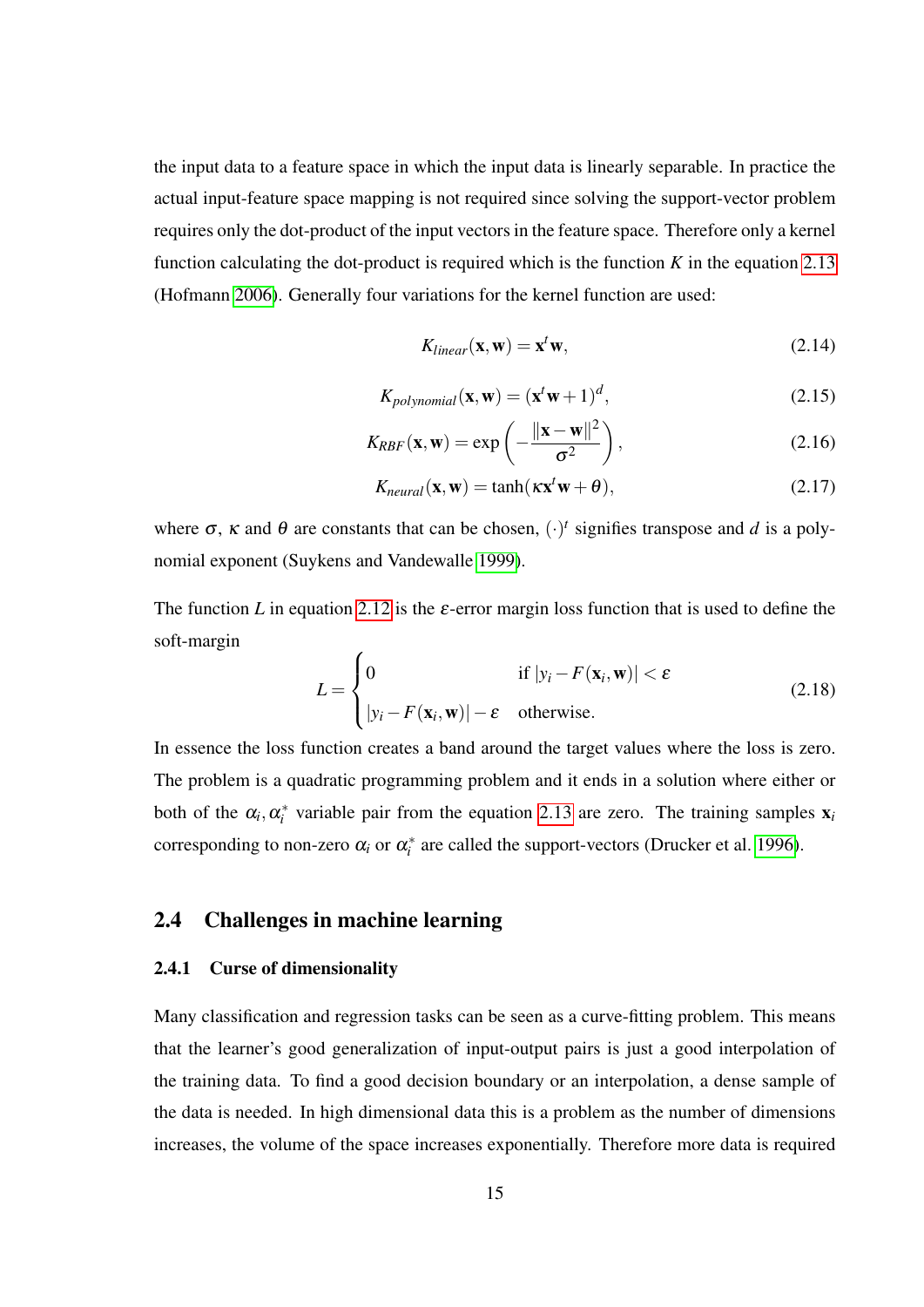the input data to a feature space in which the input data is linearly separable. In practice the actual input-feature space mapping is not required since solving the support-vector problem requires only the dot-product of the input vectors in the feature space. Therefore only a kernel function calculating the dot-product is required which is the function $K$ in the equation 2.13 (Hofmann 2006). Generally four variations for the kernel function are used:

$$K_{linear}(\mathbf{x}, \mathbf{w}) = \mathbf{x}^t \mathbf{w}, \tag{2.14}$$

$$K_{polynomial}(\mathbf{x}, \mathbf{w}) = (\mathbf{x}^t \mathbf{w} + 1)^d, \tag{2.15}$$

$$K_{RBF}(\mathbf{x}, \mathbf{w}) = \exp\left(-\frac{\|\mathbf{x} - \mathbf{w}\|^2}{\sigma^2}\right), \tag{2.16}$$

$$K_{neural}(\mathbf{x}, \mathbf{w}) = \tanh(\kappa \mathbf{x}^t \mathbf{w} + \theta), \tag{2.17}$$

where $\sigma$, $\kappa$ and $\theta$ are constants that can be chosen, $(\cdot)^t$ signifies transpose and $d$ is a polynomial exponent (Suykens and Vandewalle 1999).

The function $L$ in equation 2.12 is the $\varepsilon$-error margin loss function that is used to define the soft-margin

$$L = \begin{cases} 0 & \text{if } |y_i - F(\mathbf{x}_i, \mathbf{w})| < \varepsilon \\ |y_i - F(\mathbf{x}_i, \mathbf{w})| - \varepsilon & \text{otherwise.} \end{cases} \tag{2.18}$$

In essence the loss function creates a band around the target values where the loss is zero. The problem is a quadratic programming problem and it ends in a solution where either or both of the $\alpha_i, \alpha_i^*$ variable pair from the equation 2.13 are zero. The training samples $\mathbf{x}_i$ corresponding to non-zero $\alpha_i$ or $\alpha_i^*$ are called the support-vectors (Drucker et al. 1996).

## 2.4 Challenges in machine learning

### 2.4.1 Curse of dimensionality

Many classification and regression tasks can be seen as a curve-fitting problem. This means that the learner's good generalization of input-output pairs is just a good interpolation of the training data. To find a good decision boundary or an interpolation, a dense sample of the data is needed. In high dimensional data this is a problem as the number of dimensions increases, the volume of the space increases exponentially. Therefore more data is required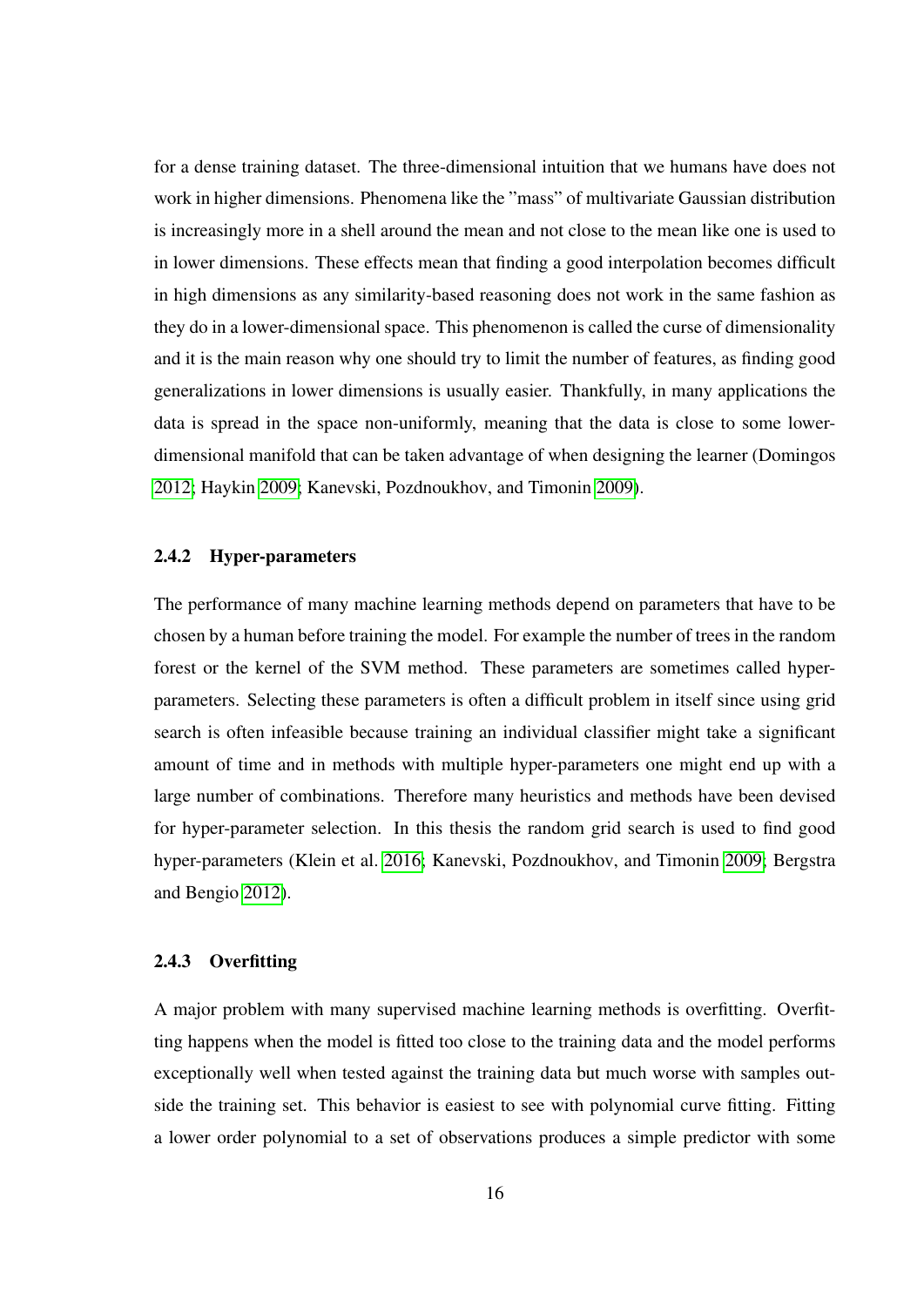for a dense training dataset. The three-dimensional intuition that we humans have does not work in higher dimensions. Phenomena like the "mass" of multivariate Gaussian distribution is increasingly more in a shell around the mean and not close to the mean like one is used to in lower dimensions. These effects mean that finding a good interpolation becomes difficult in high dimensions as any similarity-based reasoning does not work in the same fashion as they do in a lower-dimensional space. This phenomenon is called the curse of dimensionality and it is the main reason why one should try to limit the number of features, as finding good generalizations in lower dimensions is usually easier. Thankfully, in many applications the data is spread in the space non-uniformly, meaning that the data is close to some lower-dimensional manifold that can be taken advantage of when designing the learner (Domingos 2012; Haykin 2009; Kanevski, Pozdnoukhov, and Timonin 2009).

### 2.4.2 Hyper-parameters

The performance of many machine learning methods depend on parameters that have to be chosen by a human before training the model. For example the number of trees in the random forest or the kernel of the SVM method. These parameters are sometimes called hyper-parameters. Selecting these parameters is often a difficult problem in itself since using grid search is often infeasible because training an individual classifier might take a significant amount of time and in methods with multiple hyper-parameters one might end up with a large number of combinations. Therefore many heuristics and methods have been devised for hyper-parameter selection. In this thesis the random grid search is used to find good hyper-parameters (Klein et al. 2016; Kanevski, Pozdnoukhov, and Timonin 2009; Bergstra and Bengio 2012).

### 2.4.3 Overfitting

A major problem with many supervised machine learning methods is overfitting. Overfitting happens when the model is fitted too close to the training data and the model performs exceptionally well when tested against the training data but much worse with samples outside the training set. This behavior is easiest to see with polynomial curve fitting. Fitting a lower order polynomial to a set of observations produces a simple predictor with some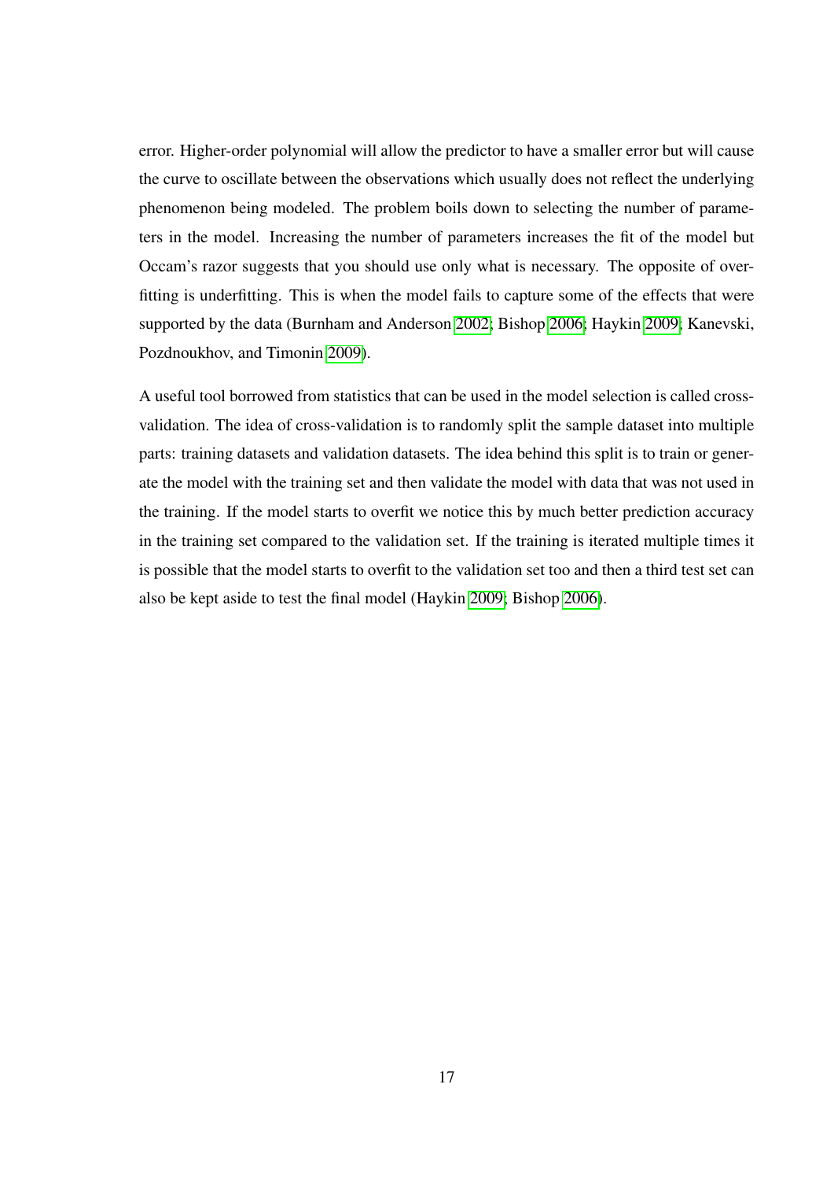error. Higher-order polynomial will allow the predictor to have a smaller error but will cause the curve to oscillate between the observations which usually does not reflect the underlying phenomenon being modeled. The problem boils down to selecting the number of parameters in the model. Increasing the number of parameters increases the fit of the model but Occam's razor suggests that you should use only what is necessary. The opposite of overfitting is underfitting. This is when the model fails to capture some of the effects that were supported by the data (Burnham and Anderson 2002; Bishop 2006; Haykin 2009; Kanevski, Pozdnoukhov, and Timonin 2009).

A useful tool borrowed from statistics that can be used in the model selection is called cross-validation. The idea of cross-validation is to randomly split the sample dataset into multiple parts: training datasets and validation datasets. The idea behind this split is to train or generate the model with the training set and then validate the model with data that was not used in the training. If the model starts to overfit we notice this by much better prediction accuracy in the training set compared to the validation set. If the training is iterated multiple times it is possible that the model starts to overfit to the validation set too and then a third test set can also be kept aside to test the final model (Haykin 2009; Bishop 2006).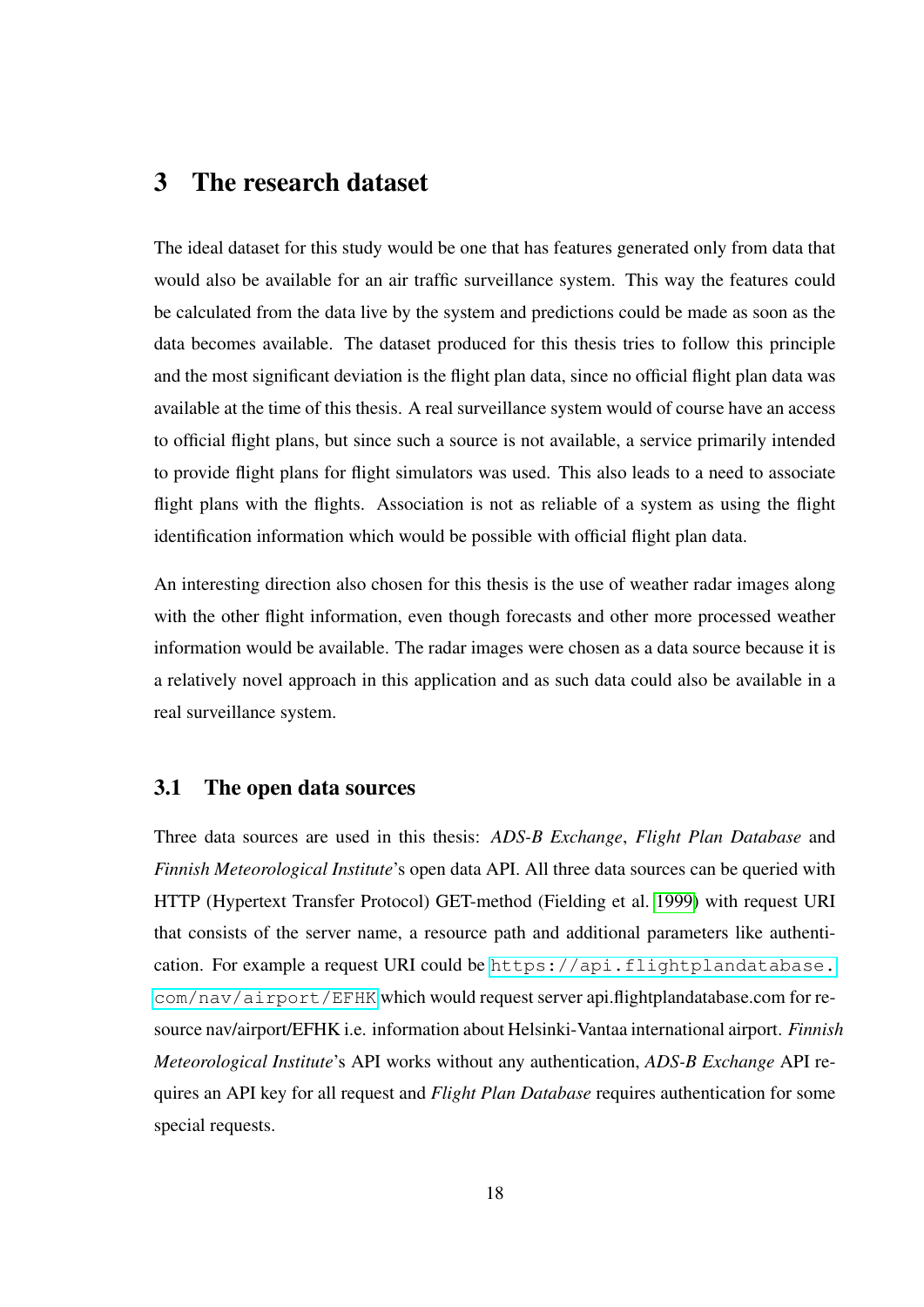# 3 The research dataset

The ideal dataset for this study would be one that has features generated only from data that would also be available for an air traffic surveillance system. This way the features could be calculated from the data live by the system and predictions could be made as soon as the data becomes available. The dataset produced for this thesis tries to follow this principle and the most significant deviation is the flight plan data, since no official flight plan data was available at the time of this thesis. A real surveillance system would of course have an access to official flight plans, but since such a source is not available, a service primarily intended to provide flight plans for flight simulators was used. This also leads to a need to associate flight plans with the flights. Association is not as reliable of a system as using the flight identification information which would be possible with official flight plan data.

An interesting direction also chosen for this thesis is the use of weather radar images along with the other flight information, even though forecasts and other more processed weather information would be available. The radar images were chosen as a data source because it is a relatively novel approach in this application and as such data could also be available in a real surveillance system.

## 3.1 The open data sources

Three data sources are used in this thesis: *ADS-B Exchange*, *Flight Plan Database* and *Finnish Meteorological Institute*'s open data API. All three data sources can be queried with HTTP (Hypertext Transfer Protocol) GET-method (Fielding et al. 1999) with request URI that consists of the server name, a resource path and additional parameters like authentication. For example a request URI could be `https://api.flightplandatabase.com/nav/airport/EFHK` which would request server api.flightplandatabase.com for resource nav/airport/EFHK i.e. information about Helsinki-Vantaa international airport. *Finnish Meteorological Institute*'s API works without any authentication, *ADS-B Exchange* API requires an API key for all request and *Flight Plan Database* requires authentication for some special requests.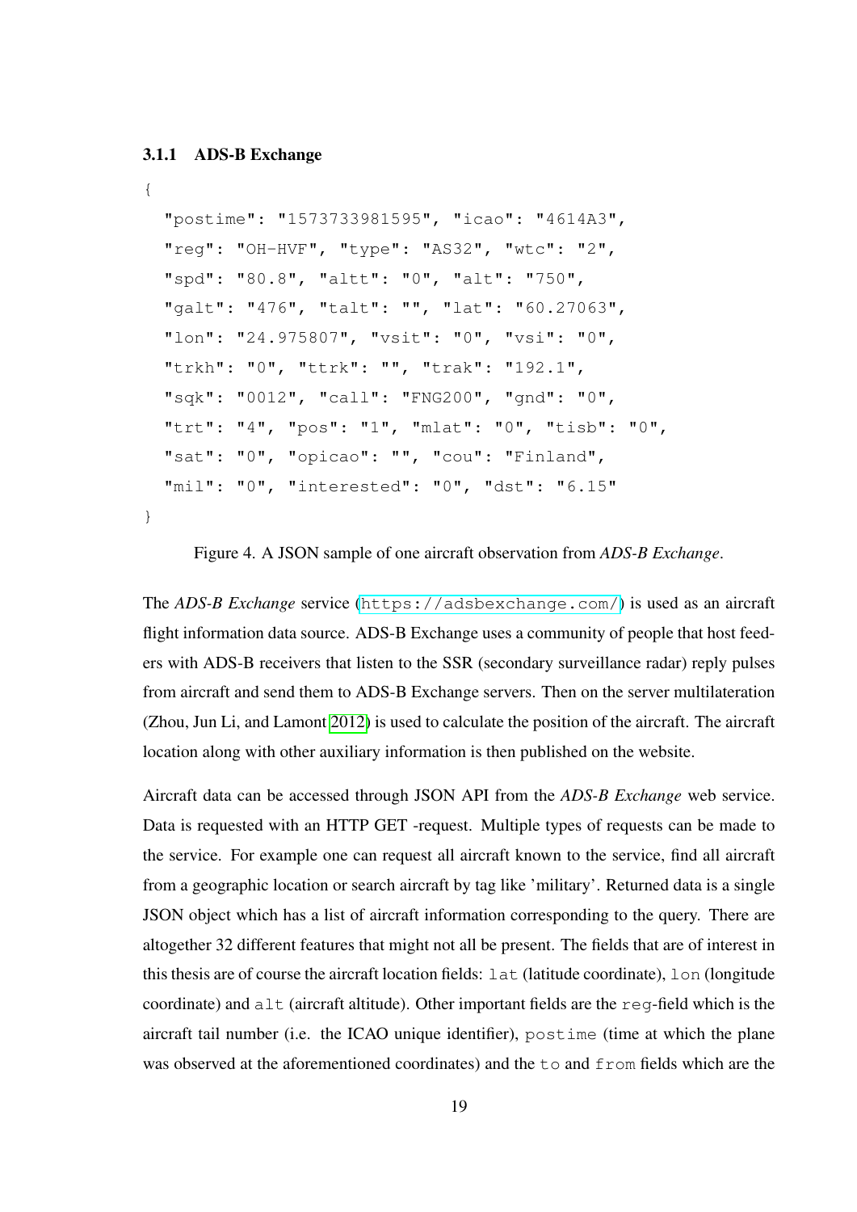### 3.1.1 ADS-B Exchange

```
{
  "postime": "1573733981595", "icao": "4614A3",
  "reg": "OH-HVF", "type": "AS32", "wtc": "2",
  "spd": "80.8", "altt": "0", "alt": "750",
  "galt": "476", "talt": "", "lat": "60.27063",
  "lon": "24.975807", "vsit": "0", "vsi": "0",
  "trkh": "0", "ttrk": "", "trak": "192.1",
  "sqk": "0012", "call": "FNG200", "gnd": "0",
  "trt": "4", "pos": "1", "mlat": "0", "tisb": "0",
  "sat": "0", "opicao": "", "cou": "Finland",
  "mil": "0", "interested": "0", "dst": "6.15"
}
```

Figure 4. A JSON sample of one aircraft observation from *ADS-B Exchange*.

The *ADS-B Exchange* service (`https://adsbexchange.com/`) is used as an aircraft flight information data source. ADS-B Exchange uses a community of people that host feeders with ADS-B receivers that listen to the SSR (secondary surveillance radar) reply pulses from aircraft and send them to ADS-B Exchange servers. Then on the server multilateration (Zhou, Jun Li, and Lamont 2012) is used to calculate the position of the aircraft. The aircraft location along with other auxiliary information is then published on the website.

Aircraft data can be accessed through JSON API from the *ADS-B Exchange* web service. Data is requested with an HTTP GET -request. Multiple types of requests can be made to the service. For example one can request all aircraft known to the service, find all aircraft from a geographic location or search aircraft by tag like 'military'. Returned data is a single JSON object which has a list of aircraft information corresponding to the query. There are altogether 32 different features that might not all be present. The fields that are of interest in this thesis are of course the aircraft location fields: `lat` (latitude coordinate), `lon` (longitude coordinate) and `alt` (aircraft altitude). Other important fields are the `reg`-field which is the aircraft tail number (i.e. the ICAO unique identifier), `postime` (time at which the plane was observed at the aforementioned coordinates) and the `to` and `from` fields which are the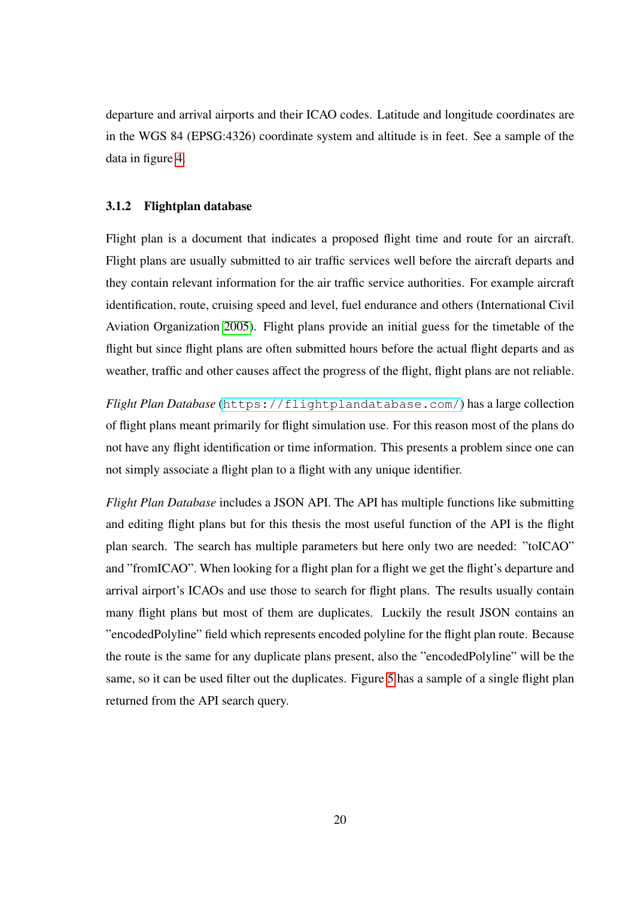departure and arrival airports and their ICAO codes. Latitude and longitude coordinates are in the WGS 84 (EPSG:4326) coordinate system and altitude is in feet. See a sample of the data in figure 4.

### 3.1.2 Flightplan database

Flight plan is a document that indicates a proposed flight time and route for an aircraft. Flight plans are usually submitted to air traffic services well before the aircraft departs and they contain relevant information for the air traffic service authorities. For example aircraft identification, route, cruising speed and level, fuel endurance and others (International Civil Aviation Organization 2005). Flight plans provide an initial guess for the timetable of the flight but since flight plans are often submitted hours before the actual flight departs and as weather, traffic and other causes affect the progress of the flight, flight plans are not reliable.

*Flight Plan Database* (https://flightplandatabase.com/) has a large collection of flight plans meant primarily for flight simulation use. For this reason most of the plans do not have any flight identification or time information. This presents a problem since one can not simply associate a flight plan to a flight with any unique identifier.

*Flight Plan Database* includes a JSON API. The API has multiple functions like submitting and editing flight plans but for this thesis the most useful function of the API is the flight plan search. The search has multiple parameters but here only two are needed: "toICAO" and "fromICAO". When looking for a flight plan for a flight we get the flight's departure and arrival airport's ICAOs and use those to search for flight plans. The results usually contain many flight plans but most of them are duplicates. Luckily the result JSON contains an "encodedPolyline" field which represents encoded polyline for the flight plan route. Because the route is the same for any duplicate plans present, also the "encodedPolyline" will be the same, so it can be used filter out the duplicates. Figure 5 has a sample of a single flight plan returned from the API search query.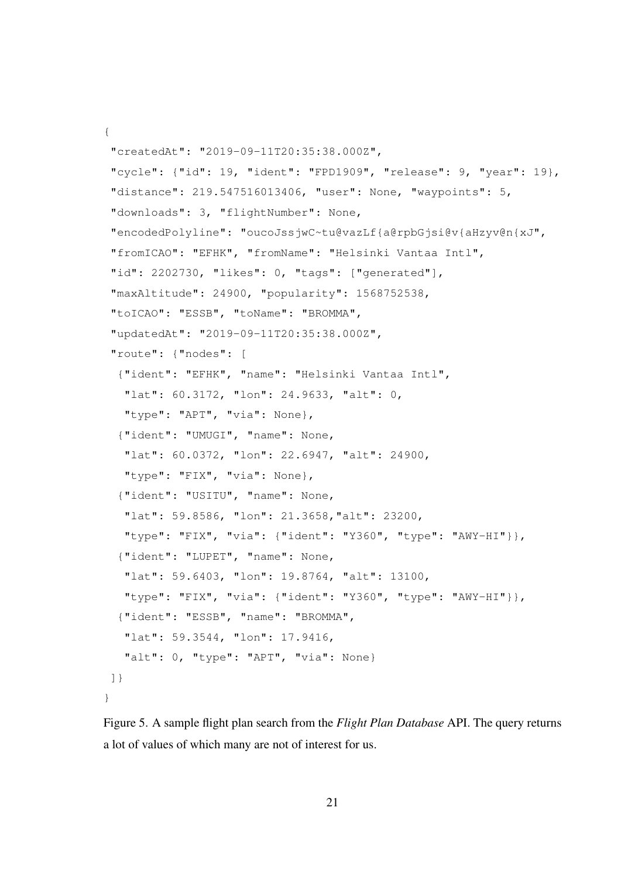```
{
 "createdAt": "2019-09-11T20:35:38.000Z",
 "cycle": {"id": 19, "ident": "FPD1909", "release": 9, "year": 19},
 "distance": 219.547516013406, "user": None, "waypoints": 5,
 "downloads": 3, "flightNumber": None,
 "encodedPolyline": "oucoJssjwC~tu@vazLf{a@rpbGjsi@v{aHzyv@n{xJ",
 "fromICAO": "EFHK", "fromName": "Helsinki Vantaa Intl",
 "id": 2202730, "likes": 0, "tags": ["generated"],
 "maxAltitude": 24900, "popularity": 1568752538,
 "toICAO": "ESSB", "toName": "BROMMA",
 "updatedAt": "2019-09-11T20:35:38.000Z",
 "route": {"nodes": [
  {"ident": "EFHK", "name": "Helsinki Vantaa Intl",
   "lat": 60.3172, "lon": 24.9633, "alt": 0,
   "type": "APT", "via": None},
  {"ident": "UMUGI", "name": None,
   "lat": 60.0372, "lon": 22.6947, "alt": 24900,
   "type": "FIX", "via": None},
  {"ident": "USITU", "name": None,
   "lat": 59.8586, "lon": 21.3658,"alt": 23200,
   "type": "FIX", "via": {"ident": "Y360", "type": "AWY-HI"}},
  {"ident": "LUPET", "name": None,
   "lat": 59.6403, "lon": 19.8764, "alt": 13100,
   "type": "FIX", "via": {"ident": "Y360", "type": "AWY-HI"}},
  {"ident": "ESSB", "name": "BROMMA",
   "lat": 59.3544, "lon": 17.9416,
   "alt": 0, "type": "APT", "via": None}
 ]}
}
```

Figure 5. A sample flight plan search from the *Flight Plan Database* API. The query returns a lot of values of which many are not of interest for us.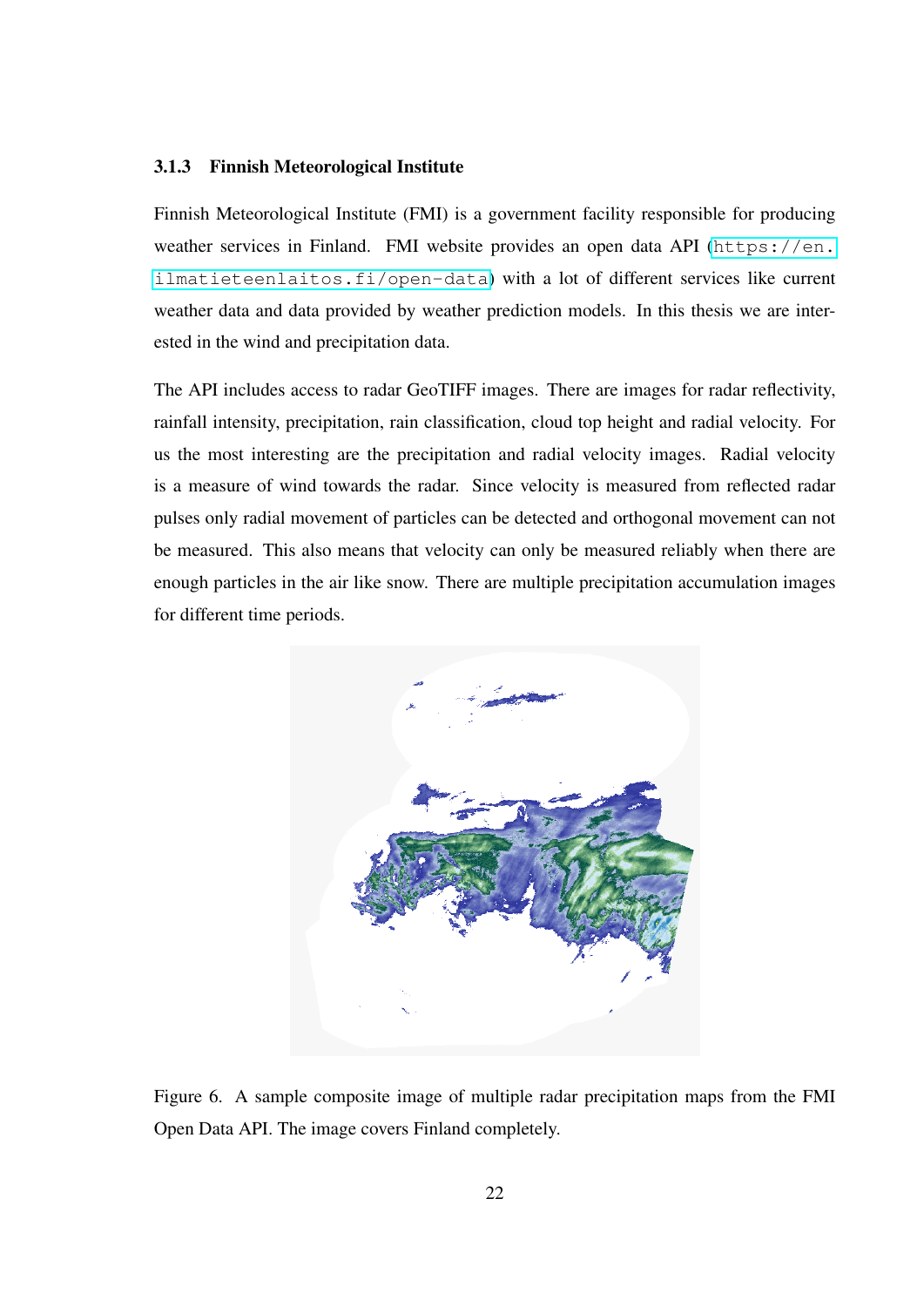### 3.1.3 Finnish Meteorological Institute

Finnish Meteorological Institute (FMI) is a government facility responsible for producing weather services in Finland. FMI website provides an open data API (https://en.ilmatieteenlaitos.fi/open-data) with a lot of different services like current weather data and data provided by weather prediction models. In this thesis we are interested in the wind and precipitation data.

The API includes access to radar GeoTIFF images. There are images for radar reflectivity, rainfall intensity, precipitation, rain classification, cloud top height and radial velocity. For us the most interesting are the precipitation and radial velocity images. Radial velocity is a measure of wind towards the radar. Since velocity is measured from reflected radar pulses only radial movement of particles can be detected and orthogonal movement can not be measured. This also means that velocity can only be measured reliably when there are enough particles in the air like snow. There are multiple precipitation accumulation images for different time periods.

Figure 6. A sample composite image of multiple radar precipitation maps from the FMI Open Data API. The image covers Finland completely.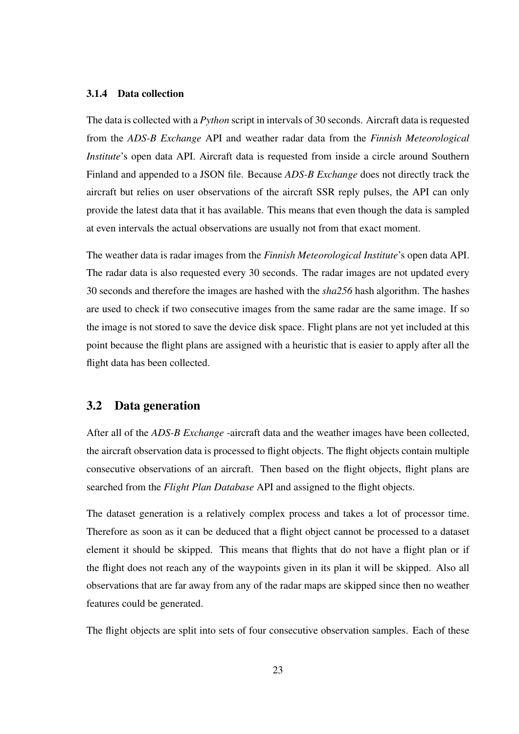### 3.1.4 Data collection

The data is collected with a *Python* script in intervals of 30 seconds. Aircraft data is requested from the *ADS-B Exchange* API and weather radar data from the *Finnish Meteorological Institute*'s open data API. Aircraft data is requested from inside a circle around Southern Finland and appended to a JSON file. Because *ADS-B Exchange* does not directly track the aircraft but relies on user observations of the aircraft SSR reply pulses, the API can only provide the latest data that it has available. This means that even though the data is sampled at even intervals the actual observations are usually not from that exact moment.

The weather data is radar images from the *Finnish Meteorological Institute*'s open data API. The radar data is also requested every 30 seconds. The radar images are not updated every 30 seconds and therefore the images are hashed with the *sha256* hash algorithm. The hashes are used to check if two consecutive images from the same radar are the same image. If so the image is not stored to save the device disk space. Flight plans are not yet included at this point because the flight plans are assigned with a heuristic that is easier to apply after all the flight data has been collected.

## 3.2 Data generation

After all of the *ADS-B Exchange* -aircraft data and the weather images have been collected, the aircraft observation data is processed to flight objects. The flight objects contain multiple consecutive observations of an aircraft. Then based on the flight objects, flight plans are searched from the *Flight Plan Database* API and assigned to the flight objects.

The dataset generation is a relatively complex process and takes a lot of processor time. Therefore as soon as it can be deduced that a flight object cannot be processed to a dataset element it should be skipped. This means that flights that do not have a flight plan or if the flight does not reach any of the waypoints given in its plan it will be skipped. Also all observations that are far away from any of the radar maps are skipped since then no weather features could be generated.

The flight objects are split into sets of four consecutive observation samples. Each of these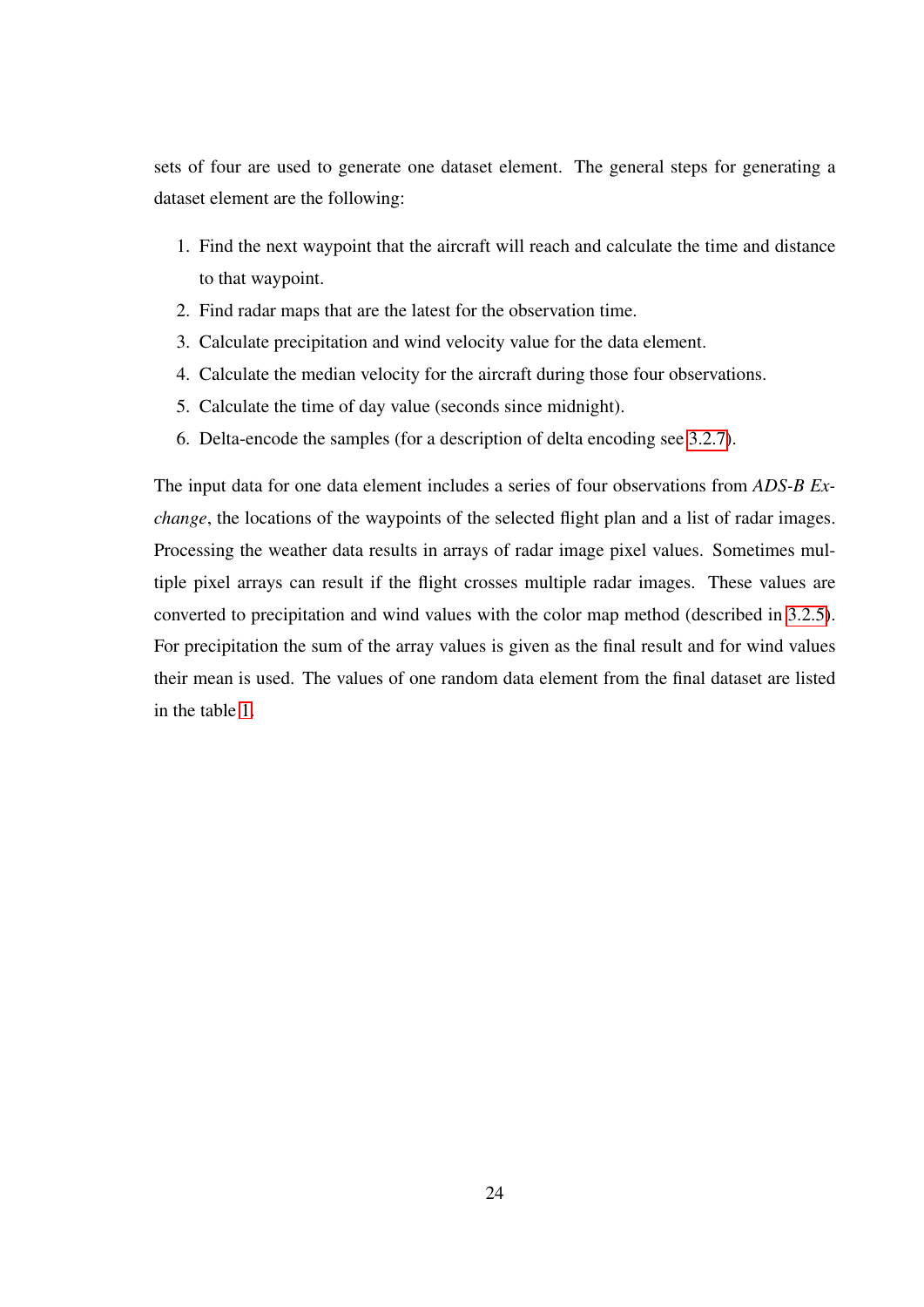sets of four are used to generate one dataset element. The general steps for generating a dataset element are the following:

1. Find the next waypoint that the aircraft will reach and calculate the time and distance to that waypoint.
2. Find radar maps that are the latest for the observation time.
3. Calculate precipitation and wind velocity value for the data element.
4. Calculate the median velocity for the aircraft during those four observations.
5. Calculate the time of day value (seconds since midnight).
6. Delta-encode the samples (for a description of delta encoding see 3.2.7).

The input data for one data element includes a series of four observations from *ADS-B Exchange*, the locations of the waypoints of the selected flight plan and a list of radar images. Processing the weather data results in arrays of radar image pixel values. Sometimes multiple pixel arrays can result if the flight crosses multiple radar images. These values are converted to precipitation and wind values with the color map method (described in 3.2.5). For precipitation the sum of the array values is given as the final result and for wind values their mean is used. The values of one random data element from the final dataset are listed in the table 1.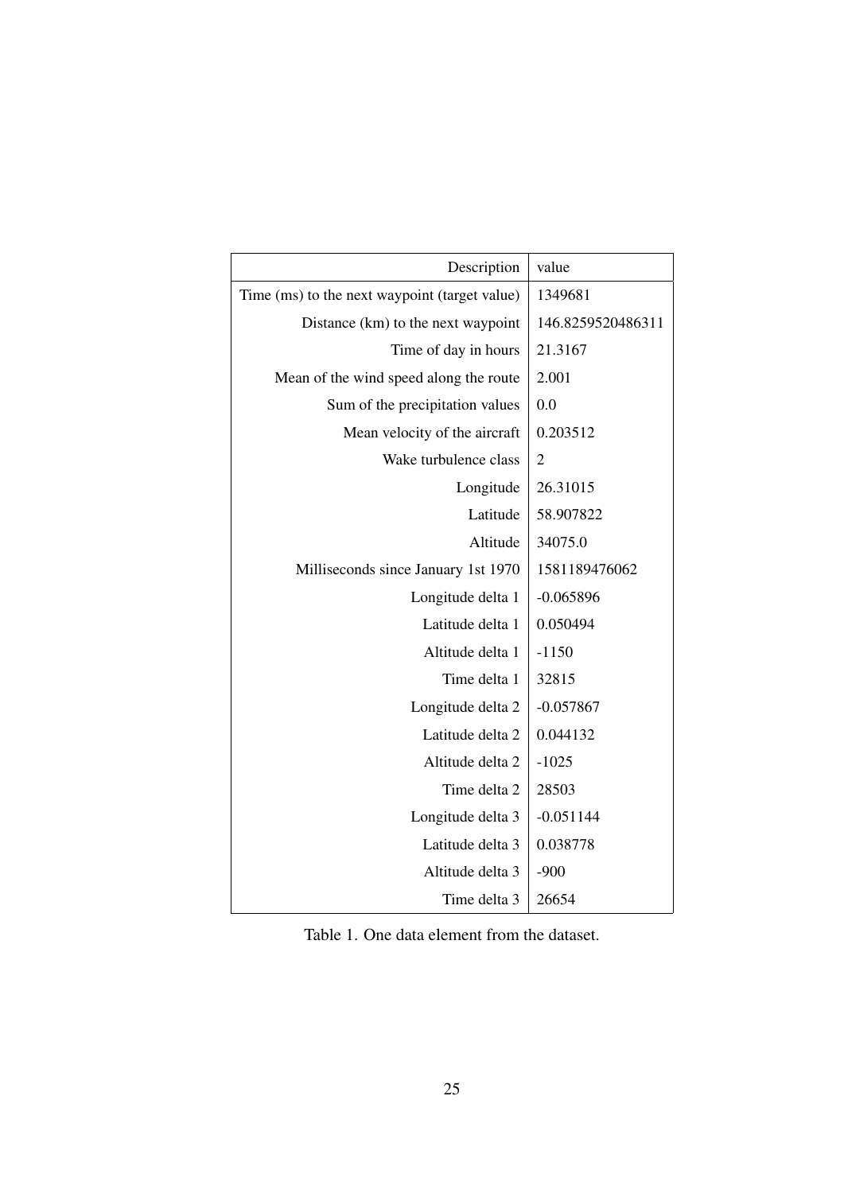| Description | value |
|---:|---|
| Time (ms) to the next waypoint (target value) | 1349681 |
| Distance (km) to the next waypoint | 146.8259520486311 |
| Time of day in hours | 21.3167 |
| Mean of the wind speed along the route | 2.001 |
| Sum of the precipitation values | 0.0 |
| Mean velocity of the aircraft | 0.203512 |
| Wake turbulence class | 2 |
| Longitude | 26.31015 |
| Latitude | 58.907822 |
| Altitude | 34075.0 |
| Milliseconds since January 1st 1970 | 1581189476062 |
| Longitude delta 1 | -0.065896 |
| Latitude delta 1 | 0.050494 |
| Altitude delta 1 | -1150 |
| Time delta 1 | 32815 |
| Longitude delta 2 | -0.057867 |
| Latitude delta 2 | 0.044132 |
| Altitude delta 2 | -1025 |
| Time delta 2 | 28503 |
| Longitude delta 3 | -0.051144 |
| Latitude delta 3 | 0.038778 |
| Altitude delta 3 | -900 |
| Time delta 3 | 26654 |

Table 1. One data element from the dataset.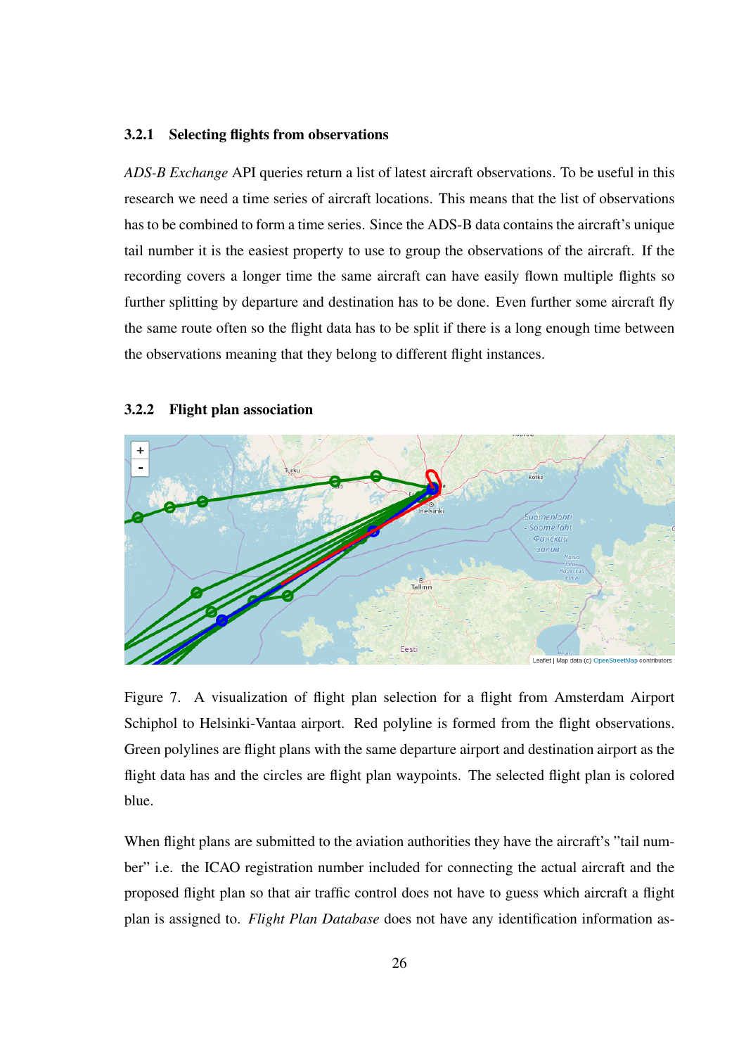### 3.2.1 Selecting flights from observations

*ADS-B Exchange* API queries return a list of latest aircraft observations. To be useful in this research we need a time series of aircraft locations. This means that the list of observations has to be combined to form a time series. Since the ADS-B data contains the aircraft's unique tail number it is the easiest property to use to group the observations of the aircraft. If the recording covers a longer time the same aircraft can have easily flown multiple flights so further splitting by departure and destination has to be done. Even further some aircraft fly the same route often so the flight data has to be split if there is a long enough time between the observations meaning that they belong to different flight instances.

### 3.2.2 Flight plan association

Figure 7. A visualization of flight plan selection for a flight from Amsterdam Airport Schiphol to Helsinki-Vantaa airport. Red polyline is formed from the flight observations. Green polylines are flight plans with the same departure airport and destination airport as the flight data has and the circles are flight plan waypoints. The selected flight plan is colored blue.

When flight plans are submitted to the aviation authorities they have the aircraft's "tail number" i.e. the ICAO registration number included for connecting the actual aircraft and the proposed flight plan so that air traffic control does not have to guess which aircraft a flight plan is assigned to. *Flight Plan Database* does not have any identification information as-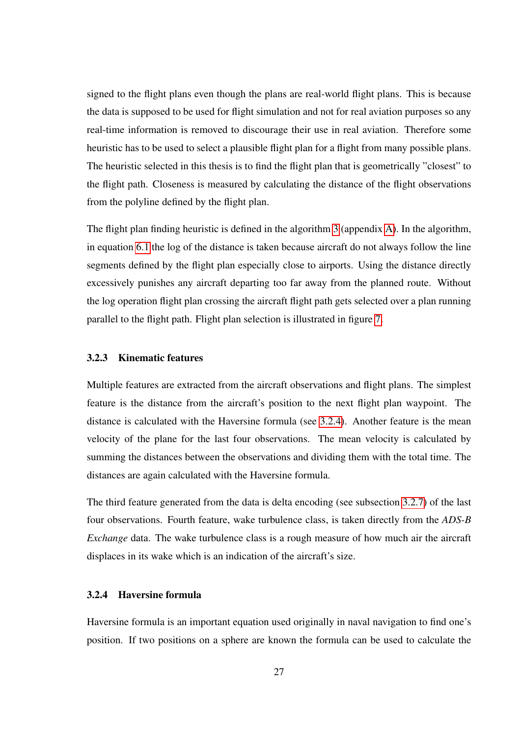signed to the flight plans even though the plans are real-world flight plans. This is because the data is supposed to be used for flight simulation and not for real aviation purposes so any real-time information is removed to discourage their use in real aviation. Therefore some heuristic has to be used to select a plausible flight plan for a flight from many possible plans. The heuristic selected in this thesis is to find the flight plan that is geometrically "closest" to the flight path. Closeness is measured by calculating the distance of the flight observations from the polyline defined by the flight plan.

The flight plan finding heuristic is defined in the algorithm 3 (appendix A). In the algorithm, in equation 6.1 the log of the distance is taken because aircraft do not always follow the line segments defined by the flight plan especially close to airports. Using the distance directly excessively punishes any aircraft departing too far away from the planned route. Without the log operation flight plan crossing the aircraft flight path gets selected over a plan running parallel to the flight path. Flight plan selection is illustrated in figure 7.

### 3.2.3 Kinematic features

Multiple features are extracted from the aircraft observations and flight plans. The simplest feature is the distance from the aircraft's position to the next flight plan waypoint. The distance is calculated with the Haversine formula (see 3.2.4). Another feature is the mean velocity of the plane for the last four observations. The mean velocity is calculated by summing the distances between the observations and dividing them with the total time. The distances are again calculated with the Haversine formula.

The third feature generated from the data is delta encoding (see subsection 3.2.7) of the last four observations. Fourth feature, wake turbulence class, is taken directly from the *ADS-B Exchange* data. The wake turbulence class is a rough measure of how much air the aircraft displaces in its wake which is an indication of the aircraft's size.

### 3.2.4 Haversine formula

Haversine formula is an important equation used originally in naval navigation to find one's position. If two positions on a sphere are known the formula can be used to calculate the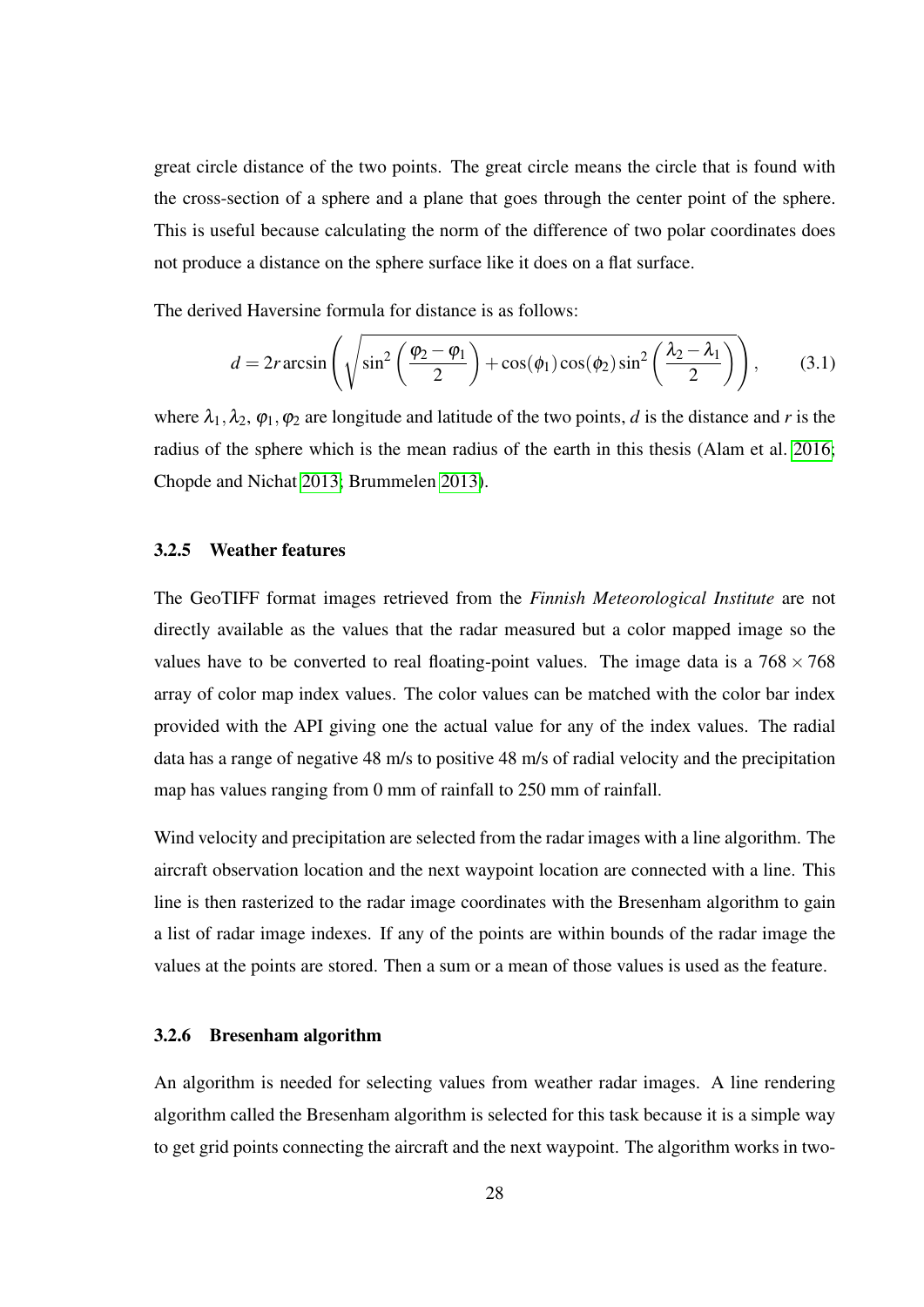great circle distance of the two points. The great circle means the circle that is found with the cross-section of a sphere and a plane that goes through the center point of the sphere. This is useful because calculating the norm of the difference of two polar coordinates does not produce a distance on the sphere surface like it does on a flat surface.

The derived Haversine formula for distance is as follows:

$$d = 2r \arcsin\left(\sqrt{\sin^2\left(\frac{\varphi_2 - \varphi_1}{2}\right) + \cos(\phi_1)\cos(\phi_2)\sin^2\left(\frac{\lambda_2 - \lambda_1}{2}\right)}\right), \tag{3.1}$$

where $\lambda_1, \lambda_2$, $\varphi_1, \varphi_2$ are longitude and latitude of the two points, $d$ is the distance and $r$ is the radius of the sphere which is the mean radius of the earth in this thesis (Alam et al. 2016; Chopde and Nichat 2013; Brummelen 2013).

### 3.2.5 Weather features

The GeoTIFF format images retrieved from the *Finnish Meteorological Institute* are not directly available as the values that the radar measured but a color mapped image so the values have to be converted to real floating-point values. The image data is a $768 \times 768$ array of color map index values. The color values can be matched with the color bar index provided with the API giving one the actual value for any of the index values. The radial data has a range of negative 48 m/s to positive 48 m/s of radial velocity and the precipitation map has values ranging from 0 mm of rainfall to 250 mm of rainfall.

Wind velocity and precipitation are selected from the radar images with a line algorithm. The aircraft observation location and the next waypoint location are connected with a line. This line is then rasterized to the radar image coordinates with the Bresenham algorithm to gain a list of radar image indexes. If any of the points are within bounds of the radar image the values at the points are stored. Then a sum or a mean of those values is used as the feature.

### 3.2.6 Bresenham algorithm

An algorithm is needed for selecting values from weather radar images. A line rendering algorithm called the Bresenham algorithm is selected for this task because it is a simple way to get grid points connecting the aircraft and the next waypoint. The algorithm works in two-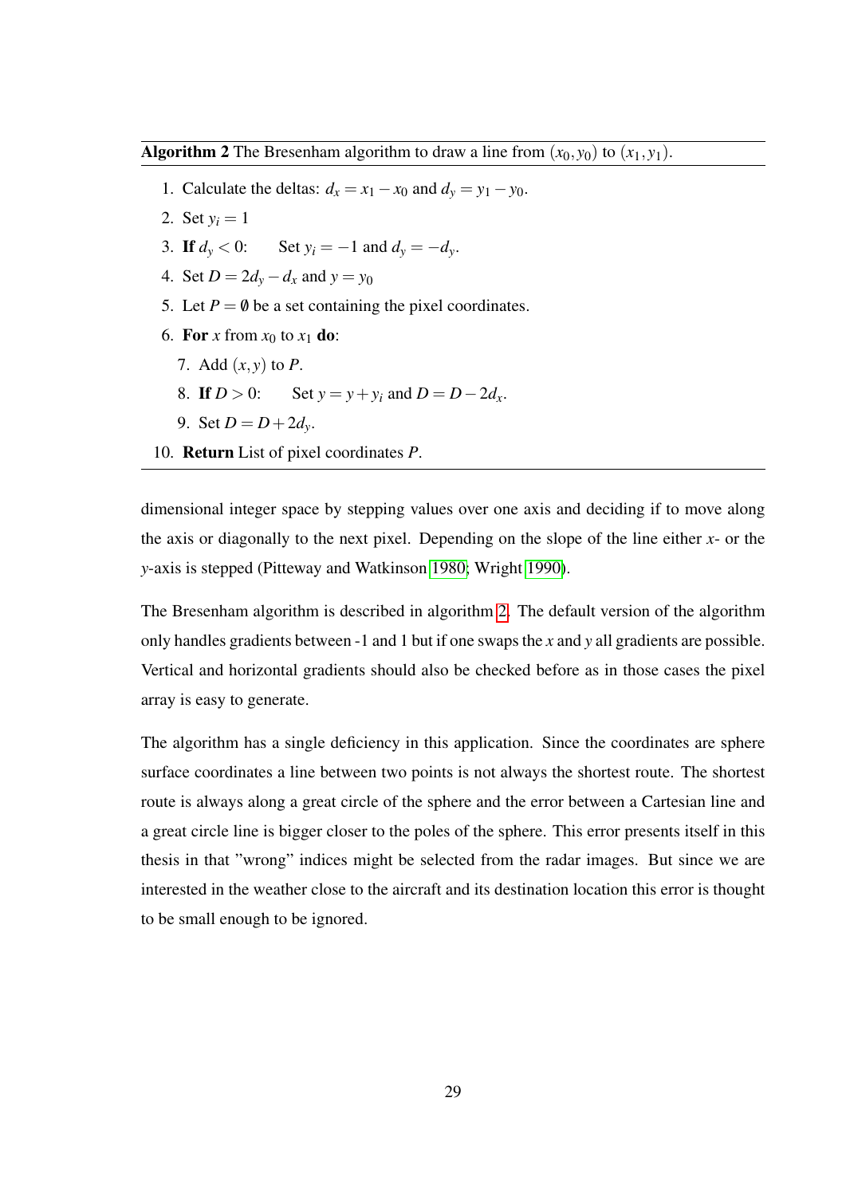**Algorithm 2** The Bresenham algorithm to draw a line from $(x_0, y_0)$ to $(x_1, y_1)$.

1. Calculate the deltas: $d_x = x_1 - x_0$ and $d_y = y_1 - y_0$.
2. Set $y_i = 1$
3. **If** $d_y < 0$: Set $y_i = -1$ and $d_y = -d_y$.
4. Set $D = 2d_y - d_x$ and $y = y_0$
5. Let $P = \emptyset$ be a set containing the pixel coordinates.
6. **For** $x$ from $x_0$ to $x_1$ **do**:
   7. Add $(x, y)$ to $P$.
   8. **If** $D > 0$: Set $y = y + y_i$ and $D = D - 2d_x$.
   9. Set $D = D + 2d_y$.
10. **Return** List of pixel coordinates $P$.

dimensional integer space by stepping values over one axis and deciding if to move along the axis or diagonally to the next pixel. Depending on the slope of the line either $x$- or the $y$-axis is stepped (Pitteway and Watkinson 1980; Wright 1990).

The Bresenham algorithm is described in algorithm 2. The default version of the algorithm only handles gradients between -1 and 1 but if one swaps the $x$ and $y$ all gradients are possible. Vertical and horizontal gradients should also be checked before as in those cases the pixel array is easy to generate.

The algorithm has a single deficiency in this application. Since the coordinates are sphere surface coordinates a line between two points is not always the shortest route. The shortest route is always along a great circle of the sphere and the error between a Cartesian line and a great circle line is bigger closer to the poles of the sphere. This error presents itself in this thesis in that "wrong" indices might be selected from the radar images. But since we are interested in the weather close to the aircraft and its destination location this error is thought to be small enough to be ignored.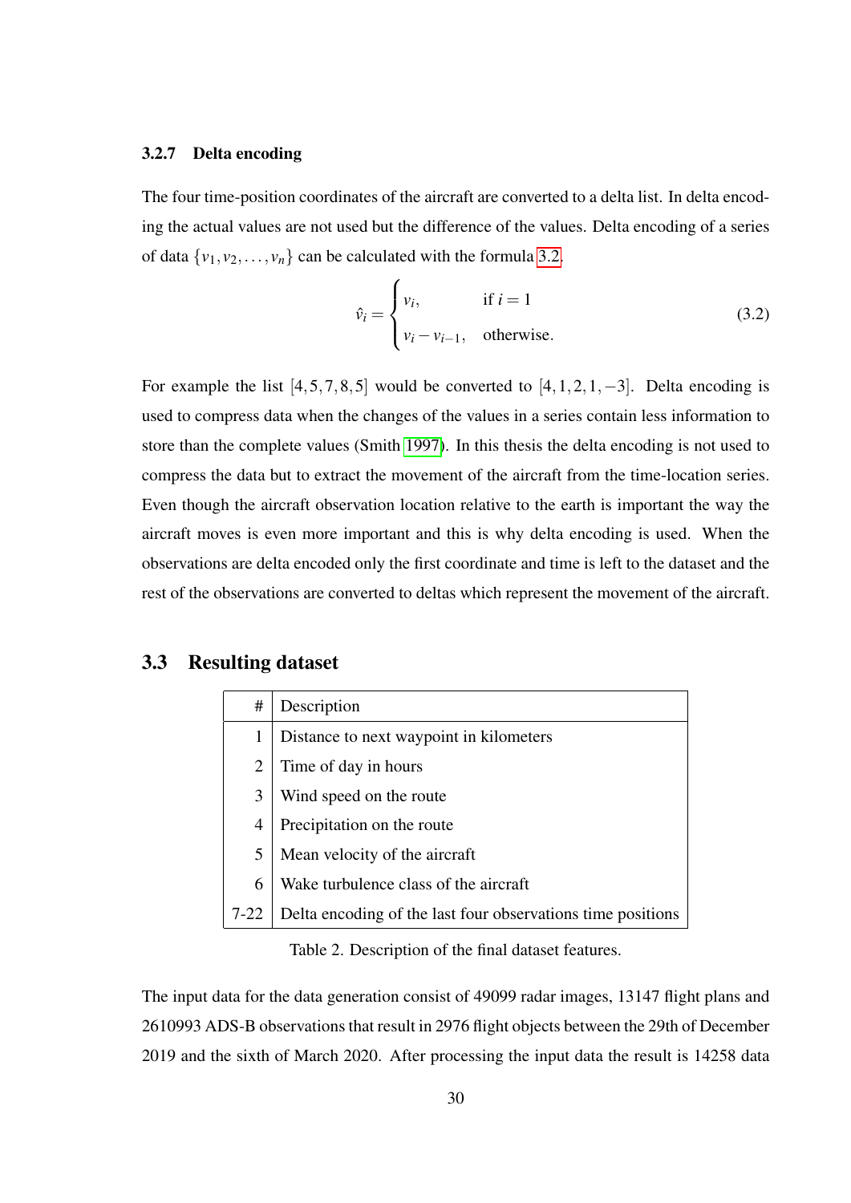### 3.2.7 Delta encoding

The four time-position coordinates of the aircraft are converted to a delta list. In delta encoding the actual values are not used but the difference of the values. Delta encoding of a series of data $\{v_1, v_2, \ldots, v_n\}$ can be calculated with the formula 3.2.

$$\hat{v}_i = \begin{cases} v_i, & \text{if } i = 1 \\ v_i - v_{i-1}, & \text{otherwise.} \end{cases} \tag{3.2}$$

For example the list $[4, 5, 7, 8, 5]$ would be converted to $[4, 1, 2, 1, -3]$. Delta encoding is used to compress data when the changes of the values in a series contain less information to store than the complete values (Smith 1997). In this thesis the delta encoding is not used to compress the data but to extract the movement of the aircraft from the time-location series. Even though the aircraft observation location relative to the earth is important the way the aircraft moves is even more important and this is why delta encoding is used. When the observations are delta encoded only the first coordinate and time is left to the dataset and the rest of the observations are converted to deltas which represent the movement of the aircraft.

## 3.3 Resulting dataset

| # | Description |
|---|---|
| 1 | Distance to next waypoint in kilometers |
| 2 | Time of day in hours |
| 3 | Wind speed on the route |
| 4 | Precipitation on the route |
| 5 | Mean velocity of the aircraft |
| 6 | Wake turbulence class of the aircraft |
| 7-22 | Delta encoding of the last four observations time positions |

Table 2. Description of the final dataset features.

The input data for the data generation consist of 49099 radar images, 13147 flight plans and 2610993 ADS-B observations that result in 2976 flight objects between the 29th of December 2019 and the sixth of March 2020. After processing the input data the result is 14258 data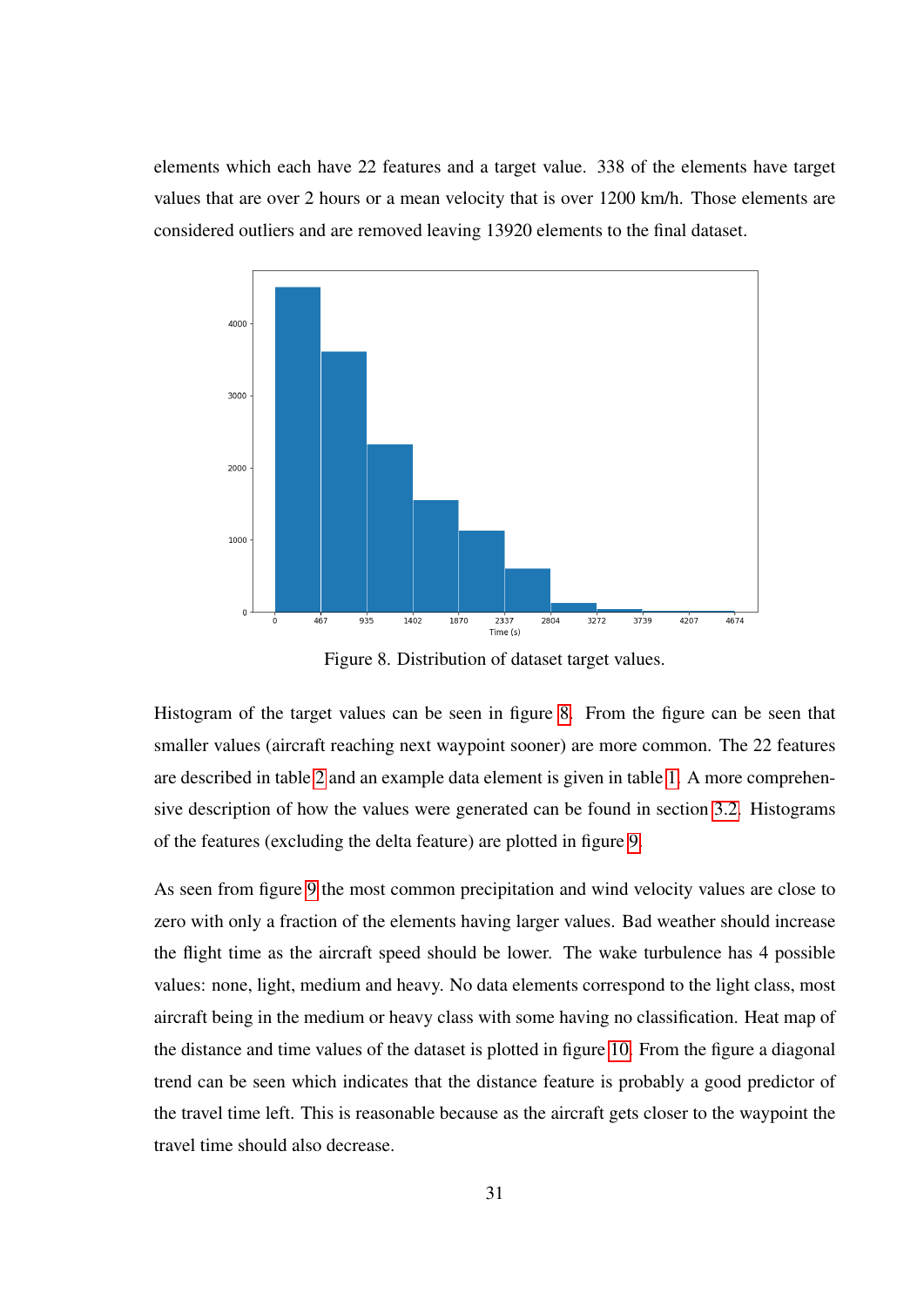elements which each have 22 features and a target value. 338 of the elements have target values that are over 2 hours or a mean velocity that is over 1200 km/h. Those elements are considered outliers and are removed leaving 13920 elements to the final dataset.

Figure 8. Distribution of dataset target values.

Histogram of the target values can be seen in figure 8. From the figure can be seen that smaller values (aircraft reaching next waypoint sooner) are more common. The 22 features are described in table 2 and an example data element is given in table 1. A more comprehensive description of how the values were generated can be found in section 3.2. Histograms of the features (excluding the delta feature) are plotted in figure 9.

As seen from figure 9 the most common precipitation and wind velocity values are close to zero with only a fraction of the elements having larger values. Bad weather should increase the flight time as the aircraft speed should be lower. The wake turbulence has 4 possible values: none, light, medium and heavy. No data elements correspond to the light class, most aircraft being in the medium or heavy class with some having no classification. Heat map of the distance and time values of the dataset is plotted in figure 10. From the figure a diagonal trend can be seen which indicates that the distance feature is probably a good predictor of the travel time left. This is reasonable because as the aircraft gets closer to the waypoint the travel time should also decrease.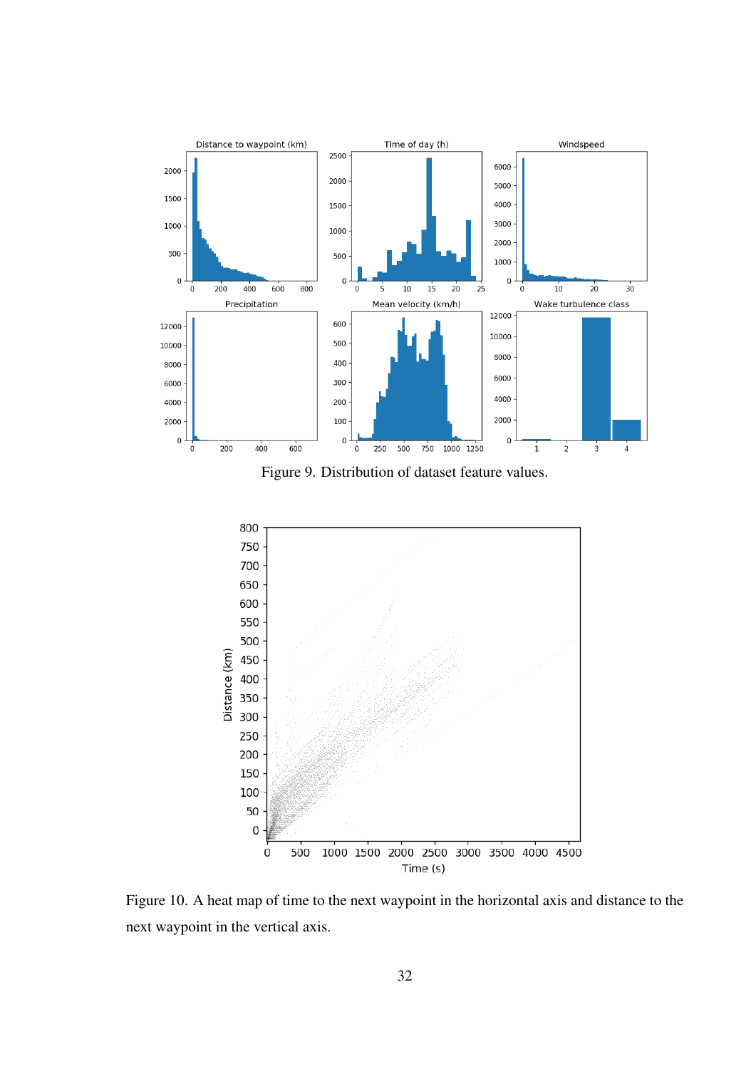Figure 9. Distribution of dataset feature values.

Figure 10. A heat map of time to the next waypoint in the horizontal axis and distance to the next waypoint in the vertical axis.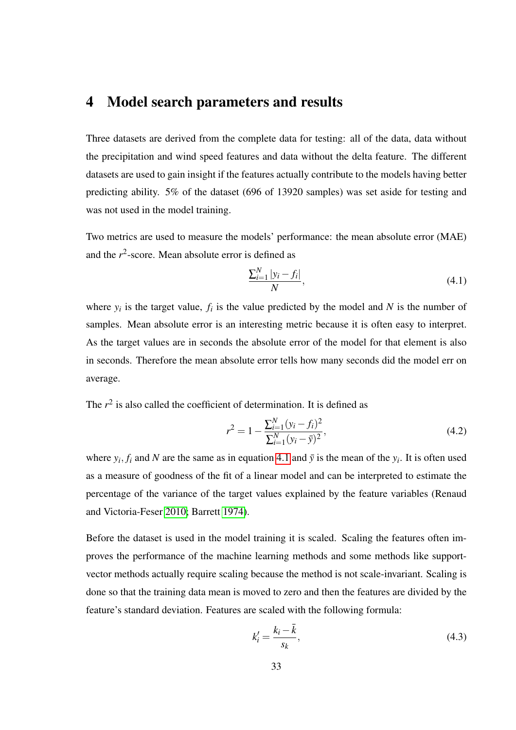# 4 Model search parameters and results

Three datasets are derived from the complete data for testing: all of the data, data without the precipitation and wind speed features and data without the delta feature. The different datasets are used to gain insight if the features actually contribute to the models having better predicting ability. 5% of the dataset (696 of 13920 samples) was set aside for testing and was not used in the model training.

Two metrics are used to measure the models' performance: the mean absolute error (MAE) and the $r^2$-score. Mean absolute error is defined as

$$\frac{\sum_{i=1}^{N} |y_i - f_i|}{N}, \tag{4.1}$$

where $y_i$ is the target value, $f_i$ is the value predicted by the model and $N$ is the number of samples. Mean absolute error is an interesting metric because it is often easy to interpret. As the target values are in seconds the absolute error of the model for that element is also in seconds. Therefore the mean absolute error tells how many seconds did the model err on average.

The $r^2$ is also called the coefficient of determination. It is defined as

$$r^2 = 1 - \frac{\sum_{i=1}^{N} (y_i - f_i)^2}{\sum_{i=1}^{N} (y_i - \bar{y})^2}, \tag{4.2}$$

where $y_i$, $f_i$ and $N$ are the same as in equation 4.1 and $\bar{y}$ is the mean of the $y_i$. It is often used as a measure of goodness of the fit of a linear model and can be interpreted to estimate the percentage of the variance of the target values explained by the feature variables (Renaud and Victoria-Feser 2010; Barrett 1974).

Before the dataset is used in the model training it is scaled. Scaling the features often improves the performance of the machine learning methods and some methods like support-vector methods actually require scaling because the method is not scale-invariant. Scaling is done so that the training data mean is moved to zero and then the features are divided by the feature's standard deviation. Features are scaled with the following formula:

$$k_i' = \frac{k_i - \bar{k}}{s_k}, \tag{4.3}$$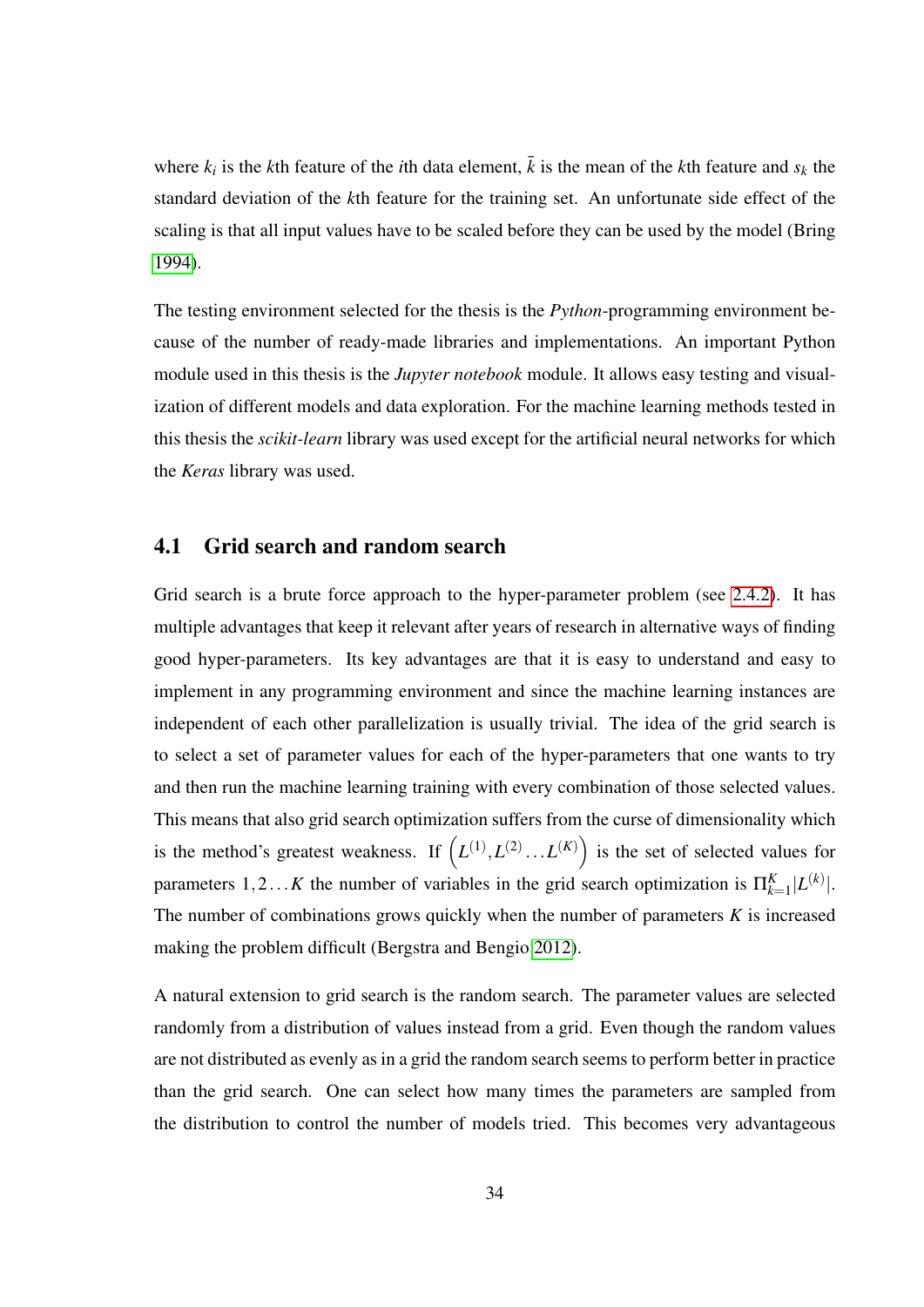where $k_i$ is the $k$th feature of the $i$th data element, $\bar{k}$ is the mean of the $k$th feature and $s_k$ the standard deviation of the $k$th feature for the training set. An unfortunate side effect of the scaling is that all input values have to be scaled before they can be used by the model (Bring 1994).

The testing environment selected for the thesis is the *Python*-programming environment because of the number of ready-made libraries and implementations. An important Python module used in this thesis is the *Jupyter notebook* module. It allows easy testing and visualization of different models and data exploration. For the machine learning methods tested in this thesis the *scikit-learn* library was used except for the artificial neural networks for which the *Keras* library was used.

## 4.1 Grid search and random search

Grid search is a brute force approach to the hyper-parameter problem (see 2.4.2). It has multiple advantages that keep it relevant after years of research in alternative ways of finding good hyper-parameters. Its key advantages are that it is easy to understand and easy to implement in any programming environment and since the machine learning instances are independent of each other parallelization is usually trivial. The idea of the grid search is to select a set of parameter values for each of the hyper-parameters that one wants to try and then run the machine learning training with every combination of those selected values. This means that also grid search optimization suffers from the curse of dimensionality which is the method's greatest weakness. If $\left(L^{(1)}, L^{(2)} \dots L^{(K)}\right)$ is the set of selected values for parameters $1, 2 \dots K$ the number of variables in the grid search optimization is $\Pi_{k=1}^{K} |L^{(k)}|$. The number of combinations grows quickly when the number of parameters $K$ is increased making the problem difficult (Bergstra and Bengio 2012).

A natural extension to grid search is the random search. The parameter values are selected randomly from a distribution of values instead from a grid. Even though the random values are not distributed as evenly as in a grid the random search seems to perform better in practice than the grid search. One can select how many times the parameters are sampled from the distribution to control the number of models tried. This becomes very advantageous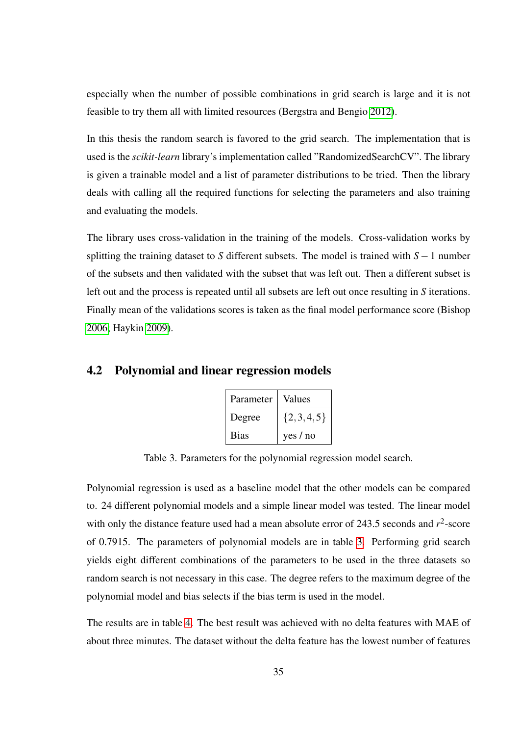especially when the number of possible combinations in grid search is large and it is not feasible to try them all with limited resources (Bergstra and Bengio 2012).

In this thesis the random search is favored to the grid search. The implementation that is used is the *scikit-learn* library's implementation called "RandomizedSearchCV". The library is given a trainable model and a list of parameter distributions to be tried. Then the library deals with calling all the required functions for selecting the parameters and also training and evaluating the models.

The library uses cross-validation in the training of the models. Cross-validation works by splitting the training dataset to $S$ different subsets. The model is trained with $S-1$ number of the subsets and then validated with the subset that was left out. Then a different subset is left out and the process is repeated until all subsets are left out once resulting in $S$ iterations. Finally mean of the validations scores is taken as the final model performance score (Bishop 2006; Haykin 2009).

## 4.2 Polynomial and linear regression models

| Parameter | Values |
|---|---|
| Degree | $\{2,3,4,5\}$ |
| Bias | yes / no |

Table 3. Parameters for the polynomial regression model search.

Polynomial regression is used as a baseline model that the other models can be compared to. 24 different polynomial models and a simple linear model was tested. The linear model with only the distance feature used had a mean absolute error of 243.5 seconds and $r^2$-score of 0.7915. The parameters of polynomial models are in table 3. Performing grid search yields eight different combinations of the parameters to be used in the three datasets so random search is not necessary in this case. The degree refers to the maximum degree of the polynomial model and bias selects if the bias term is used in the model.

The results are in table 4. The best result was achieved with no delta features with MAE of about three minutes. The dataset without the delta feature has the lowest number of features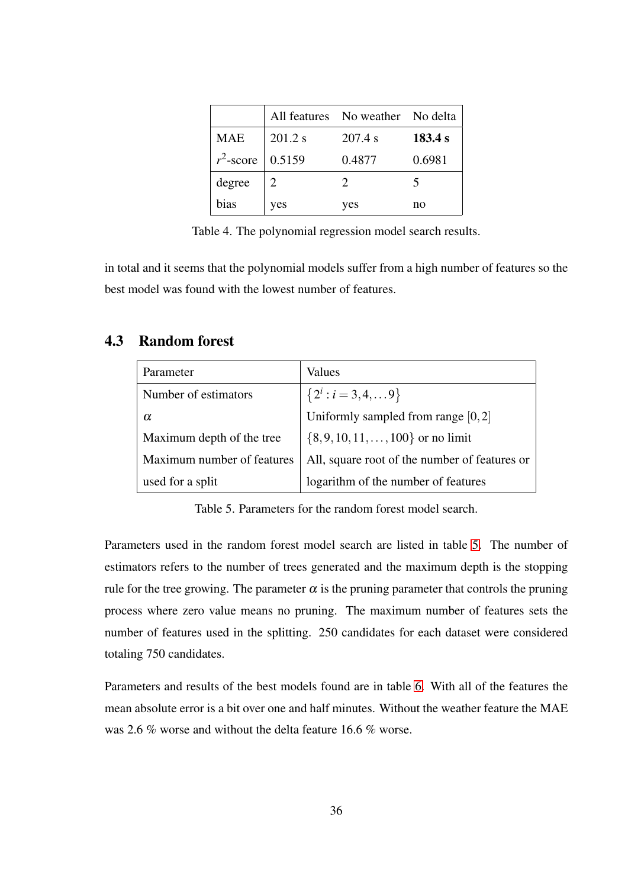| | All features | No weather | No delta |
|---|---|---|---|
| MAE | 201.2 s | 207.4 s | **183.4 s** |
| $r^2$-score | 0.5159 | 0.4877 | 0.6981 |
| degree | 2 | 2 | 5 |
| bias | yes | yes | no |

Table 4. The polynomial regression model search results.

in total and it seems that the polynomial models suffer from a high number of features so the best model was found with the lowest number of features.

### 4.3 Random forest

| Parameter | Values |
|---|---|
| Number of estimators | $\{2^i : i = 3, 4, \ldots 9\}$ |
| $\alpha$ | Uniformly sampled from range $[0, 2]$ |
| Maximum depth of the tree | $\{8, 9, 10, 11, \ldots, 100\}$ or no limit |
| Maximum number of features used for a split | All, square root of the number of features or logarithm of the number of features |

Table 5. Parameters for the random forest model search.

Parameters used in the random forest model search are listed in table 5. The number of estimators refers to the number of trees generated and the maximum depth is the stopping rule for the tree growing. The parameter $\alpha$ is the pruning parameter that controls the pruning process where zero value means no pruning. The maximum number of features sets the number of features used in the splitting. 250 candidates for each dataset were considered totaling 750 candidates.

Parameters and results of the best models found are in table 6. With all of the features the mean absolute error is a bit over one and half minutes. Without the weather feature the MAE was 2.6 % worse and without the delta feature 16.6 % worse.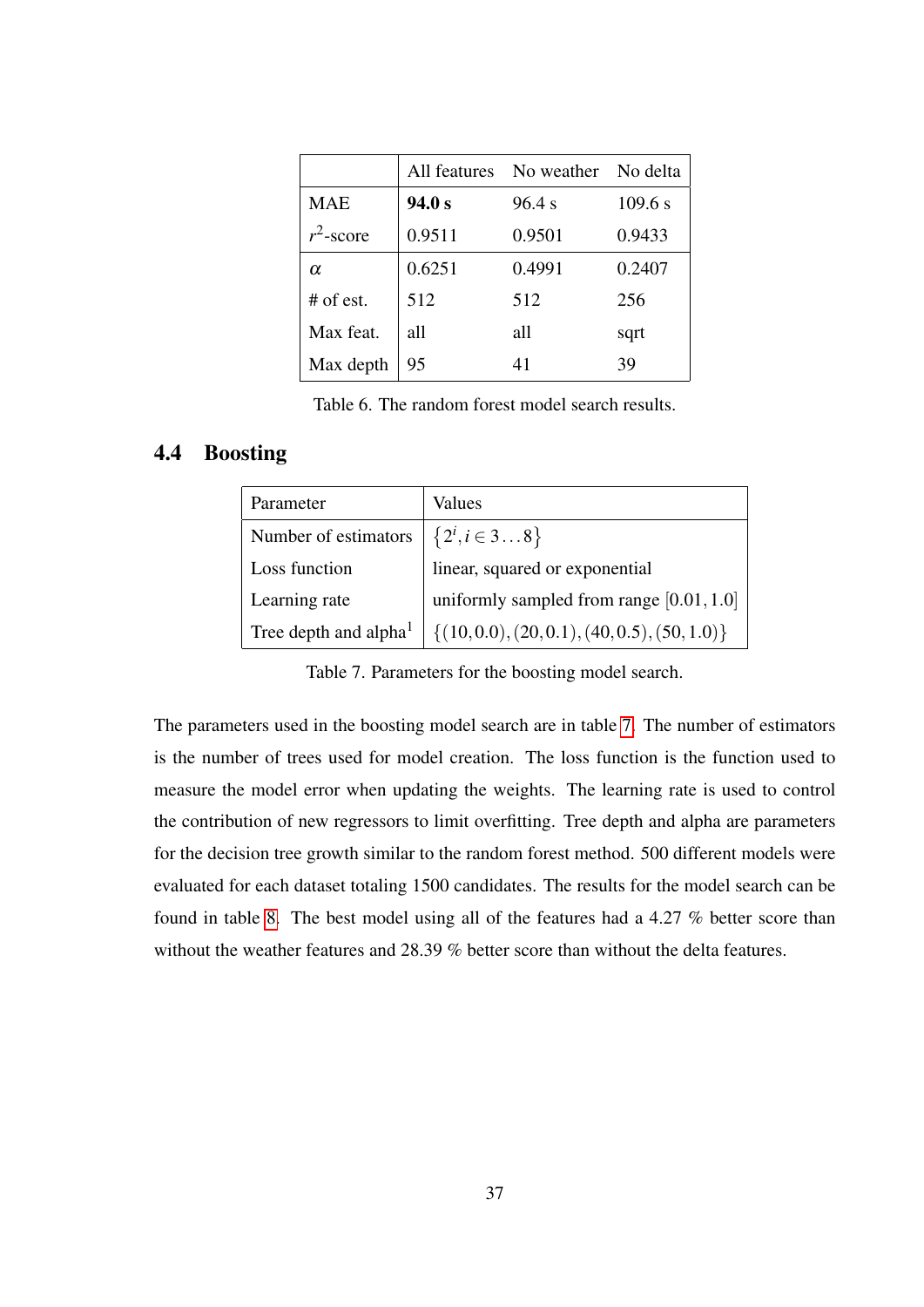|  | All features | No weather | No delta |
|---|---|---|---|
| MAE | **94.0 s** | 96.4 s | 109.6 s |
| $r^2$-score | 0.9511 | 0.9501 | 0.9433 |
| $\alpha$ | 0.6251 | 0.4991 | 0.2407 |
| # of est. | 512 | 512 | 256 |
| Max feat. | all | all | sqrt |
| Max depth | 95 | 41 | 39 |

Table 6. The random forest model search results.

## 4.4 Boosting

| Parameter | Values |
|---|---|
| Number of estimators | $\{2^i, i \in 3 \ldots 8\}$ |
| Loss function | linear, squared or exponential |
| Learning rate | uniformly sampled from range $[0.01, 1.0]$ |
| Tree depth and alpha[1] | $\{(10, 0.0), (20, 0.1), (40, 0.5), (50, 1.0)\}$ |

Table 7. Parameters for the boosting model search.

The parameters used in the boosting model search are in table 7. The number of estimators is the number of trees used for model creation. The loss function is the function used to measure the model error when updating the weights. The learning rate is used to control the contribution of new regressors to limit overfitting. Tree depth and alpha are parameters for the decision tree growth similar to the random forest method. 500 different models were evaluated for each dataset totaling 1500 candidates. The results for the model search can be found in table 8. The best model using all of the features had a 4.27 % better score than without the weather features and 28.39 % better score than without the delta features.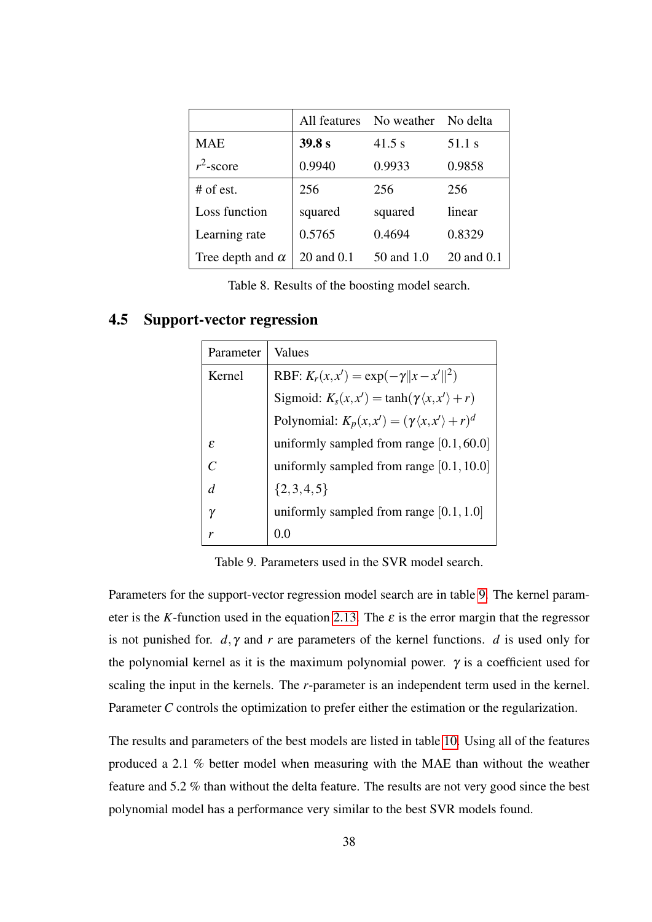| | All features | No weather | No delta |
|---|---|---|---|
| MAE | **39.8 s** | 41.5 s | 51.1 s |
| $r^2$-score | 0.9940 | 0.9933 | 0.9858 |
| # of est. | 256 | 256 | 256 |
| Loss function | squared | squared | linear |
| Learning rate | 0.5765 | 0.4694 | 0.8329 |
| Tree depth and $\alpha$ | 20 and 0.1 | 50 and 1.0 | 20 and 0.1 |

Table 8. Results of the boosting model search.

## 4.5 Support-vector regression

| Parameter | Values |
|---|---|
| Kernel | RBF: $K_r(x,x') = \exp(-\gamma\|x-x'\|^2)$ |
| | Sigmoid: $K_s(x,x') = \tanh(\gamma\langle x,x'\rangle + r)$ |
| | Polynomial: $K_p(x,x') = (\gamma\langle x,x'\rangle + r)^d$ |
| $\varepsilon$ | uniformly sampled from range $[0.1, 60.0]$ |
| $C$ | uniformly sampled from range $[0.1, 10.0]$ |
| $d$ | $\{2,3,4,5\}$ |
| $\gamma$ | uniformly sampled from range $[0.1, 1.0]$ |
| $r$ | 0.0 |

Table 9. Parameters used in the SVR model search.

Parameters for the support-vector regression model search are in table 9. The kernel parameter is the $K$-function used in the equation 2.13. The $\varepsilon$ is the error margin that the regressor is not punished for. $d, \gamma$ and $r$ are parameters of the kernel functions. $d$ is used only for the polynomial kernel as it is the maximum polynomial power. $\gamma$ is a coefficient used for scaling the input in the kernels. The $r$-parameter is an independent term used in the kernel. Parameter $C$ controls the optimization to prefer either the estimation or the regularization.

The results and parameters of the best models are listed in table 10. Using all of the features produced a 2.1 % better model when measuring with the MAE than without the weather feature and 5.2 % than without the delta feature. The results are not very good since the best polynomial model has a performance very similar to the best SVR models found.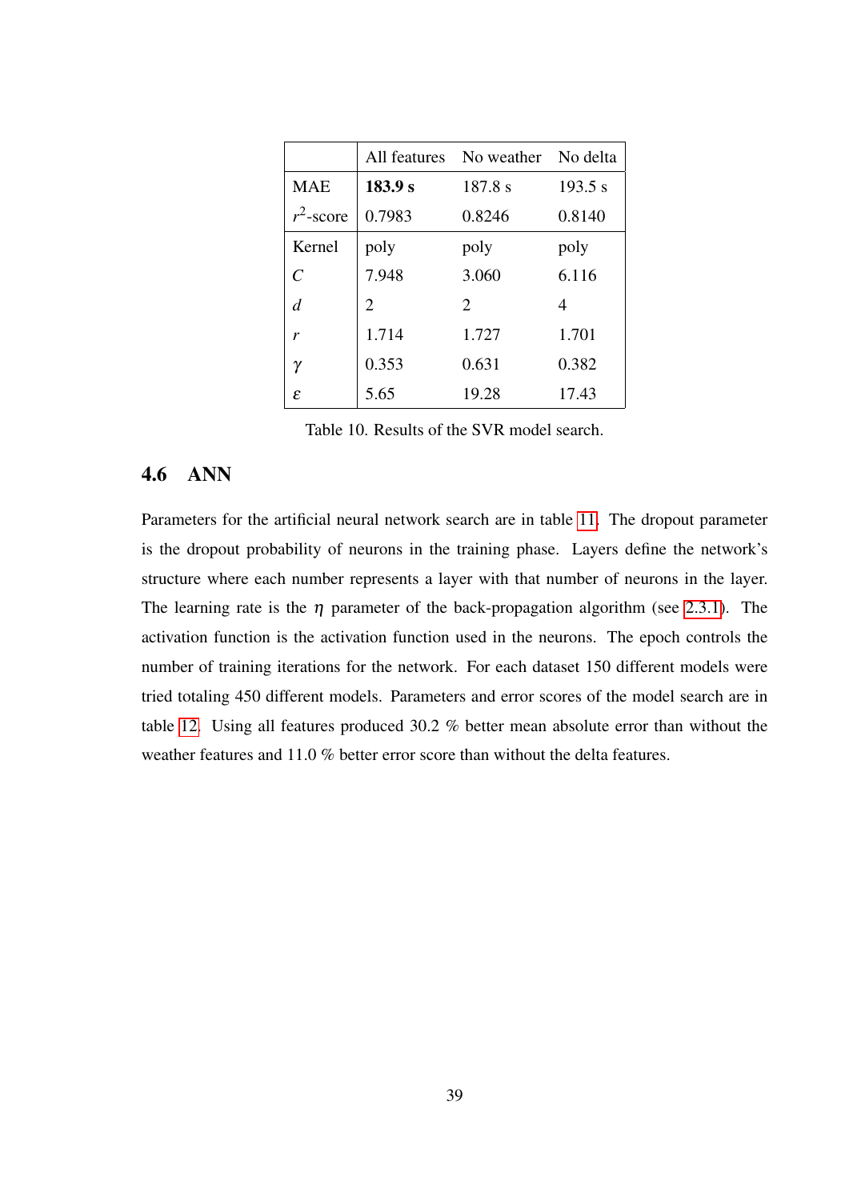|  | All features | No weather | No delta |
|---|---|---|---|
| MAE | **183.9 s** | 187.8 s | 193.5 s |
| $r^2$-score | 0.7983 | 0.8246 | 0.8140 |
| Kernel | poly | poly | poly |
| $C$ | 7.948 | 3.060 | 6.116 |
| $d$ | 2 | 2 | 4 |
| $r$ | 1.714 | 1.727 | 1.701 |
| $\gamma$ | 0.353 | 0.631 | 0.382 |
| $\varepsilon$ | 5.65 | 19.28 | 17.43 |

Table 10. Results of the SVR model search.

## 4.6 ANN

Parameters for the artificial neural network search are in table 11. The dropout parameter is the dropout probability of neurons in the training phase. Layers define the network's structure where each number represents a layer with that number of neurons in the layer. The learning rate is the $\eta$ parameter of the back-propagation algorithm (see 2.3.1). The activation function is the activation function used in the neurons. The epoch controls the number of training iterations for the network. For each dataset 150 different models were tried totaling 450 different models. Parameters and error scores of the model search are in table 12. Using all features produced 30.2 % better mean absolute error than without the weather features and 11.0 % better error score than without the delta features.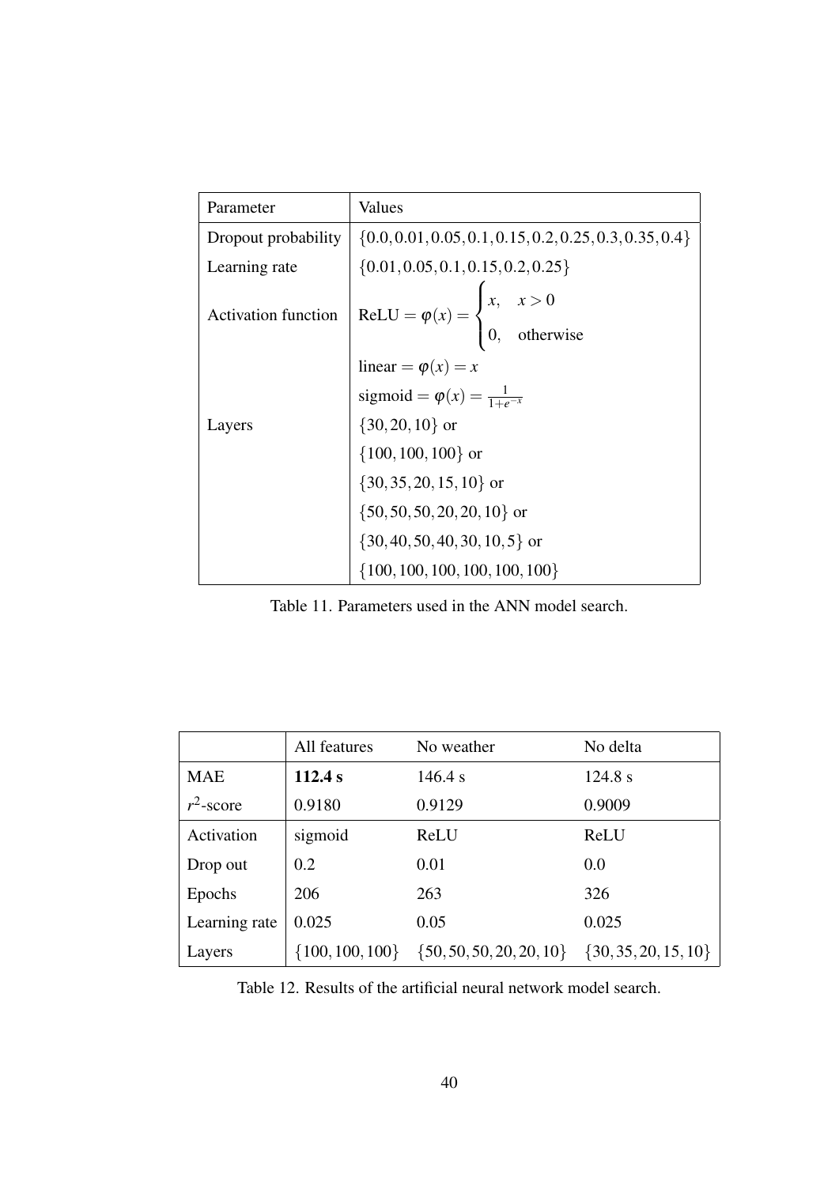| Parameter | Values |
|---|---|
| Dropout probability | $\{0.0, 0.01, 0.05, 0.1, 0.15, 0.2, 0.25, 0.3, 0.35, 0.4\}$ |
| Learning rate | $\{0.01, 0.05, 0.1, 0.15, 0.2, 0.25\}$ |
| Activation function | $\text{ReLU} = \varphi(x) = \begin{cases} x, & x > 0 \\ 0, & \text{otherwise} \end{cases}$ |
| | $\text{linear} = \varphi(x) = x$ |
| | $\text{sigmoid} = \varphi(x) = \frac{1}{1+e^{-x}}$ |
| Layers | $\{30, 20, 10\}$ or |
| | $\{100, 100, 100\}$ or |
| | $\{30, 35, 20, 15, 10\}$ or |
| | $\{50, 50, 50, 20, 20, 10\}$ or |
| | $\{30, 40, 50, 40, 30, 10, 5\}$ or |
| | $\{100, 100, 100, 100, 100, 100\}$ |

Table 11. Parameters used in the ANN model search.

| | All features | No weather | No delta |
|---|---|---|---|
| MAE | **112.4 s** | 146.4 s | 124.8 s |
| $r^2$-score | 0.9180 | 0.9129 | 0.9009 |
| Activation | sigmoid | ReLU | ReLU |
| Drop out | 0.2 | 0.01 | 0.0 |
| Epochs | 206 | 263 | 326 |
| Learning rate | 0.025 | 0.05 | 0.025 |
| Layers | $\{100, 100, 100\}$ | $\{50, 50, 50, 20, 20, 10\}$ | $\{30, 35, 20, 15, 10\}$ |

Table 12. Results of the artificial neural network model search.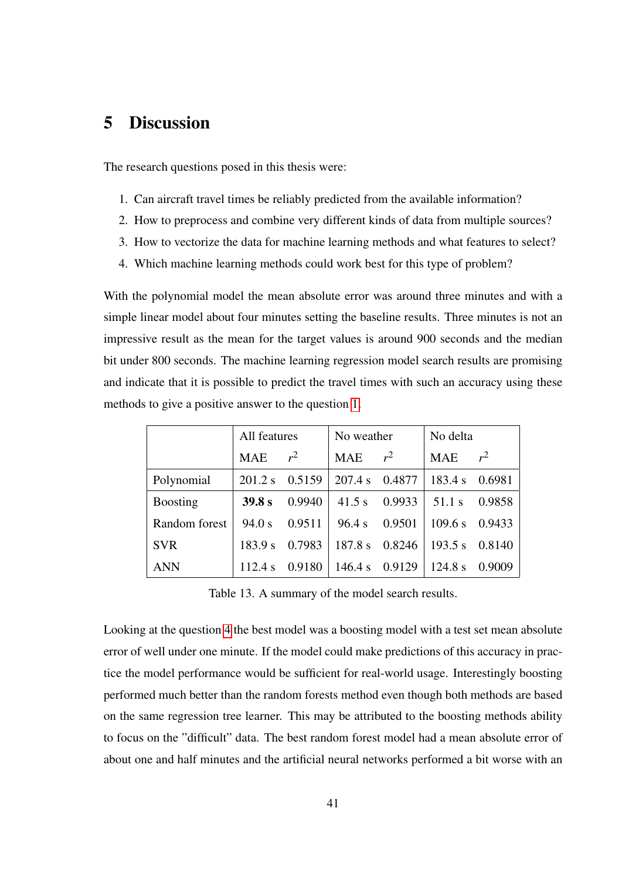# 5 Discussion

The research questions posed in this thesis were:

1. Can aircraft travel times be reliably predicted from the available information?
2. How to preprocess and combine very different kinds of data from multiple sources?
3. How to vectorize the data for machine learning methods and what features to select?
4. Which machine learning methods could work best for this type of problem?

With the polynomial model the mean absolute error was around three minutes and with a simple linear model about four minutes setting the baseline results. Three minutes is not an impressive result as the mean for the target values is around 900 seconds and the median bit under 800 seconds. The machine learning regression model search results are promising and indicate that it is possible to predict the travel times with such an accuracy using these methods to give a positive answer to the question 1.

| | All features | | No weather | | No delta | |
|---|---|---|---|---|---|---|
| | MAE | $r^2$ | MAE | $r^2$ | MAE | $r^2$ |
| Polynomial | 201.2 s | 0.5159 | 207.4 s | 0.4877 | 183.4 s | 0.6981 |
| Boosting | **39.8 s** | 0.9940 | 41.5 s | 0.9933 | 51.1 s | 0.9858 |
| Random forest | 94.0 s | 0.9511 | 96.4 s | 0.9501 | 109.6 s | 0.9433 |
| SVR | 183.9 s | 0.7983 | 187.8 s | 0.8246 | 193.5 s | 0.8140 |
| ANN | 112.4 s | 0.9180 | 146.4 s | 0.9129 | 124.8 s | 0.9009 |

Table 13. A summary of the model search results.

Looking at the question 4 the best model was a boosting model with a test set mean absolute error of well under one minute. If the model could make predictions of this accuracy in practice the model performance would be sufficient for real-world usage. Interestingly boosting performed much better than the random forests method even though both methods are based on the same regression tree learner. This may be attributed to the boosting methods ability to focus on the "difficult" data. The best random forest model had a mean absolute error of about one and half minutes and the artificial neural networks performed a bit worse with an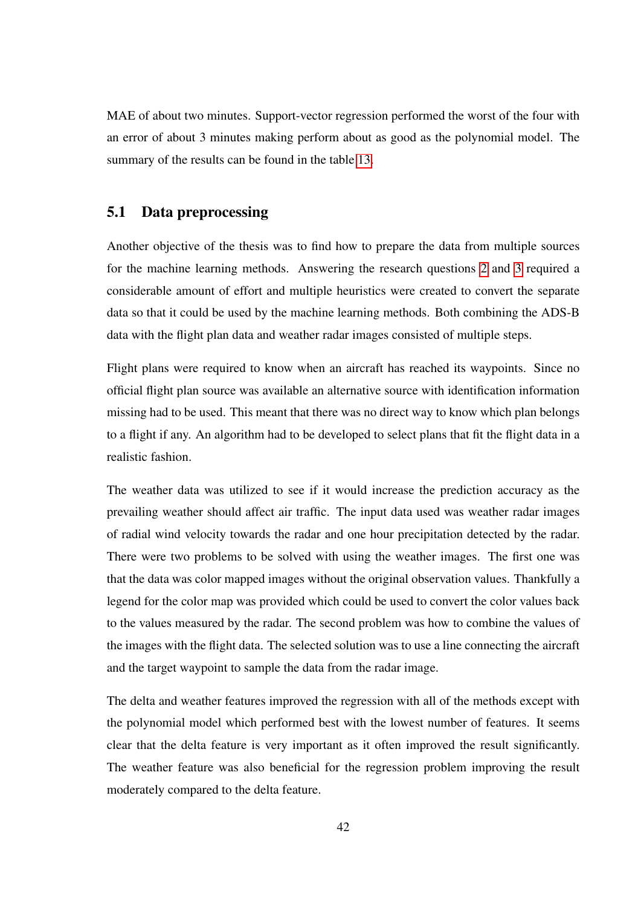MAE of about two minutes. Support-vector regression performed the worst of the four with an error of about 3 minutes making perform about as good as the polynomial model. The summary of the results can be found in the table 13.

## 5.1 Data preprocessing

Another objective of the thesis was to find how to prepare the data from multiple sources for the machine learning methods. Answering the research questions 2 and 3 required a considerable amount of effort and multiple heuristics were created to convert the separate data so that it could be used by the machine learning methods. Both combining the ADS-B data with the flight plan data and weather radar images consisted of multiple steps.

Flight plans were required to know when an aircraft has reached its waypoints. Since no official flight plan source was available an alternative source with identification information missing had to be used. This meant that there was no direct way to know which plan belongs to a flight if any. An algorithm had to be developed to select plans that fit the flight data in a realistic fashion.

The weather data was utilized to see if it would increase the prediction accuracy as the prevailing weather should affect air traffic. The input data used was weather radar images of radial wind velocity towards the radar and one hour precipitation detected by the radar. There were two problems to be solved with using the weather images. The first one was that the data was color mapped images without the original observation values. Thankfully a legend for the color map was provided which could be used to convert the color values back to the values measured by the radar. The second problem was how to combine the values of the images with the flight data. The selected solution was to use a line connecting the aircraft and the target waypoint to sample the data from the radar image.

The delta and weather features improved the regression with all of the methods except with the polynomial model which performed best with the lowest number of features. It seems clear that the delta feature is very important as it often improved the result significantly. The weather feature was also beneficial for the regression problem improving the result moderately compared to the delta feature.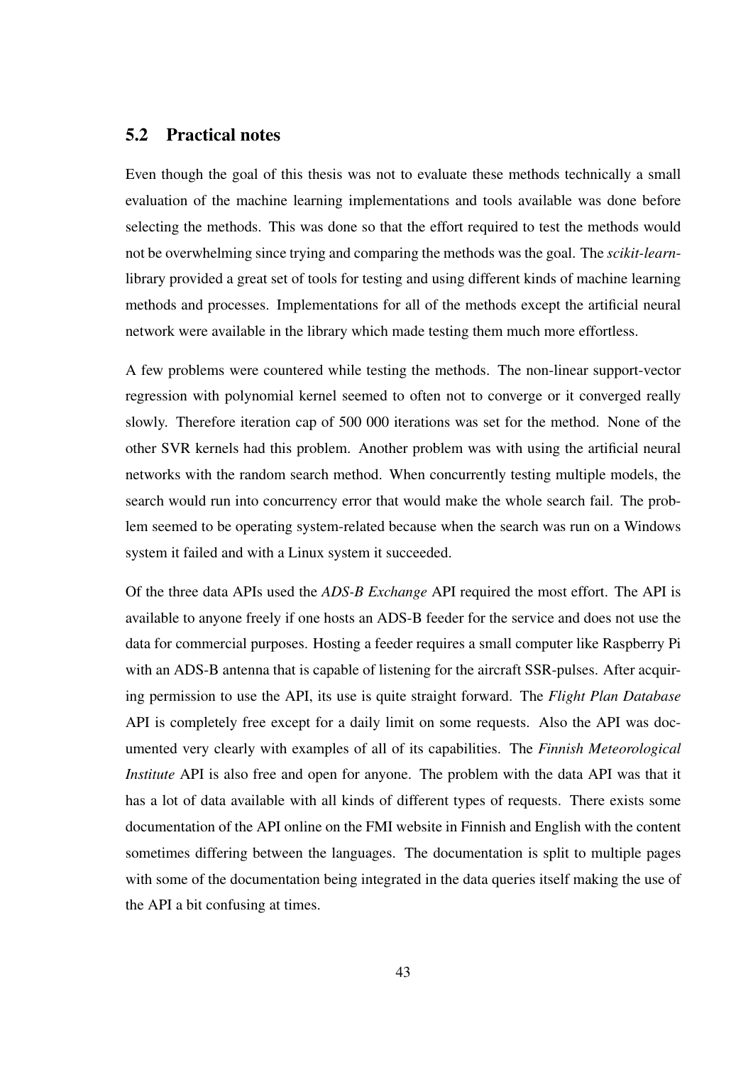## 5.2 Practical notes

Even though the goal of this thesis was not to evaluate these methods technically a small evaluation of the machine learning implementations and tools available was done before selecting the methods. This was done so that the effort required to test the methods would not be overwhelming since trying and comparing the methods was the goal. The *scikit-learn*-library provided a great set of tools for testing and using different kinds of machine learning methods and processes. Implementations for all of the methods except the artificial neural network were available in the library which made testing them much more effortless.

A few problems were countered while testing the methods. The non-linear support-vector regression with polynomial kernel seemed to often not to converge or it converged really slowly. Therefore iteration cap of 500 000 iterations was set for the method. None of the other SVR kernels had this problem. Another problem was with using the artificial neural networks with the random search method. When concurrently testing multiple models, the search would run into concurrency error that would make the whole search fail. The problem seemed to be operating system-related because when the search was run on a Windows system it failed and with a Linux system it succeeded.

Of the three data APIs used the *ADS-B Exchange* API required the most effort. The API is available to anyone freely if one hosts an ADS-B feeder for the service and does not use the data for commercial purposes. Hosting a feeder requires a small computer like Raspberry Pi with an ADS-B antenna that is capable of listening for the aircraft SSR-pulses. After acquiring permission to use the API, its use is quite straight forward. The *Flight Plan Database* API is completely free except for a daily limit on some requests. Also the API was documented very clearly with examples of all of its capabilities. The *Finnish Meteorological Institute* API is also free and open for anyone. The problem with the data API was that it has a lot of data available with all kinds of different types of requests. There exists some documentation of the API online on the FMI website in Finnish and English with the content sometimes differing between the languages. The documentation is split to multiple pages with some of the documentation being integrated in the data queries itself making the use of the API a bit confusing at times.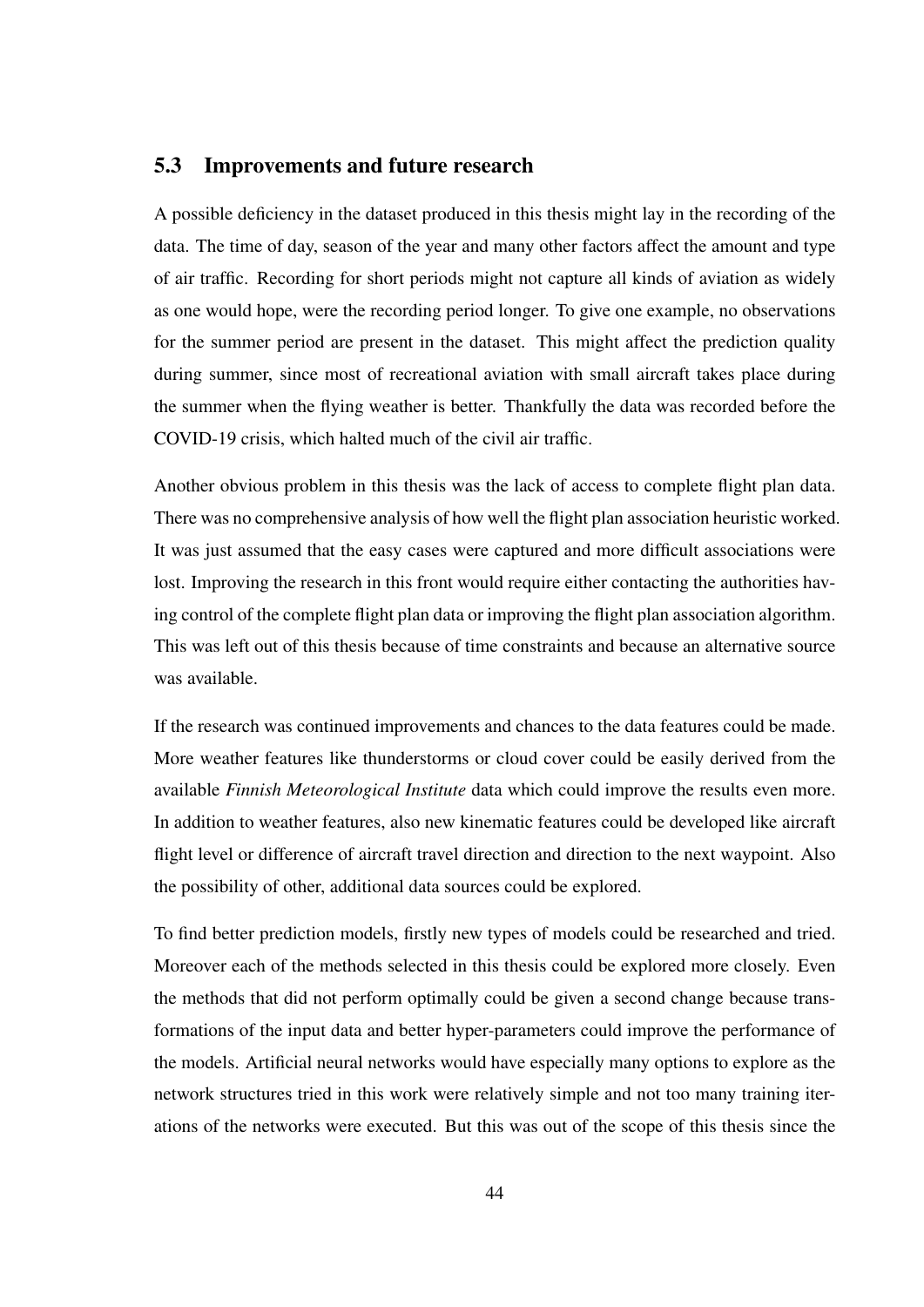## 5.3 Improvements and future research

A possible deficiency in the dataset produced in this thesis might lay in the recording of the data. The time of day, season of the year and many other factors affect the amount and type of air traffic. Recording for short periods might not capture all kinds of aviation as widely as one would hope, were the recording period longer. To give one example, no observations for the summer period are present in the dataset. This might affect the prediction quality during summer, since most of recreational aviation with small aircraft takes place during the summer when the flying weather is better. Thankfully the data was recorded before the COVID-19 crisis, which halted much of the civil air traffic.

Another obvious problem in this thesis was the lack of access to complete flight plan data. There was no comprehensive analysis of how well the flight plan association heuristic worked. It was just assumed that the easy cases were captured and more difficult associations were lost. Improving the research in this front would require either contacting the authorities having control of the complete flight plan data or improving the flight plan association algorithm. This was left out of this thesis because of time constraints and because an alternative source was available.

If the research was continued improvements and chances to the data features could be made. More weather features like thunderstorms or cloud cover could be easily derived from the available *Finnish Meteorological Institute* data which could improve the results even more. In addition to weather features, also new kinematic features could be developed like aircraft flight level or difference of aircraft travel direction and direction to the next waypoint. Also the possibility of other, additional data sources could be explored.

To find better prediction models, firstly new types of models could be researched and tried. Moreover each of the methods selected in this thesis could be explored more closely. Even the methods that did not perform optimally could be given a second change because transformations of the input data and better hyper-parameters could improve the performance of the models. Artificial neural networks would have especially many options to explore as the network structures tried in this work were relatively simple and not too many training iterations of the networks were executed. But this was out of the scope of this thesis since the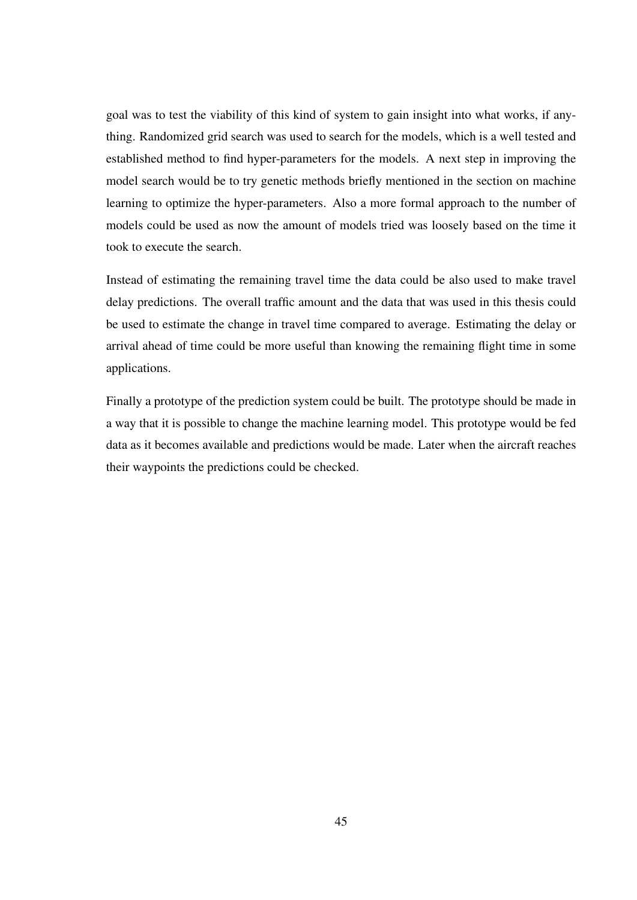goal was to test the viability of this kind of system to gain insight into what works, if anything. Randomized grid search was used to search for the models, which is a well tested and established method to find hyper-parameters for the models. A next step in improving the model search would be to try genetic methods briefly mentioned in the section on machine learning to optimize the hyper-parameters. Also a more formal approach to the number of models could be used as now the amount of models tried was loosely based on the time it took to execute the search.

Instead of estimating the remaining travel time the data could be also used to make travel delay predictions. The overall traffic amount and the data that was used in this thesis could be used to estimate the change in travel time compared to average. Estimating the delay or arrival ahead of time could be more useful than knowing the remaining flight time in some applications.

Finally a prototype of the prediction system could be built. The prototype should be made in a way that it is possible to change the machine learning model. This prototype would be fed data as it becomes available and predictions would be made. Later when the aircraft reaches their waypoints the predictions could be checked.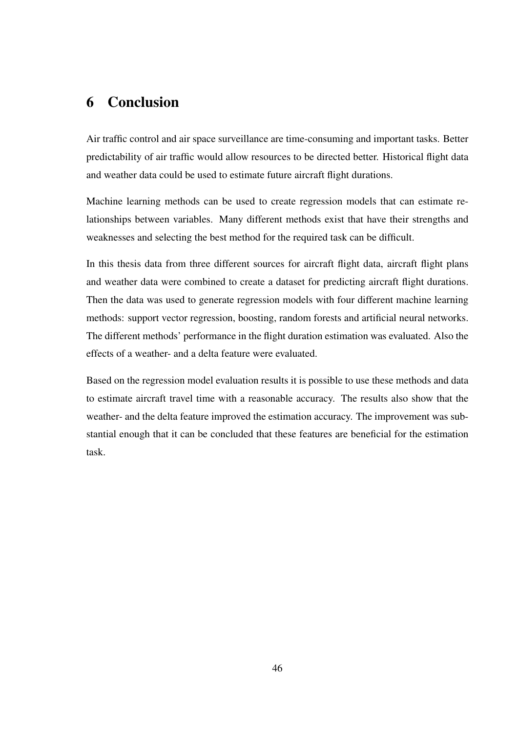# 6 Conclusion

Air traffic control and air space surveillance are time-consuming and important tasks. Better predictability of air traffic would allow resources to be directed better. Historical flight data and weather data could be used to estimate future aircraft flight durations.

Machine learning methods can be used to create regression models that can estimate relationships between variables. Many different methods exist that have their strengths and weaknesses and selecting the best method for the required task can be difficult.

In this thesis data from three different sources for aircraft flight data, aircraft flight plans and weather data were combined to create a dataset for predicting aircraft flight durations. Then the data was used to generate regression models with four different machine learning methods: support vector regression, boosting, random forests and artificial neural networks. The different methods' performance in the flight duration estimation was evaluated. Also the effects of a weather- and a delta feature were evaluated.

Based on the regression model evaluation results it is possible to use these methods and data to estimate aircraft travel time with a reasonable accuracy. The results also show that the weather- and the delta feature improved the estimation accuracy. The improvement was substantial enough that it can be concluded that these features are beneficial for the estimation task.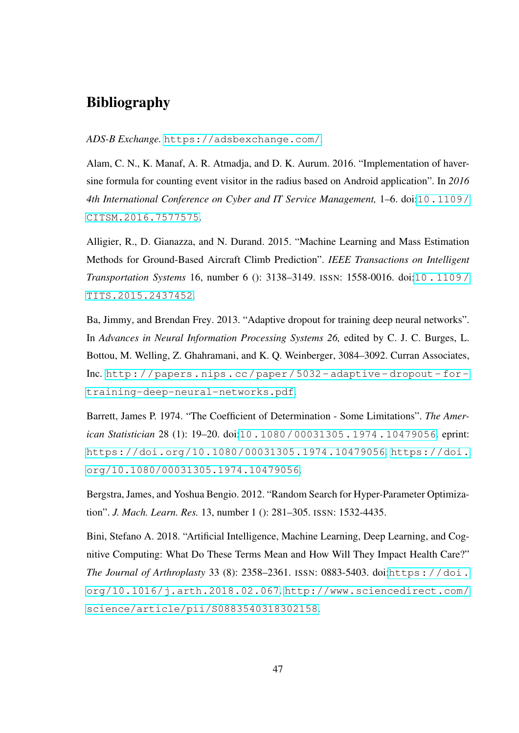# Bibliography

*ADS-B Exchange*. https://adsbexchange.com/.

Alam, C. N., K. Manaf, A. R. Atmadja, and D. K. Aurum. 2016. "Implementation of haversine formula for counting event visitor in the radius based on Android application". In *2016 4th International Conference on Cyber and IT Service Management,* 1–6. doi:10.1109/CITSM.2016.7577575.

Alligier, R., D. Gianazza, and N. Durand. 2015. "Machine Learning and Mass Estimation Methods for Ground-Based Aircraft Climb Prediction". *IEEE Transactions on Intelligent Transportation Systems* 16, number 6 (): 3138–3149. ISSN: 1558-0016. doi:10.1109/TITS.2015.2437452.

Ba, Jimmy, and Brendan Frey. 2013. "Adaptive dropout for training deep neural networks". In *Advances in Neural Information Processing Systems 26,* edited by C. J. C. Burges, L. Bottou, M. Welling, Z. Ghahramani, and K. Q. Weinberger, 3084–3092. Curran Associates, Inc. http://papers.nips.cc/paper/5032-adaptive-dropout-for-training-deep-neural-networks.pdf.

Barrett, James P. 1974. "The Coefficient of Determination - Some Limitations". *The American Statistician* 28 (1): 19–20. doi:10.1080/00031305.1974.10479056. eprint: https://doi.org/10.1080/00031305.1974.10479056. https://doi.org/10.1080/00031305.1974.10479056.

Bergstra, James, and Yoshua Bengio. 2012. "Random Search for Hyper-Parameter Optimization". *J. Mach. Learn. Res.* 13, number 1 (): 281–305. ISSN: 1532-4435.

Bini, Stefano A. 2018. "Artificial Intelligence, Machine Learning, Deep Learning, and Cognitive Computing: What Do These Terms Mean and How Will They Impact Health Care?" *The Journal of Arthroplasty* 33 (8): 2358–2361. ISSN: 0883-5403. doi:https://doi.org/10.1016/j.arth.2018.02.067. http://www.sciencedirect.com/science/article/pii/S0883540318302158.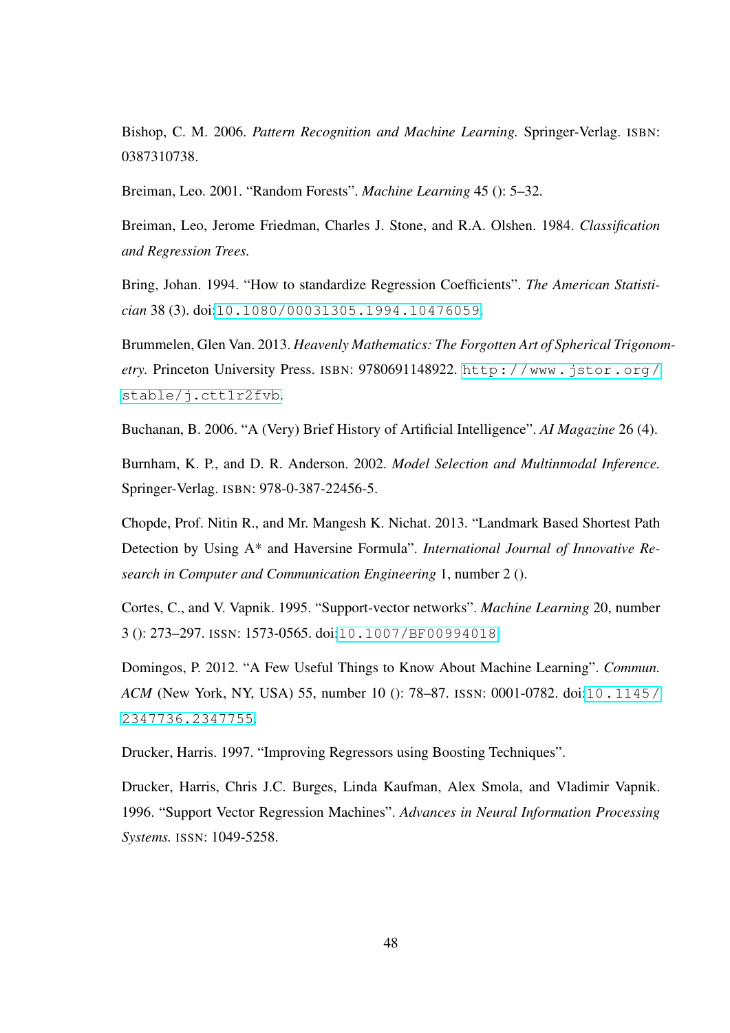Bishop, C. M. 2006. *Pattern Recognition and Machine Learning.* Springer-Verlag. ISBN: 0387310738.

Breiman, Leo. 2001. "Random Forests". *Machine Learning* 45 (): 5–32.

Breiman, Leo, Jerome Friedman, Charles J. Stone, and R.A. Olshen. 1984. *Classification and Regression Trees.*

Bring, Johan. 1994. "How to standardize Regression Coefficients". *The American Statistician* 38 (3). doi:`10.1080/00031305.1994.10476059`.

Brummelen, Glen Van. 2013. *Heavenly Mathematics: The Forgotten Art of Spherical Trigonometry.* Princeton University Press. ISBN: 9780691148922. `http://www.jstor.org/stable/j.ctt1r2fvb`.

Buchanan, B. 2006. "A (Very) Brief History of Artificial Intelligence". *AI Magazine* 26 (4).

Burnham, K. P., and D. R. Anderson. 2002. *Model Selection and Multinmodal Inference.* Springer-Verlag. ISBN: 978-0-387-22456-5.

Chopde, Prof. Nitin R., and Mr. Mangesh K. Nichat. 2013. "Landmark Based Shortest Path Detection by Using A* and Haversine Formula". *International Journal of Innovative Research in Computer and Communication Engineering* 1, number 2 ().

Cortes, C., and V. Vapnik. 1995. "Support-vector networks". *Machine Learning* 20, number 3 (): 273–297. ISSN: 1573-0565. doi:`10.1007/BF00994018`.

Domingos, P. 2012. "A Few Useful Things to Know About Machine Learning". *Commun. ACM* (New York, NY, USA) 55, number 10 (): 78–87. ISSN: 0001-0782. doi:`10.1145/2347736.2347755`.

Drucker, Harris. 1997. "Improving Regressors using Boosting Techniques".

Drucker, Harris, Chris J.C. Burges, Linda Kaufman, Alex Smola, and Vladimir Vapnik. 1996. "Support Vector Regression Machines". *Advances in Neural Information Processing Systems.* ISSN: 1049-5258.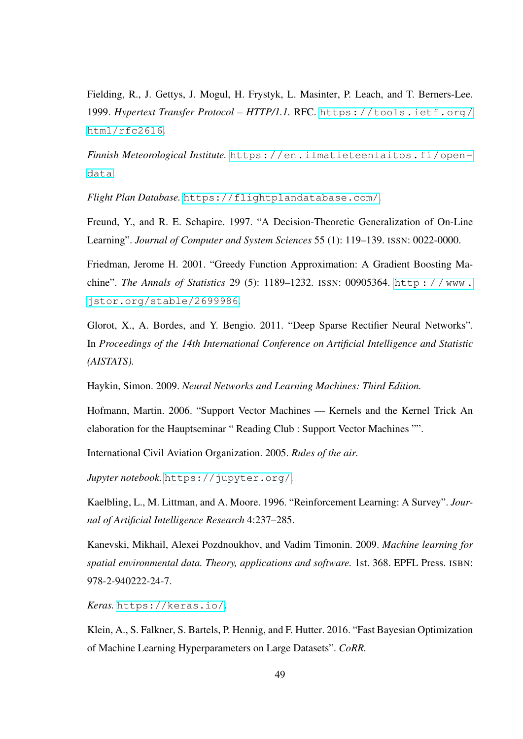Fielding, R., J. Gettys, J. Mogul, H. Frystyk, L. Masinter, P. Leach, and T. Berners-Lee. 1999. *Hypertext Transfer Protocol – HTTP/1.1.* RFC. https://tools.ietf.org/html/rfc2616.

*Finnish Meteorological Institute.* https://en.ilmatieteenlaitos.fi/open-data.

*Flight Plan Database.* https://flightplandatabase.com/.

Freund, Y., and R. E. Schapire. 1997. "A Decision-Theoretic Generalization of On-Line Learning". *Journal of Computer and System Sciences* 55 (1): 119–139. ISSN: 0022-0000.

Friedman, Jerome H. 2001. "Greedy Function Approximation: A Gradient Boosting Machine". *The Annals of Statistics* 29 (5): 1189–1232. ISSN: 00905364. http://www.jstor.org/stable/2699986.

Glorot, X., A. Bordes, and Y. Bengio. 2011. "Deep Sparse Rectifier Neural Networks". In *Proceedings of the 14th International Conference on Artificial Intelligence and Statistic (AISTATS).*

Haykin, Simon. 2009. *Neural Networks and Learning Machines: Third Edition.*

Hofmann, Martin. 2006. "Support Vector Machines — Kernels and the Kernel Trick An elaboration for the Hauptseminar " Reading Club : Support Vector Machines "".

International Civil Aviation Organization. 2005. *Rules of the air.*

*Jupyter notebook.* https://jupyter.org/.

Kaelbling, L., M. Littman, and A. Moore. 1996. "Reinforcement Learning: A Survey". *Journal of Artificial Intelligence Research* 4:237–285.

Kanevski, Mikhail, Alexei Pozdnoukhov, and Vadim Timonin. 2009. *Machine learning for spatial environmental data. Theory, applications and software.* 1st. 368. EPFL Press. ISBN: 978-2-940222-24-7.

*Keras.* https://keras.io/.

Klein, A., S. Falkner, S. Bartels, P. Hennig, and F. Hutter. 2016. "Fast Bayesian Optimization of Machine Learning Hyperparameters on Large Datasets". *CoRR.*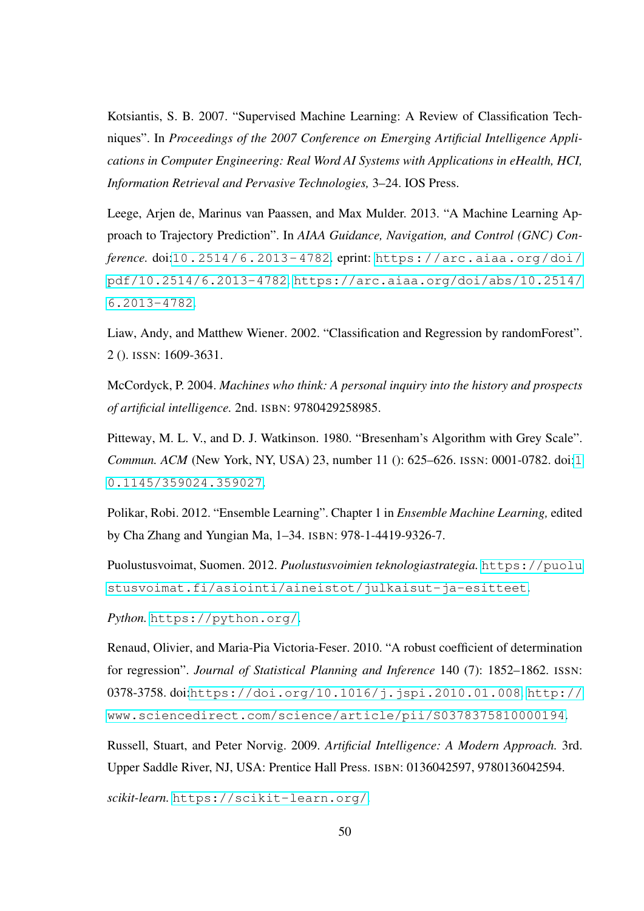Kotsiantis, S. B. 2007. "Supervised Machine Learning: A Review of Classification Techniques". In *Proceedings of the 2007 Conference on Emerging Artificial Intelligence Applications in Computer Engineering: Real Word AI Systems with Applications in eHealth, HCI, Information Retrieval and Pervasive Technologies,* 3–24. IOS Press.

Leege, Arjen de, Marinus van Paassen, and Max Mulder. 2013. "A Machine Learning Approach to Trajectory Prediction". In *AIAA Guidance, Navigation, and Control (GNC) Conference.* doi:10.2514/6.2013-4782. eprint: https://arc.aiaa.org/doi/pdf/10.2514/6.2013-4782. https://arc.aiaa.org/doi/abs/10.2514/6.2013-4782.

Liaw, Andy, and Matthew Wiener. 2002. "Classification and Regression by randomForest". 2 (). ISSN: 1609-3631.

McCordyck, P. 2004. *Machines who think: A personal inquiry into the history and prospects of artificial intelligence.* 2nd. ISBN: 9780429258985.

Pitteway, M. L. V., and D. J. Watkinson. 1980. "Bresenham's Algorithm with Grey Scale". *Commun. ACM* (New York, NY, USA) 23, number 11 (): 625–626. ISSN: 0001-0782. doi:10.1145/359024.359027.

Polikar, Robi. 2012. "Ensemble Learning". Chapter 1 in *Ensemble Machine Learning,* edited by Cha Zhang and Yungian Ma, 1–34. ISBN: 978-1-4419-9326-7.

Puolustusvoimat, Suomen. 2012. *Puolustusvoimien teknologiastrategia.* https://puolustusvoimat.fi/asiointi/aineistot/julkaisut-ja-esitteet.

*Python.* https://python.org/.

Renaud, Olivier, and Maria-Pia Victoria-Feser. 2010. "A robust coefficient of determination for regression". *Journal of Statistical Planning and Inference* 140 (7): 1852–1862. ISSN: 0378-3758. doi:https://doi.org/10.1016/j.jspi.2010.01.008. http://www.sciencedirect.com/science/article/pii/S0378375810000194.

Russell, Stuart, and Peter Norvig. 2009. *Artificial Intelligence: A Modern Approach.* 3rd. Upper Saddle River, NJ, USA: Prentice Hall Press. ISBN: 0136042597, 9780136042594.

*scikit-learn.* https://scikit-learn.org/.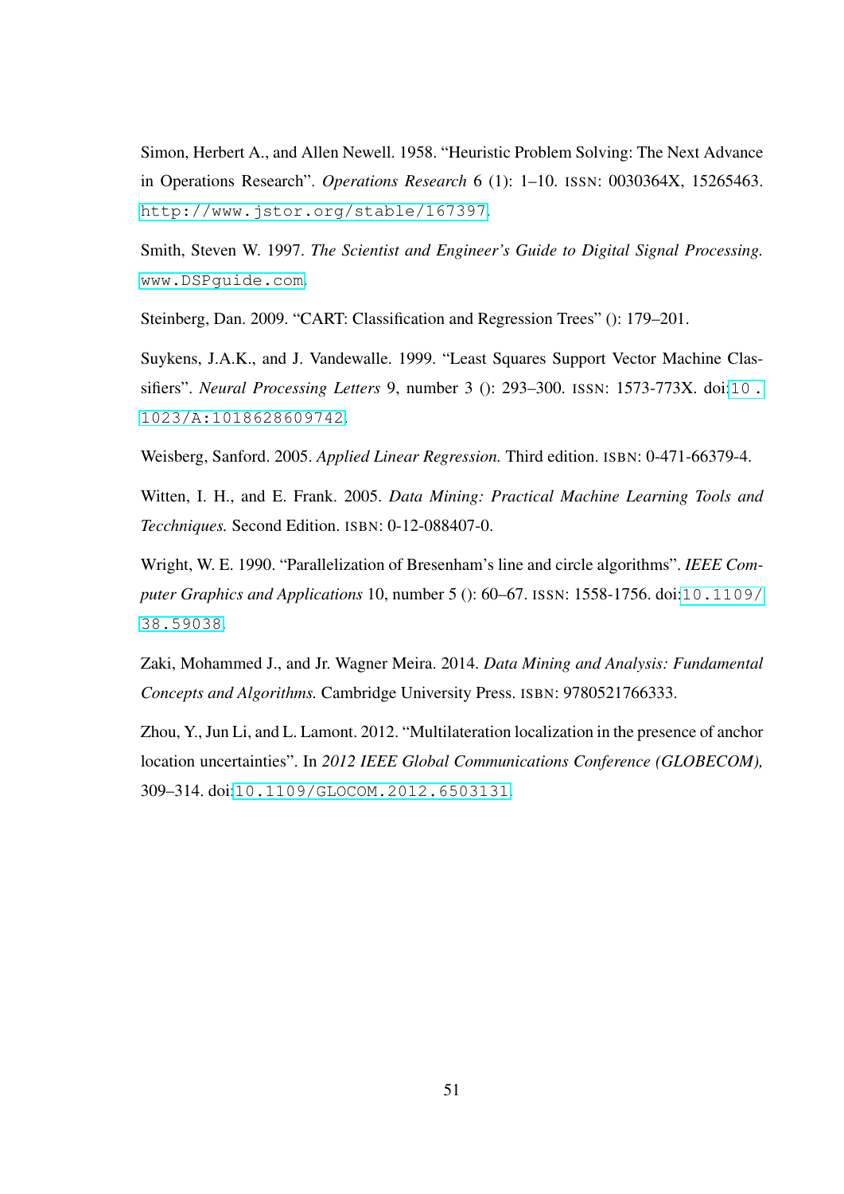Simon, Herbert A., and Allen Newell. 1958. "Heuristic Problem Solving: The Next Advance in Operations Research". *Operations Research* 6 (1): 1–10. ISSN: 0030364X, 15265463. http://www.jstor.org/stable/167397.

Smith, Steven W. 1997. *The Scientist and Engineer's Guide to Digital Signal Processing.* www.DSPguide.com.

Steinberg, Dan. 2009. "CART: Classification and Regression Trees" (): 179–201.

Suykens, J.A.K., and J. Vandewalle. 1999. "Least Squares Support Vector Machine Classifiers". *Neural Processing Letters* 9, number 3 (): 293–300. ISSN: 1573-773X. doi:10.1023/A:1018628609742.

Weisberg, Sanford. 2005. *Applied Linear Regression.* Third edition. ISBN: 0-471-66379-4.

Witten, I. H., and E. Frank. 2005. *Data Mining: Practical Machine Learning Tools and Tecchniques.* Second Edition. ISBN: 0-12-088407-0.

Wright, W. E. 1990. "Parallelization of Bresenham's line and circle algorithms". *IEEE Computer Graphics and Applications* 10, number 5 (): 60–67. ISSN: 1558-1756. doi:10.1109/38.59038.

Zaki, Mohammed J., and Jr. Wagner Meira. 2014. *Data Mining and Analysis: Fundamental Concepts and Algorithms.* Cambridge University Press. ISBN: 9780521766333.

Zhou, Y., Jun Li, and L. Lamont. 2012. "Multilateration localization in the presence of anchor location uncertainties". In *2012 IEEE Global Communications Conference (GLOBECOM),* 309–314. doi:10.1109/GLOCOM.2012.6503131.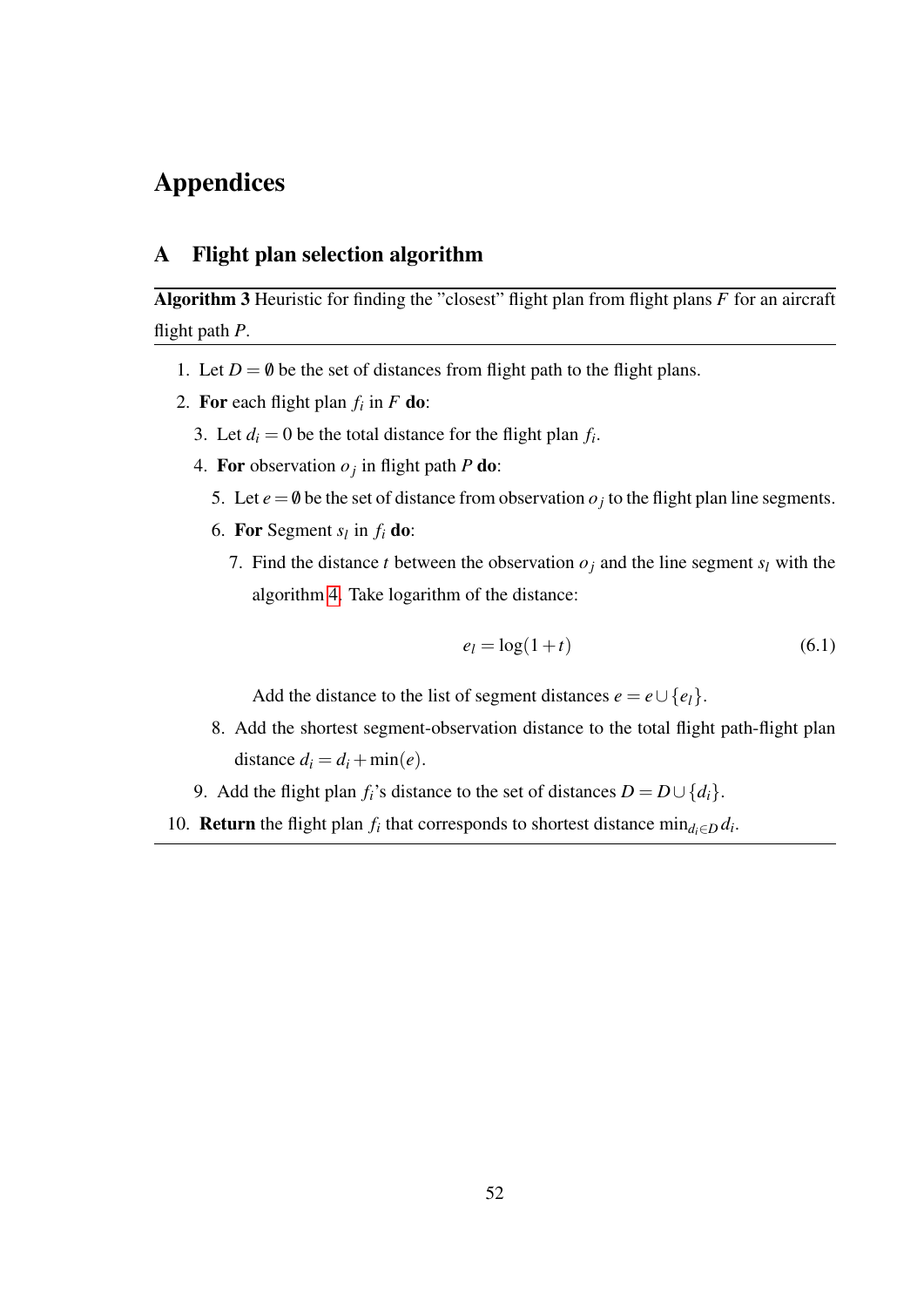# Appendices

## A Flight plan selection algorithm

**Algorithm 3** Heuristic for finding the "closest" flight plan from flight plans $F$ for an aircraft flight path $P$.

1. Let $D = \emptyset$ be the set of distances from flight path to the flight plans.
2. **For** each flight plan $f_i$ in $F$ **do**:
   3. Let $d_i = 0$ be the total distance for the flight plan $f_i$.
   4. **For** observation $o_j$ in flight path $P$ **do**:
      5. Let $e = \emptyset$ be the set of distance from observation $o_j$ to the flight plan line segments.
      6. **For** Segment $s_l$ in $f_i$ **do**:
         7. Find the distance $t$ between the observation $o_j$ and the line segment $s_l$ with the algorithm 4. Take logarithm of the distance:

            $$e_l = \log(1+t) \tag{6.1}$$

            Add the distance to the list of segment distances $e = e \cup \{e_l\}$.
      8. Add the shortest segment-observation distance to the total flight path-flight plan distance $d_i = d_i + \min(e)$.
   9. Add the flight plan $f_i$'s distance to the set of distances $D = D \cup \{d_i\}$.
10. **Return** the flight plan $f_i$ that corresponds to shortest distance $\min_{d_i \in D} d_i$.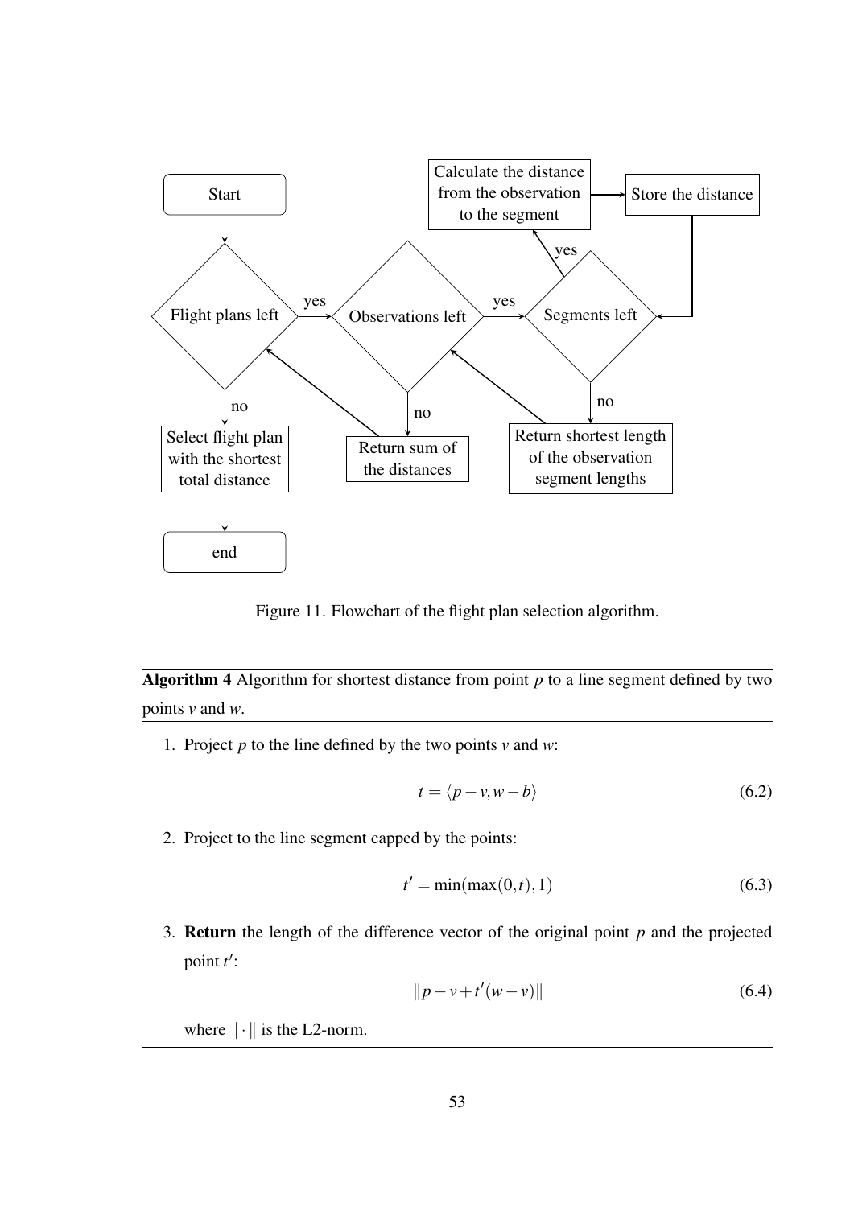Start

Flight plans left

yes

Observations left

yes

Segments left

yes

Calculate the distance from the observation to the segment

Store the distance

no

Select flight plan with the shortest total distance

end

no

Return sum of the distances

no

Return shortest length of the observation segment lengths

Figure 11. Flowchart of the flight plan selection algorithm.

---

**Algorithm 4** Algorithm for shortest distance from point $p$ to a line segment defined by two points $v$ and $w$.

---

1. Project $p$ to the line defined by the two points $v$ and $w$:

$$t = \langle p - v, w - b \rangle \tag{6.2}$$

2. Project to the line segment capped by the points:

$$t' = \min(\max(0, t), 1) \tag{6.3}$$

3. **Return** the length of the difference vector of the original point $p$ and the projected point $t'$:

$$\|p - v + t'(w - v)\| \tag{6.4}$$

   where $\|\cdot\|$ is the L2-norm.

---